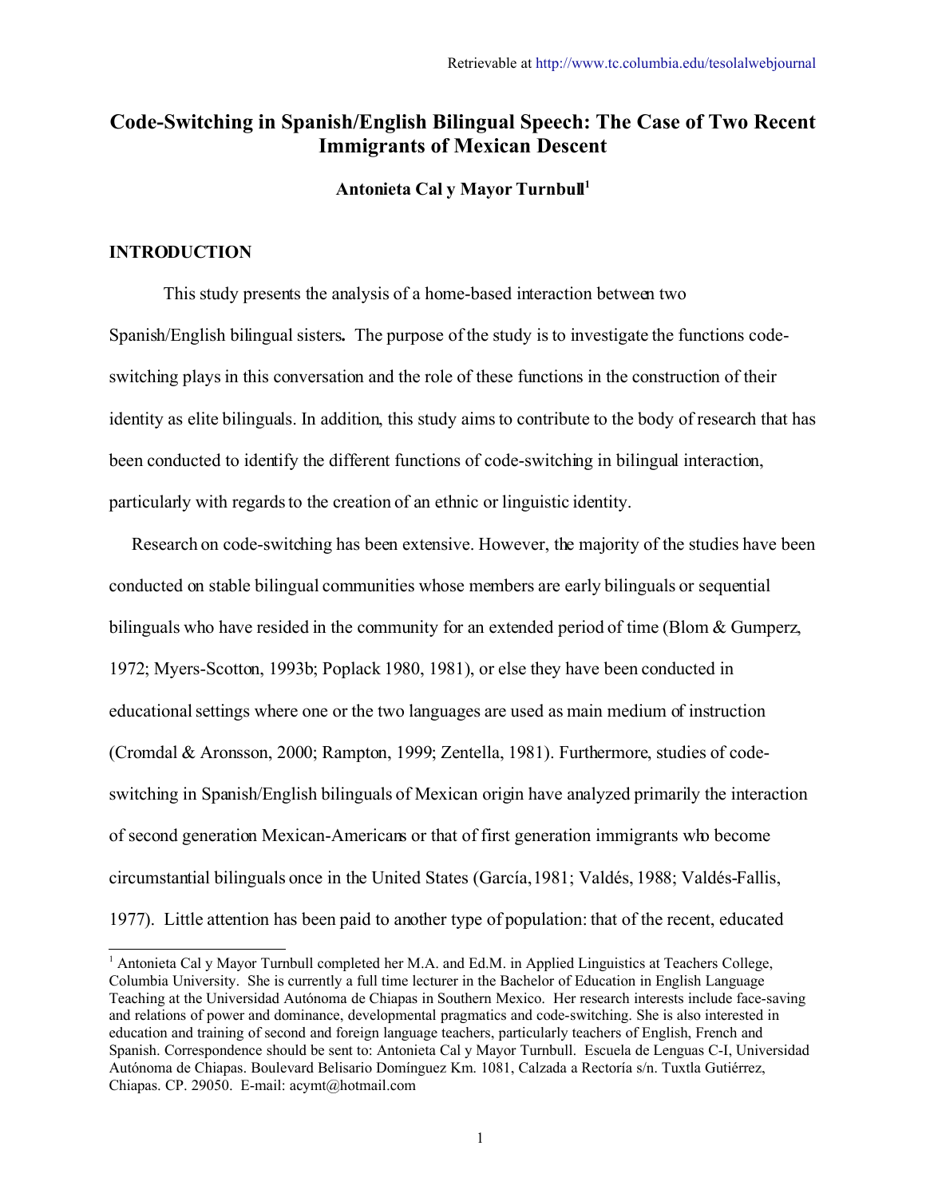Retrievable at http://www.tc.columbia.edu/tesolalwebjournal

# Code-Switching in Spanish/English Bilingual Speech: The Case of Two Recent Immigrants of Mexican Descent

**Antonieta Cal y Mayor Turnbull**[1]

## INTRODUCTION

This study presents the analysis of a home-based interaction between two Spanish/English bilingual sisters**.** The purpose of the study is to investigate the functions code-switching plays in this conversation and the role of these functions in the construction of their identity as elite bilinguals. In addition, this study aims to contribute to the body of research that has been conducted to identify the different functions of code-switching in bilingual interaction, particularly with regards to the creation of an ethnic or linguistic identity.

Research on code-switching has been extensive. However, the majority of the studies have been conducted on stable bilingual communities whose members are early bilinguals or sequential bilinguals who have resided in the community for an extended period of time (Blom & Gumperz, 1972; Myers-Scotton, 1993b; Poplack 1980, 1981), or else they have been conducted in educational settings where one or the two languages are used as main medium of instruction (Cromdal & Aronsson, 2000; Rampton, 1999; Zentella, 1981). Furthermore, studies of code-switching in Spanish/English bilinguals of Mexican origin have analyzed primarily the interaction of second generation Mexican-Americans or that of first generation immigrants who become circumstantial bilinguals once in the United States (García, 1981; Valdés, 1988; Valdés-Fallis, 1977). Little attention has been paid to another type of population: that of the recent, educated

[1] Antonieta Cal y Mayor Turnbull completed her M.A. and Ed.M. in Applied Linguistics at Teachers College, Columbia University. She is currently a full time lecturer in the Bachelor of Education in English Language Teaching at the Universidad Autónoma de Chiapas in Southern Mexico. Her research interests include face-saving and relations of power and dominance, developmental pragmatics and code-switching. She is also interested in education and training of second and foreign language teachers, particularly teachers of English, French and Spanish. Correspondence should be sent to: Antonieta Cal y Mayor Turnbull. Escuela de Lenguas C-I, Universidad Autónoma de Chiapas. Boulevard Belisario Domínguez Km. 1081, Calzada a Rectoría s/n. Tuxtla Gutiérrez, Chiapas. CP. 29050. E-mail: acymt@hotmail.com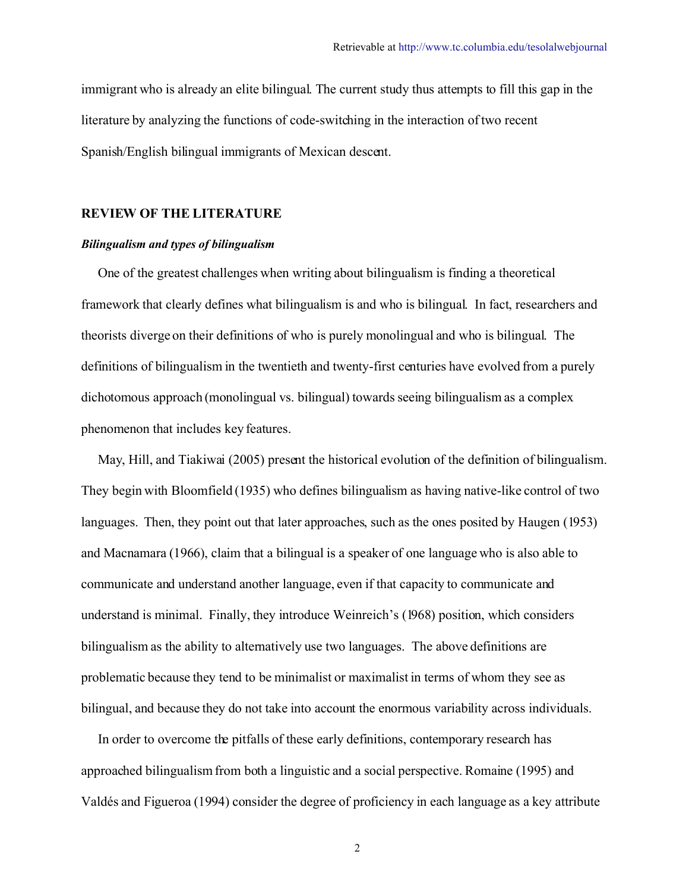immigrant who is already an elite bilingual. The current study thus attempts to fill this gap in the literature by analyzing the functions of code-switching in the interaction of two recent Spanish/English bilingual immigrants of Mexican descent.

## REVIEW OF THE LITERATURE

### *Bilingualism and types of bilingualism*

One of the greatest challenges when writing about bilingualism is finding a theoretical framework that clearly defines what bilingualism is and who is bilingual. In fact, researchers and theorists diverge on their definitions of who is purely monolingual and who is bilingual. The definitions of bilingualism in the twentieth and twenty-first centuries have evolved from a purely dichotomous approach (monolingual vs. bilingual) towards seeing bilingualism as a complex phenomenon that includes key features.

May, Hill, and Tiakiwai (2005) present the historical evolution of the definition of bilingualism. They begin with Bloomfield (1935) who defines bilingualism as having native-like control of two languages. Then, they point out that later approaches, such as the ones posited by Haugen (1953) and Macnamara (1966), claim that a bilingual is a speaker of one language who is also able to communicate and understand another language, even if that capacity to communicate and understand is minimal. Finally, they introduce Weinreich's (1968) position, which considers bilingualism as the ability to alternatively use two languages. The above definitions are problematic because they tend to be minimalist or maximalist in terms of whom they see as bilingual, and because they do not take into account the enormous variability across individuals.

In order to overcome the pitfalls of these early definitions, contemporary research has approached bilingualism from both a linguistic and a social perspective. Romaine (1995) and Valdés and Figueroa (1994) consider the degree of proficiency in each language as a key attribute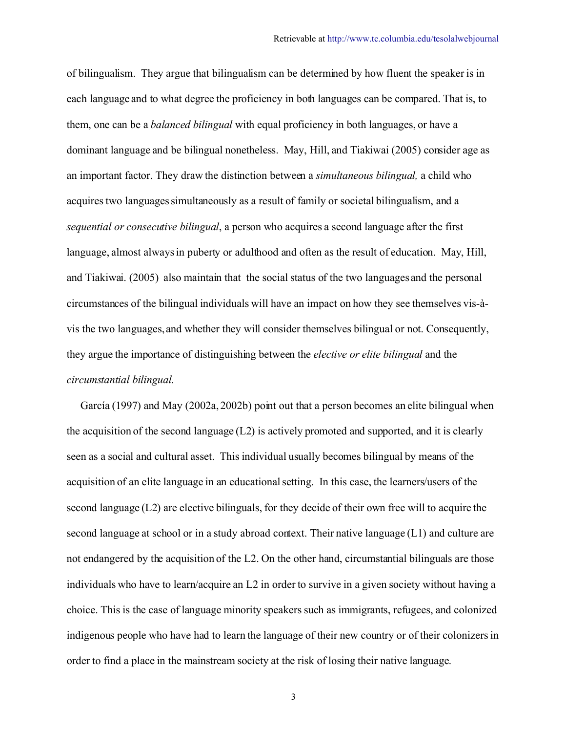of bilingualism. They argue that bilingualism can be determined by how fluent the speaker is in each language and to what degree the proficiency in both languages can be compared. That is, to them, one can be a *balanced bilingual* with equal proficiency in both languages, or have a dominant language and be bilingual nonetheless. May, Hill, and Tiakiwai (2005) consider age as an important factor. They draw the distinction between a *simultaneous bilingual,* a child who acquires two languages simultaneously as a result of family or societal bilingualism, and a *sequential or consecutive bilingual*, a person who acquires a second language after the first language, almost always in puberty or adulthood and often as the result of education. May, Hill, and Tiakiwai. (2005) also maintain that the social status of the two languages and the personal circumstances of the bilingual individuals will have an impact on how they see themselves vis-à-vis the two languages, and whether they will consider themselves bilingual or not. Consequently, they argue the importance of distinguishing between the *elective or elite bilingual* and the *circumstantial bilingual.*

García (1997) and May (2002a, 2002b) point out that a person becomes an elite bilingual when the acquisition of the second language (L2) is actively promoted and supported, and it is clearly seen as a social and cultural asset. This individual usually becomes bilingual by means of the acquisition of an elite language in an educational setting. In this case, the learners/users of the second language (L2) are elective bilinguals, for they decide of their own free will to acquire the second language at school or in a study abroad context. Their native language (L1) and culture are not endangered by the acquisition of the L2. On the other hand, circumstantial bilinguals are those individuals who have to learn/acquire an L2 in order to survive in a given society without having a choice. This is the case of language minority speakers such as immigrants, refugees, and colonized indigenous people who have had to learn the language of their new country or of their colonizers in order to find a place in the mainstream society at the risk of losing their native language.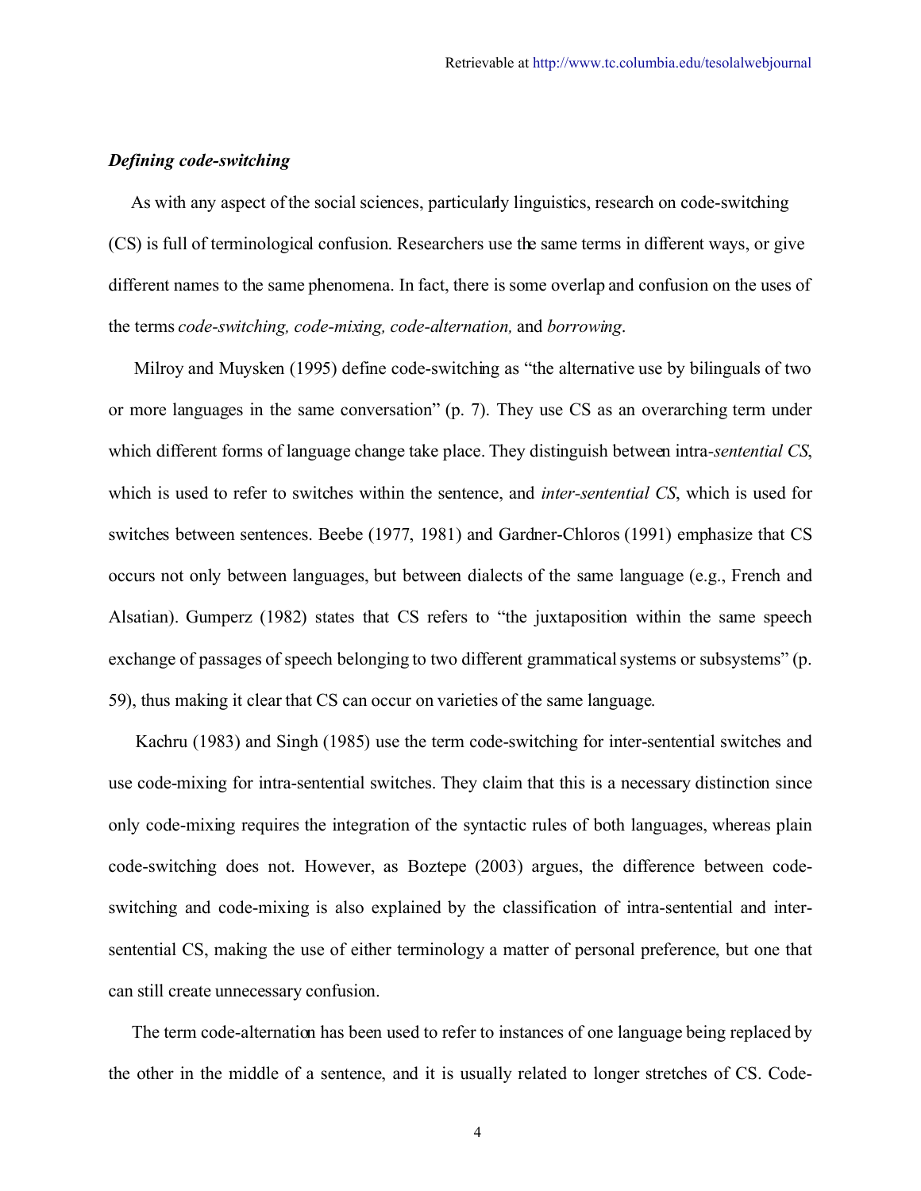### *Defining code-switching*

As with any aspect of the social sciences, particularly linguistics, research on code-switching (CS) is full of terminological confusion. Researchers use the same terms in different ways, or give different names to the same phenomena. In fact, there is some overlap and confusion on the uses of the terms *code-switching, code-mixing, code-alternation,* and *borrowing*.

Milroy and Muysken (1995) define code-switching as "the alternative use by bilinguals of two or more languages in the same conversation" (p. 7). They use CS as an overarching term under which different forms of language change take place. They distinguish between intra-*sentential CS*, which is used to refer to switches within the sentence, and *inter-sentential CS*, which is used for switches between sentences. Beebe (1977, 1981) and Gardner-Chloros (1991) emphasize that CS occurs not only between languages, but between dialects of the same language (e.g., French and Alsatian). Gumperz (1982) states that CS refers to "the juxtaposition within the same speech exchange of passages of speech belonging to two different grammatical systems or subsystems" (p. 59), thus making it clear that CS can occur on varieties of the same language.

Kachru (1983) and Singh (1985) use the term code-switching for inter-sentential switches and use code-mixing for intra-sentential switches. They claim that this is a necessary distinction since only code-mixing requires the integration of the syntactic rules of both languages, whereas plain code-switching does not. However, as Boztepe (2003) argues, the difference between code-switching and code-mixing is also explained by the classification of intra-sentential and inter-sentential CS, making the use of either terminology a matter of personal preference, but one that can still create unnecessary confusion.

The term code-alternation has been used to refer to instances of one language being replaced by the other in the middle of a sentence, and it is usually related to longer stretches of CS. Code-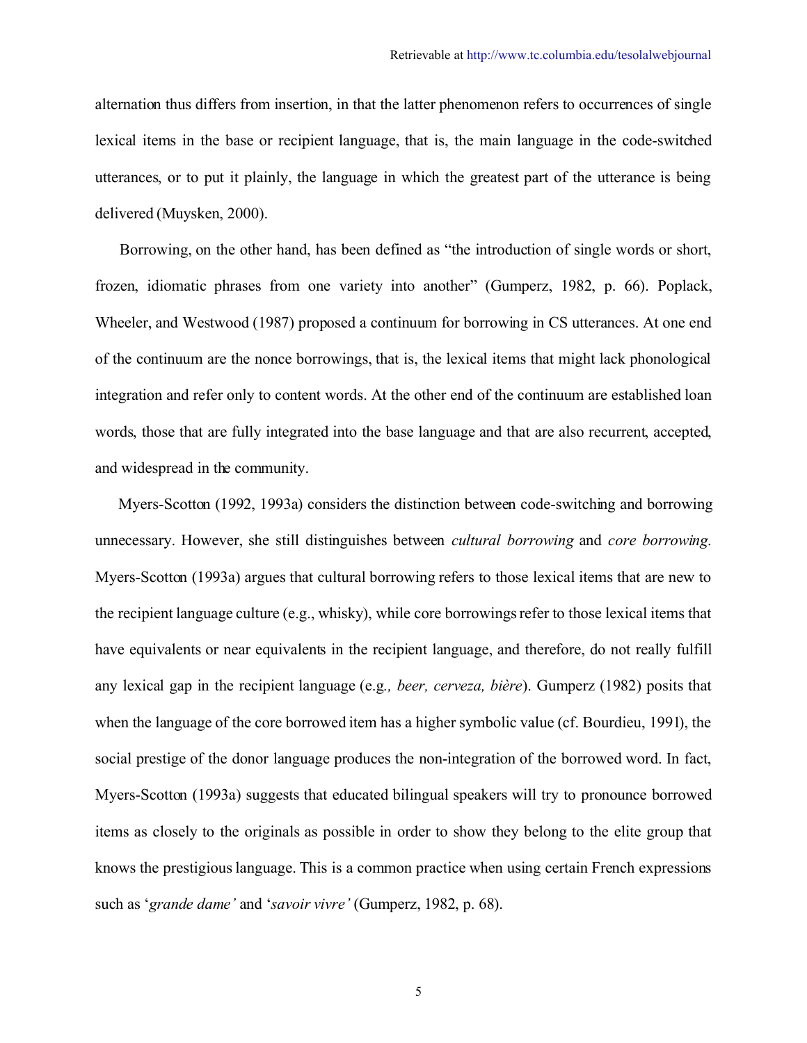alternation thus differs from insertion, in that the latter phenomenon refers to occurrences of single lexical items in the base or recipient language, that is, the main language in the code-switched utterances, or to put it plainly, the language in which the greatest part of the utterance is being delivered (Muysken, 2000).

Borrowing, on the other hand, has been defined as "the introduction of single words or short, frozen, idiomatic phrases from one variety into another" (Gumperz, 1982, p. 66). Poplack, Wheeler, and Westwood (1987) proposed a continuum for borrowing in CS utterances. At one end of the continuum are the nonce borrowings, that is, the lexical items that might lack phonological integration and refer only to content words. At the other end of the continuum are established loan words, those that are fully integrated into the base language and that are also recurrent, accepted, and widespread in the community.

Myers-Scotton (1992, 1993a) considers the distinction between code-switching and borrowing unnecessary. However, she still distinguishes between *cultural borrowing* and *core borrowing*. Myers-Scotton (1993a) argues that cultural borrowing refers to those lexical items that are new to the recipient language culture (e.g., whisky), while core borrowings refer to those lexical items that have equivalents or near equivalents in the recipient language, and therefore, do not really fulfill any lexical gap in the recipient language (e.g.*, beer, cerveza, bière*). Gumperz (1982) posits that when the language of the core borrowed item has a higher symbolic value (cf. Bourdieu, 1991), the social prestige of the donor language produces the non-integration of the borrowed word. In fact, Myers-Scotton (1993a) suggests that educated bilingual speakers will try to pronounce borrowed items as closely to the originals as possible in order to show they belong to the elite group that knows the prestigious language. This is a common practice when using certain French expressions such as '*grande dame'* and '*savoir vivre'* (Gumperz, 1982, p. 68).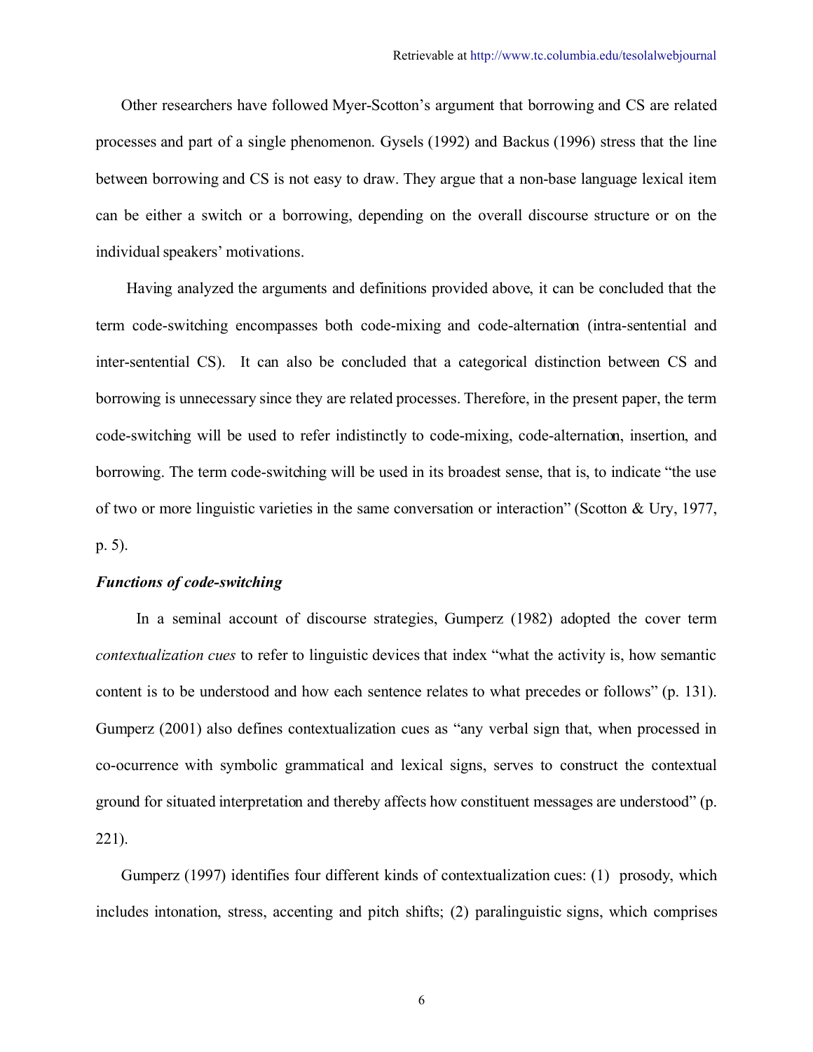Other researchers have followed Myer-Scotton's argument that borrowing and CS are related processes and part of a single phenomenon. Gysels (1992) and Backus (1996) stress that the line between borrowing and CS is not easy to draw. They argue that a non-base language lexical item can be either a switch or a borrowing, depending on the overall discourse structure or on the individual speakers' motivations.

Having analyzed the arguments and definitions provided above, it can be concluded that the term code-switching encompasses both code-mixing and code-alternation (intra-sentential and inter-sentential CS). It can also be concluded that a categorical distinction between CS and borrowing is unnecessary since they are related processes. Therefore, in the present paper, the term code-switching will be used to refer indistinctly to code-mixing, code-alternation, insertion, and borrowing. The term code-switching will be used in its broadest sense, that is, to indicate "the use of two or more linguistic varieties in the same conversation or interaction" (Scotton & Ury, 1977, p. 5).

***Functions of code-switching***

In a seminal account of discourse strategies, Gumperz (1982) adopted the cover term *contextualization cues* to refer to linguistic devices that index "what the activity is, how semantic content is to be understood and how each sentence relates to what precedes or follows" (p. 131). Gumperz (2001) also defines contextualization cues as "any verbal sign that, when processed in co-ocurrence with symbolic grammatical and lexical signs, serves to construct the contextual ground for situated interpretation and thereby affects how constituent messages are understood" (p. 221).

Gumperz (1997) identifies four different kinds of contextualization cues: (1) prosody, which includes intonation, stress, accenting and pitch shifts; (2) paralinguistic signs, which comprises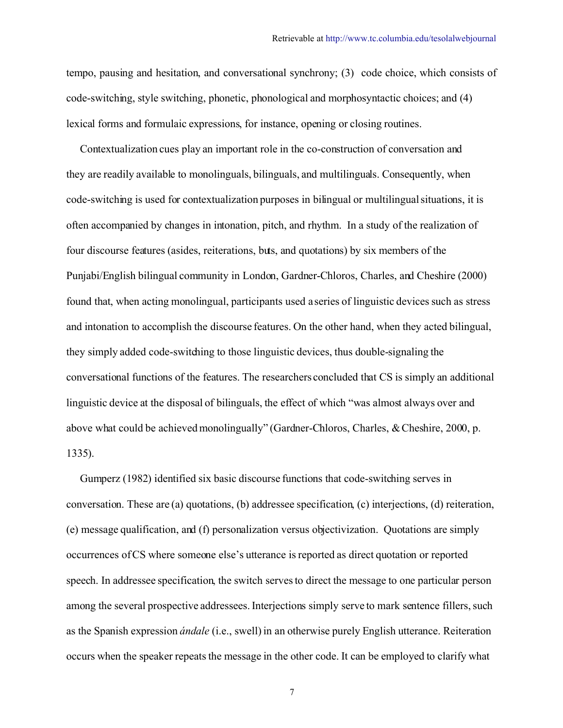tempo, pausing and hesitation, and conversational synchrony; (3) code choice, which consists of code-switching, style switching, phonetic, phonological and morphosyntactic choices; and (4) lexical forms and formulaic expressions, for instance, opening or closing routines.

Contextualization cues play an important role in the co-construction of conversation and they are readily available to monolinguals, bilinguals, and multilinguals. Consequently, when code-switching is used for contextualization purposes in bilingual or multilingual situations, it is often accompanied by changes in intonation, pitch, and rhythm. In a study of the realization of four discourse features (asides, reiterations, buts, and quotations) by six members of the Punjabi/English bilingual community in London, Gardner-Chloros, Charles, and Cheshire (2000) found that, when acting monolingual, participants used a series of linguistic devices such as stress and intonation to accomplish the discourse features. On the other hand, when they acted bilingual, they simply added code-switching to those linguistic devices, thus double-signaling the conversational functions of the features. The researchers concluded that CS is simply an additional linguistic device at the disposal of bilinguals, the effect of which "was almost always over and above what could be achieved monolingually" (Gardner-Chloros, Charles, & Cheshire, 2000, p. 1335).

Gumperz (1982) identified six basic discourse functions that code-switching serves in conversation. These are (a) quotations, (b) addressee specification, (c) interjections, (d) reiteration, (e) message qualification, and (f) personalization versus objectivization. Quotations are simply occurrences of CS where someone else's utterance is reported as direct quotation or reported speech. In addressee specification, the switch serves to direct the message to one particular person among the several prospective addressees. Interjections simply serve to mark sentence fillers, such as the Spanish expression *ándale* (i.e., swell) in an otherwise purely English utterance. Reiteration occurs when the speaker repeats the message in the other code. It can be employed to clarify what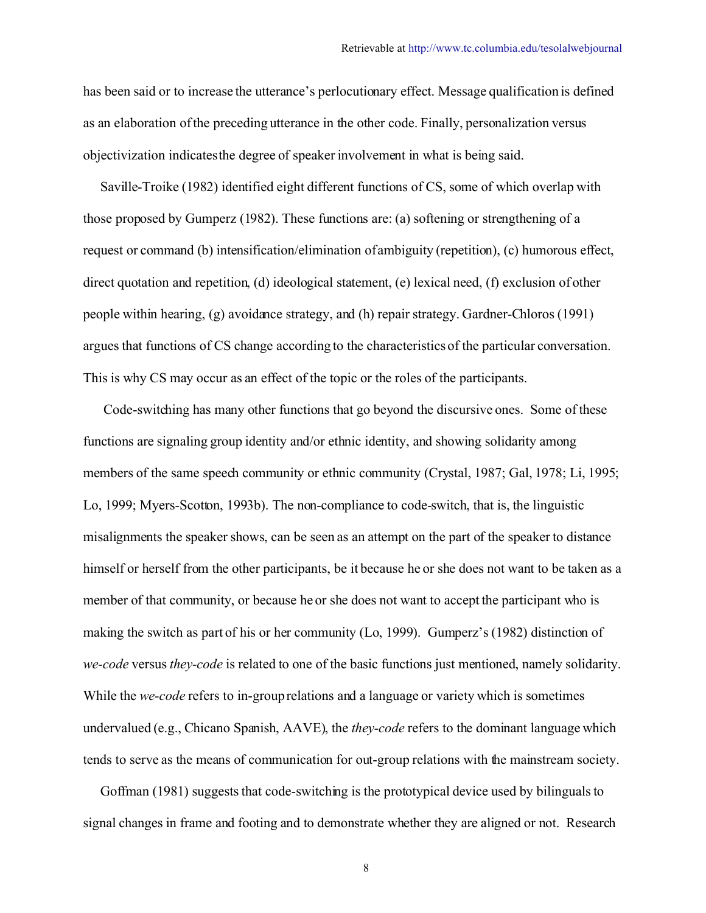has been said or to increase the utterance's perlocutionary effect. Message qualification is defined as an elaboration of the preceding utterance in the other code. Finally, personalization versus objectivization indicates the degree of speaker involvement in what is being said.

Saville-Troike (1982) identified eight different functions of CS, some of which overlap with those proposed by Gumperz (1982). These functions are: (a) softening or strengthening of a request or command (b) intensification/elimination of ambiguity (repetition), (c) humorous effect, direct quotation and repetition, (d) ideological statement, (e) lexical need, (f) exclusion of other people within hearing, (g) avoidance strategy, and (h) repair strategy. Gardner-Chloros (1991) argues that functions of CS change according to the characteristics of the particular conversation. This is why CS may occur as an effect of the topic or the roles of the participants.

Code-switching has many other functions that go beyond the discursive ones. Some of these functions are signaling group identity and/or ethnic identity, and showing solidarity among members of the same speech community or ethnic community (Crystal, 1987; Gal, 1978; Li, 1995; Lo, 1999; Myers-Scotton, 1993b). The non-compliance to code-switch, that is, the linguistic misalignments the speaker shows, can be seen as an attempt on the part of the speaker to distance himself or herself from the other participants, be it because he or she does not want to be taken as a member of that community, or because he or she does not want to accept the participant who is making the switch as part of his or her community (Lo, 1999). Gumperz's (1982) distinction of *we-code* versus *they-code* is related to one of the basic functions just mentioned, namely solidarity. While the *we-code* refers to in-group relations and a language or variety which is sometimes undervalued (e.g., Chicano Spanish, AAVE), the *they-code* refers to the dominant language which tends to serve as the means of communication for out-group relations with the mainstream society.

Goffman (1981) suggests that code-switching is the prototypical device used by bilinguals to signal changes in frame and footing and to demonstrate whether they are aligned or not. Research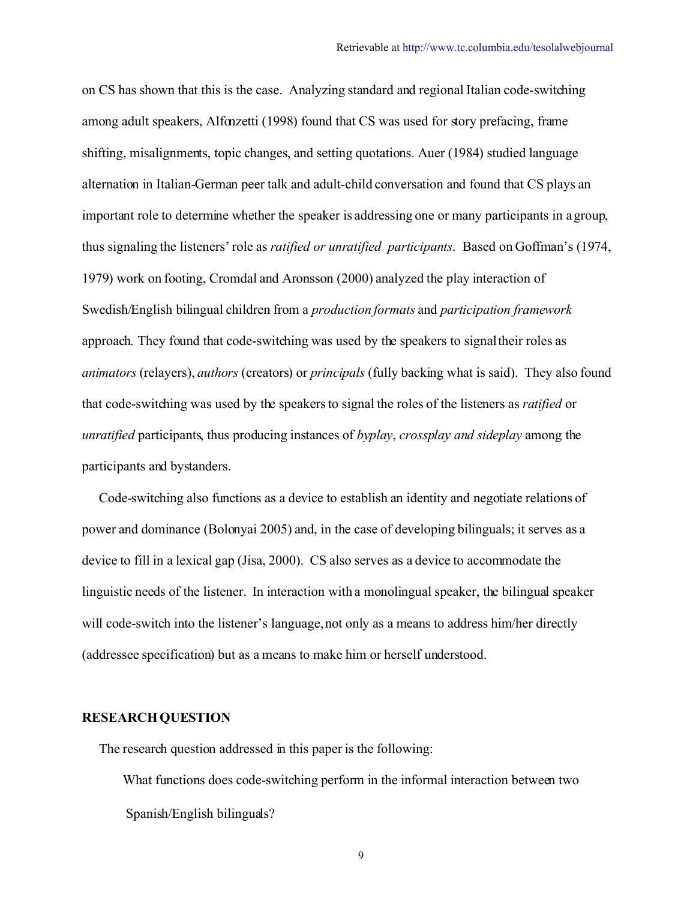on CS has shown that this is the case. Analyzing standard and regional Italian code-switching among adult speakers, Alfonzetti (1998) found that CS was used for story prefacing, frame shifting, misalignments, topic changes, and setting quotations. Auer (1984) studied language alternation in Italian-German peer talk and adult-child conversation and found that CS plays an important role to determine whether the speaker is addressing one or many participants in a group, thus signaling the listeners' role as *ratified or unratified participants*. Based on Goffman's (1974, 1979) work on footing, Cromdal and Aronsson (2000) analyzed the play interaction of Swedish/English bilingual children from a *production formats* and *participation framework* approach. They found that code-switching was used by the speakers to signal their roles as *animators* (relayers), *authors* (creators) or *principals* (fully backing what is said). They also found that code-switching was used by the speakers to signal the roles of the listeners as *ratified* or *unratified* participants, thus producing instances of *byplay*, *crossplay and sideplay* among the participants and bystanders.

Code-switching also functions as a device to establish an identity and negotiate relations of power and dominance (Bolonyai 2005) and, in the case of developing bilinguals; it serves as a device to fill in a lexical gap (Jisa, 2000). CS also serves as a device to accommodate the linguistic needs of the listener. In interaction with a monolingual speaker, the bilingual speaker will code-switch into the listener's language, not only as a means to address him/her directly (addressee specification) but as a means to make him or herself understood.

## RESEARCH QUESTION

The research question addressed in this paper is the following:

> What functions does code-switching perform in the informal interaction between two Spanish/English bilinguals?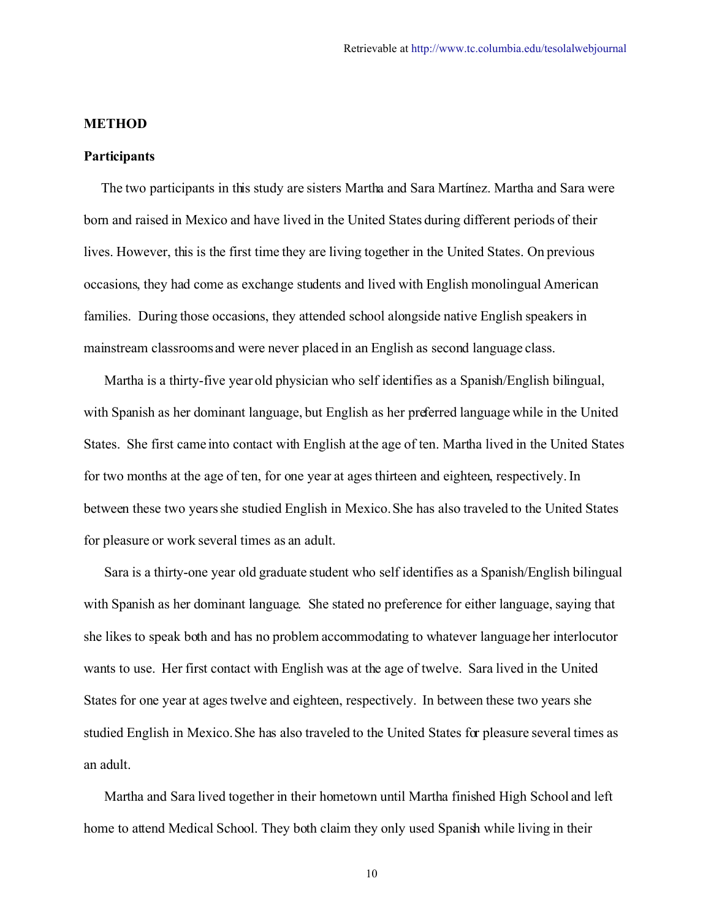## METHOD

### Participants

The two participants in this study are sisters Martha and Sara Martínez. Martha and Sara were born and raised in Mexico and have lived in the United States during different periods of their lives. However, this is the first time they are living together in the United States. On previous occasions, they had come as exchange students and lived with English monolingual American families. During those occasions, they attended school alongside native English speakers in mainstream classrooms and were never placed in an English as second language class.

Martha is a thirty-five year old physician who self identifies as a Spanish/English bilingual, with Spanish as her dominant language, but English as her preferred language while in the United States. She first came into contact with English at the age of ten. Martha lived in the United States for two months at the age of ten, for one year at ages thirteen and eighteen, respectively. In between these two years she studied English in Mexico. She has also traveled to the United States for pleasure or work several times as an adult.

Sara is a thirty-one year old graduate student who self identifies as a Spanish/English bilingual with Spanish as her dominant language. She stated no preference for either language, saying that she likes to speak both and has no problem accommodating to whatever language her interlocutor wants to use. Her first contact with English was at the age of twelve. Sara lived in the United States for one year at ages twelve and eighteen, respectively. In between these two years she studied English in Mexico. She has also traveled to the United States for pleasure several times as an adult.

Martha and Sara lived together in their hometown until Martha finished High School and left home to attend Medical School. They both claim they only used Spanish while living in their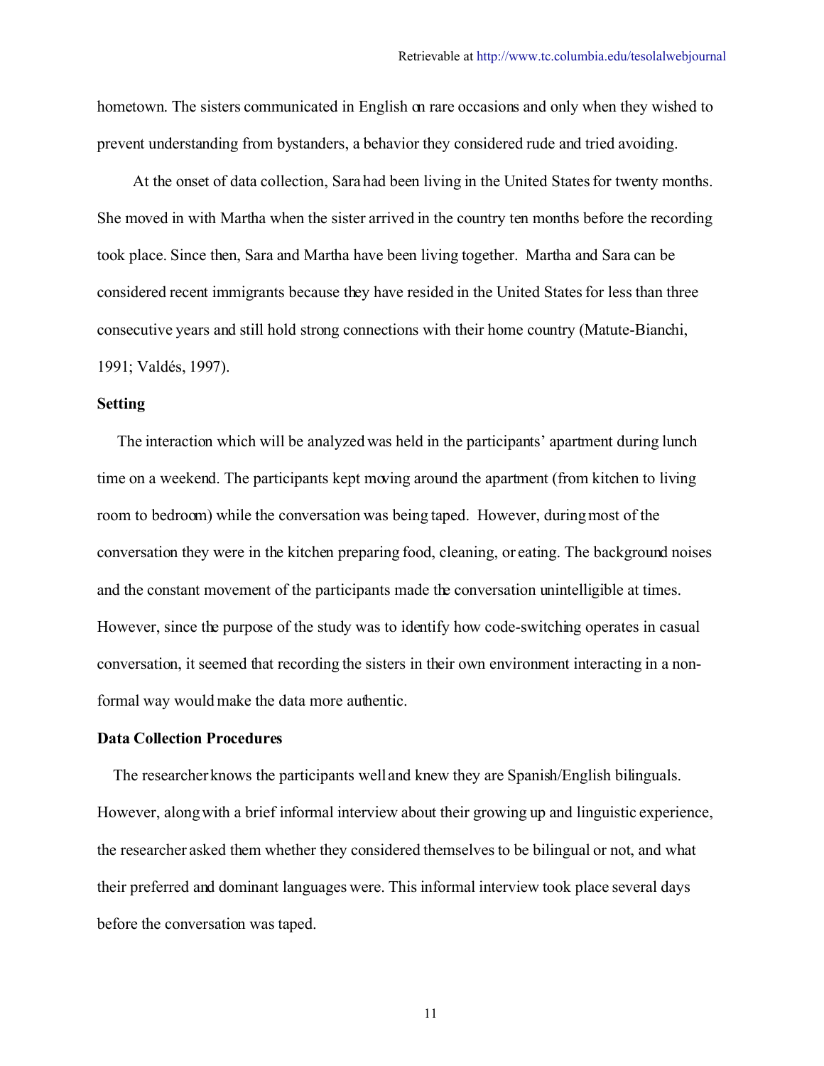hometown. The sisters communicated in English on rare occasions and only when they wished to prevent understanding from bystanders, a behavior they considered rude and tried avoiding.

At the onset of data collection, Sara had been living in the United States for twenty months. She moved in with Martha when the sister arrived in the country ten months before the recording took place. Since then, Sara and Martha have been living together. Martha and Sara can be considered recent immigrants because they have resided in the United States for less than three consecutive years and still hold strong connections with their home country (Matute-Bianchi, 1991; Valdés, 1997).

**Setting**

The interaction which will be analyzed was held in the participants' apartment during lunch time on a weekend. The participants kept moving around the apartment (from kitchen to living room to bedroom) while the conversation was being taped. However, during most of the conversation they were in the kitchen preparing food, cleaning, or eating. The background noises and the constant movement of the participants made the conversation unintelligible at times. However, since the purpose of the study was to identify how code-switching operates in casual conversation, it seemed that recording the sisters in their own environment interacting in a non-formal way would make the data more authentic.

**Data Collection Procedures**

The researcher knows the participants well and knew they are Spanish/English bilinguals. However, along with a brief informal interview about their growing up and linguistic experience, the researcher asked them whether they considered themselves to be bilingual or not, and what their preferred and dominant languages were. This informal interview took place several days before the conversation was taped.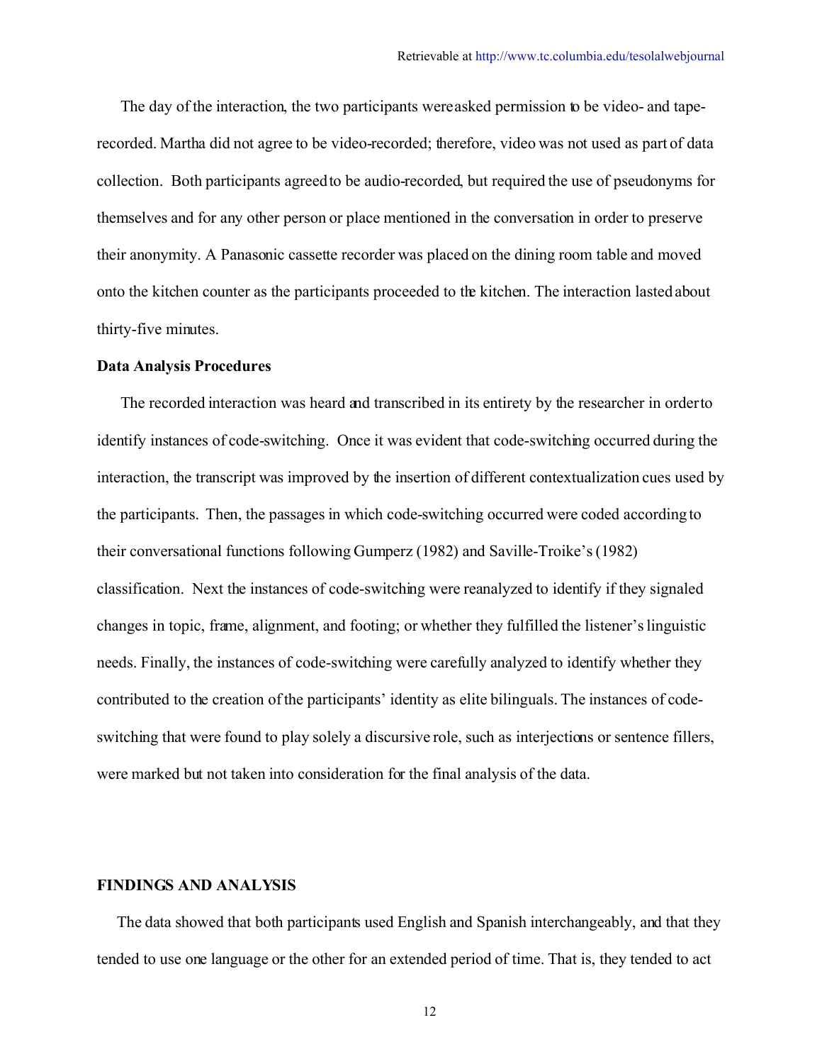The day of the interaction, the two participants were asked permission to be video- and tape-recorded. Martha did not agree to be video-recorded; therefore, video was not used as part of data collection. Both participants agreed to be audio-recorded, but required the use of pseudonyms for themselves and for any other person or place mentioned in the conversation in order to preserve their anonymity. A Panasonic cassette recorder was placed on the dining room table and moved onto the kitchen counter as the participants proceeded to the kitchen. The interaction lasted about thirty-five minutes.

**Data Analysis Procedures**

The recorded interaction was heard and transcribed in its entirety by the researcher in order to identify instances of code-switching. Once it was evident that code-switching occurred during the interaction, the transcript was improved by the insertion of different contextualization cues used by the participants. Then, the passages in which code-switching occurred were coded according to their conversational functions following Gumperz (1982) and Saville-Troike's (1982) classification. Next the instances of code-switching were reanalyzed to identify if they signaled changes in topic, frame, alignment, and footing; or whether they fulfilled the listener's linguistic needs. Finally, the instances of code-switching were carefully analyzed to identify whether they contributed to the creation of the participants' identity as elite bilinguals. The instances of code-switching that were found to play solely a discursive role, such as interjections or sentence fillers, were marked but not taken into consideration for the final analysis of the data.

## FINDINGS AND ANALYSIS

The data showed that both participants used English and Spanish interchangeably, and that they tended to use one language or the other for an extended period of time. That is, they tended to act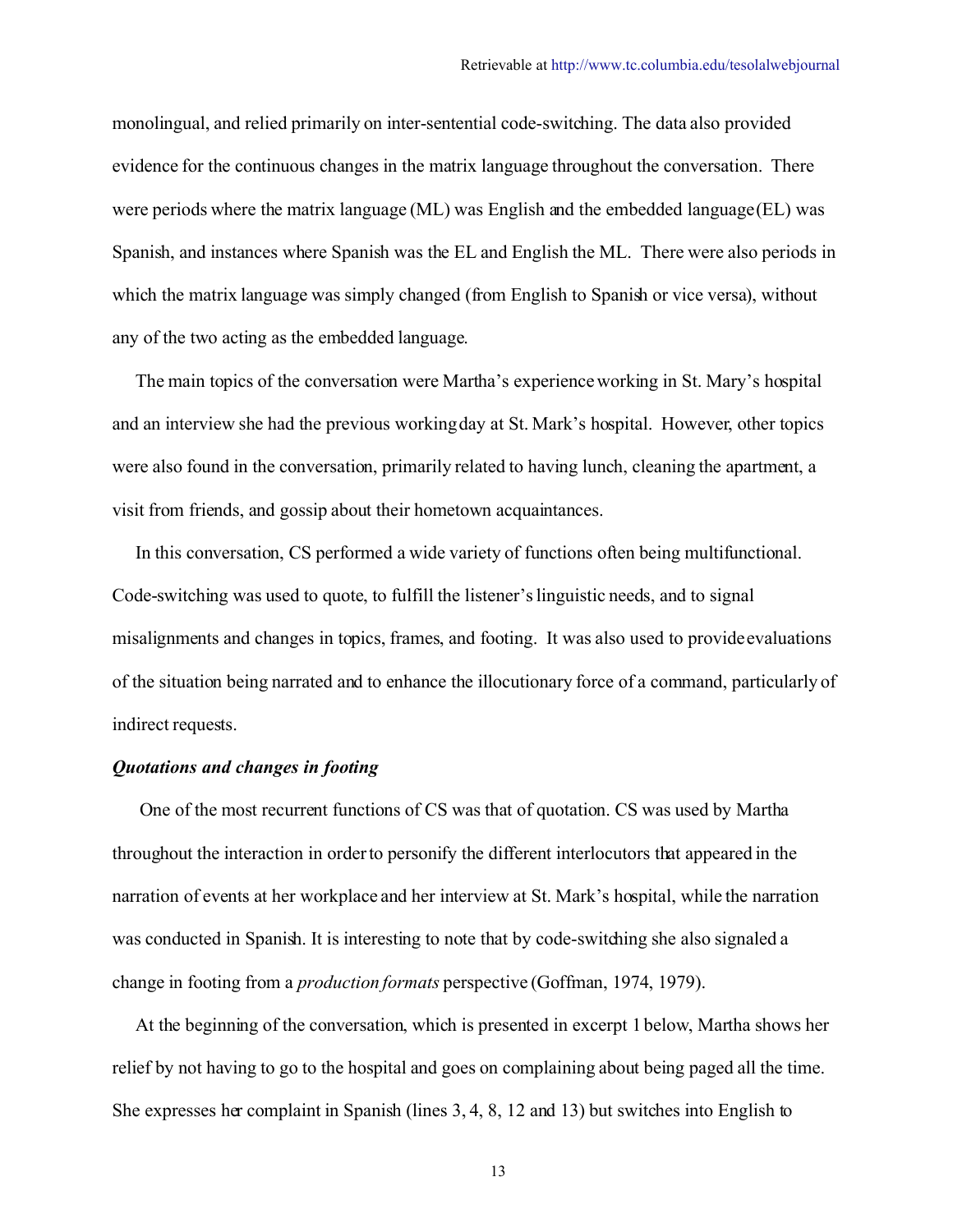monolingual, and relied primarily on inter-sentential code-switching. The data also provided evidence for the continuous changes in the matrix language throughout the conversation. There were periods where the matrix language (ML) was English and the embedded language (EL) was Spanish, and instances where Spanish was the EL and English the ML. There were also periods in which the matrix language was simply changed (from English to Spanish or vice versa), without any of the two acting as the embedded language.

The main topics of the conversation were Martha's experience working in St. Mary's hospital and an interview she had the previous working day at St. Mark's hospital. However, other topics were also found in the conversation, primarily related to having lunch, cleaning the apartment, a visit from friends, and gossip about their hometown acquaintances.

In this conversation, CS performed a wide variety of functions often being multifunctional. Code-switching was used to quote, to fulfill the listener's linguistic needs, and to signal misalignments and changes in topics, frames, and footing. It was also used to provide evaluations of the situation being narrated and to enhance the illocutionary force of a command, particularly of indirect requests.

***Quotations and changes in footing***

One of the most recurrent functions of CS was that of quotation. CS was used by Martha throughout the interaction in order to personify the different interlocutors that appeared in the narration of events at her workplace and her interview at St. Mark's hospital, while the narration was conducted in Spanish. It is interesting to note that by code-switching she also signaled a change in footing from a *production formats* perspective (Goffman, 1974, 1979).

At the beginning of the conversation, which is presented in excerpt 1 below, Martha shows her relief by not having to go to the hospital and goes on complaining about being paged all the time. She expresses her complaint in Spanish (lines 3, 4, 8, 12 and 13) but switches into English to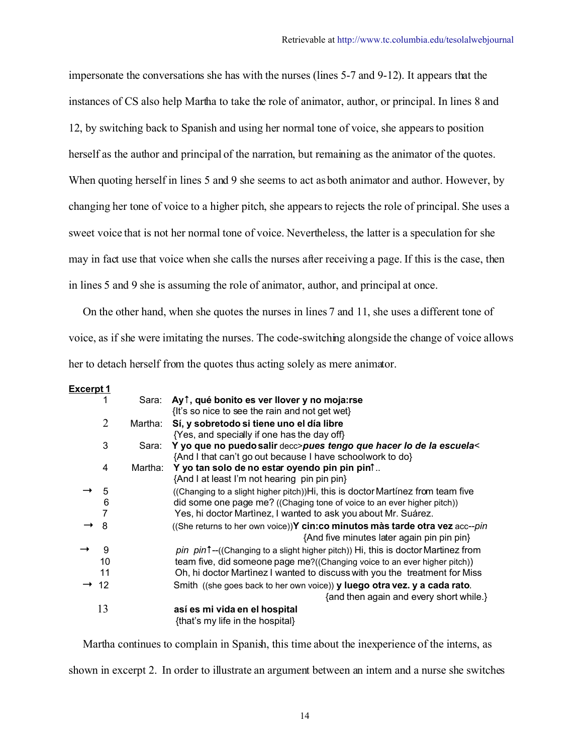impersonate the conversations she has with the nurses (lines 5-7 and 9-12). It appears that the instances of CS also help Martha to take the role of animator, author, or principal. In lines 8 and 12, by switching back to Spanish and using her normal tone of voice, she appears to position herself as the author and principal of the narration, but remaining as the animator of the quotes. When quoting herself in lines 5 and 9 she seems to act as both animator and author. However, by changing her tone of voice to a higher pitch, she appears to rejects the role of principal. She uses a sweet voice that is not her normal tone of voice. Nevertheless, the latter is a speculation for she may in fact use that voice when she calls the nurses after receiving a page. If this is the case, then in lines 5 and 9 she is assuming the role of animator, author, and principal at once.

On the other hand, when she quotes the nurses in lines 7 and 11, she uses a different tone of voice, as if she were imitating the nurses. The code-switching alongside the change of voice allows her to detach herself from the quotes thus acting solely as mere animator.

**Excerpt 1**

| | Line | Speaker | Utterance |
|---|---|---|---|
| | 1 | Sara: | **Ay↑, qué bonito es ver llover y no moja:rse** <br> {It's so nice to see the rain and not get wet} |
| | 2 | Martha: | **Sí, y sobretodo si tiene uno el día libre** <br> {Yes, and specially if one has the day off} |
| | 3 | Sara: | **Y yo que no puedo salir** decc>***pues tengo que hacer lo de la escuela***< <br> {And I that can't go out because I have schoolwork to do} |
| | 4 | Martha: | **Y yo tan solo de no estar oyendo pin pin pin↑..** <br> {And I at least I'm not hearing pin pin pin} |
| → | 5 | | ((Changing to a slight higher pitch))Hi, this is doctor Martínez from team five |
| | 6 | | did some one page me? ((Chaging tone of voice to an ever higher pitch)) |
| | 7 | | Yes, hi doctor Martìnez, I wanted to ask you about Mr. Suárez. |
| → | 8 | | ((She returns to her own voice))**Y cin:co minutos màs tarde otra vez** acc--*pin* <br> {And five minutes later again pin pin pin} |
| → | 9 | | *pin pin*↑--((Changing to a slight higher pitch)) Hi, this is doctor Martinez from |
| | 10 | | team five, did someone page me?((Changing voice to an ever higher pitch)) |
| | 11 | | Oh, hi doctor Martìnez I wanted to discuss with you the treatment for Miss |
| → | 12 | | Smith ((she goes back to her own voice)) **y luego otra vez. y a cada rato**. <br> {and then again and every short while.} |
| | 13 | | **así es mi vida en el hospital** <br> {that's my life in the hospital} |

Martha continues to complain in Spanish, this time about the inexperience of the interns, as shown in excerpt 2. In order to illustrate an argument between an intern and a nurse she switches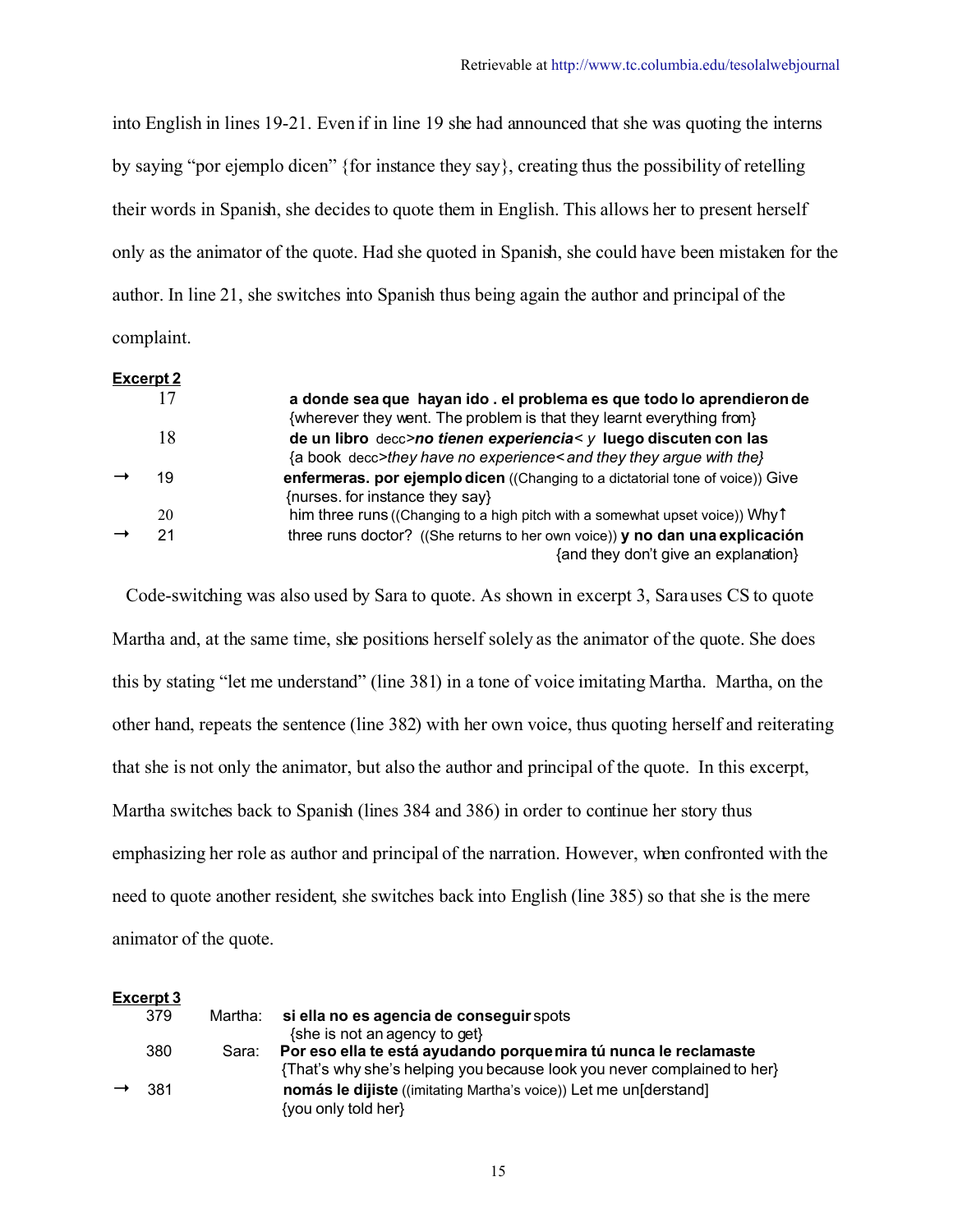into English in lines 19-21. Even if in line 19 she had announced that she was quoting the interns by saying "por ejemplo dicen" {for instance they say}, creating thus the possibility of retelling their words in Spanish, she decides to quote them in English. This allows her to present herself only as the animator of the quote. Had she quoted in Spanish, she could have been mistaken for the author. In line 21, she switches into Spanish thus being again the author and principal of the complaint.

**Excerpt 2**

| | | |
|---|---|---|
| | 17 | **a donde sea que hayan ido . el problema es que todo lo aprendieron de** <br> {wherever they went. The problem is that they learnt everything from} |
| | 18 | **de un libro** decc>***no tienen experiencia***< *y* **luego discuten con las** <br> {a book decc>*they have no experience*<and they they argue with the} |
| → | 19 | **enfermeras. por ejemplo dicen** ((Changing to a dictatorial tone of voice)) Give <br> {nurses. for instance they say} |
| | 20 | him three runs ((Changing to a high pitch with a somewhat upset voice)) Why↑ |
| → | 21 | three runs doctor? ((She returns to her own voice)) **y no dan una explicación** <br> {and they don't give an explanation} |

Code-switching was also used by Sara to quote. As shown in excerpt 3, Sara uses CS to quote Martha and, at the same time, she positions herself solely as the animator of the quote. She does this by stating "let me understand" (line 381) in a tone of voice imitating Martha. Martha, on the other hand, repeats the sentence (line 382) with her own voice, thus quoting herself and reiterating that she is not only the animator, but also the author and principal of the quote. In this excerpt, Martha switches back to Spanish (lines 384 and 386) in order to continue her story thus emphasizing her role as author and principal of the narration. However, when confronted with the need to quote another resident, she switches back into English (line 385) so that she is the mere animator of the quote.

**Excerpt 3**

| | | | |
|---|---|---|---|
| | 379 | Martha: | **si ella no es agencia de conseguir** spots <br> {she is not an agency to get} |
| | 380 | Sara: | **Por eso ella te está ayudando porque mira tú nunca le reclamaste** <br> {That's why she's helping you because look you never complained to her} |
| → | 381 | | **nomás le dijiste** ((imitating Martha's voice)) Let me un[derstand] <br> {you only told her} |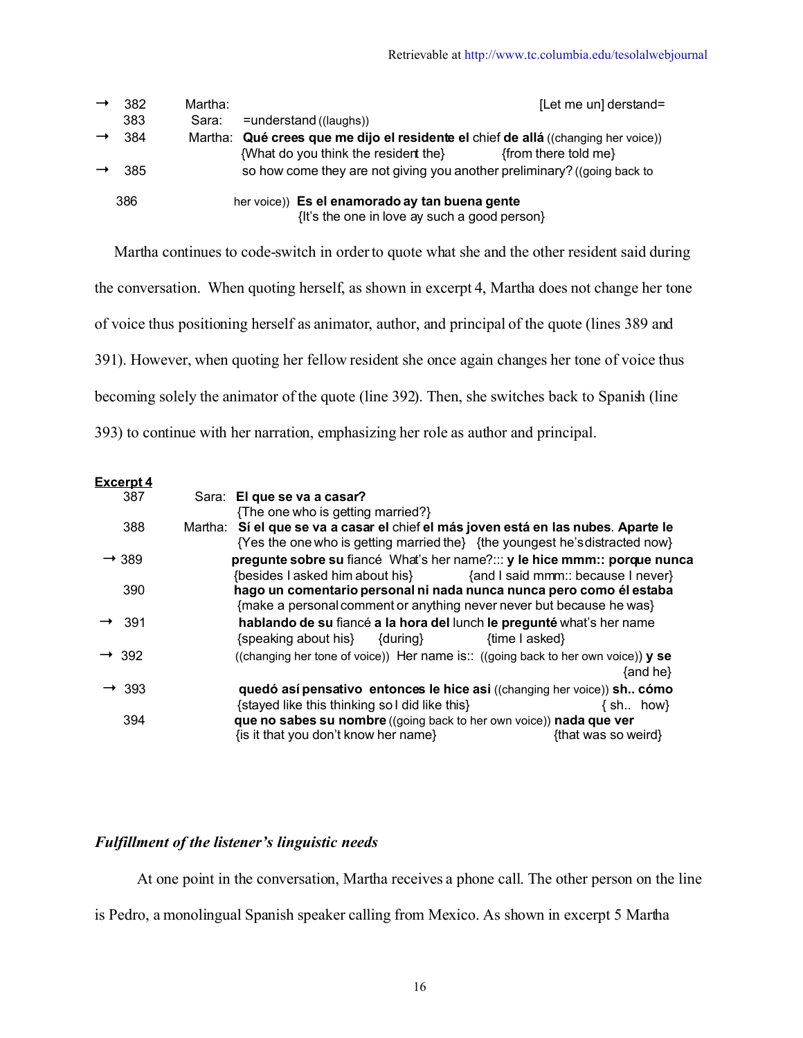→ 382 Martha: [Let me un] derstand=
383 Sara: =understand ((laughs))
→ 384 Martha: **Qué crees que me dijo el residente el** chief **de allá** ((changing her voice))
{What do you think the resident the} {from there told me}
→ 385 so how come they are not giving you another preliminary? ((going back to
386 her voice)) **Es el enamorado ay tan buena gente**
{It's the one in love ay such a good person}

Martha continues to code-switch in order to quote what she and the other resident said during the conversation. When quoting herself, as shown in excerpt 4, Martha does not change her tone of voice thus positioning herself as animator, author, and principal of the quote (lines 389 and 391). However, when quoting her fellow resident she once again changes her tone of voice thus becoming solely the animator of the quote (line 392). Then, she switches back to Spanish (line 393) to continue with her narration, emphasizing her role as author and principal.

**Excerpt 4**

387 Sara: **El que se va a casar?**
{The one who is getting married?}
388 Martha: **Sí el que se va a casar el** chief **el más joven está en las nubes**. **Aparte le**
{Yes the one who is getting married the} {the youngest he's distracted now}
→ 389 **pregunte sobre su** fiancé What's her name?::: **y le hice mmm:: porque nunca**
{besides I asked him about his} {and I said mmm:: because I never}
390 **hago un comentario personal ni nada nunca nunca pero como él estaba**
{make a personal comment or anything never never but because he was}
→ 391 **hablando de su** fiancé **a la hora del** lunch **le pregunté** what's her name
{speaking about his} {during} {time I asked}
→ 392 ((changing her tone of voice)) Her name is:: ((going back to her own voice)) **y se**
{and he}
→ 393 **quedó así pensativo entonces le hice asi** ((changing her voice)) **sh.. cómo**
{stayed like this thinking so I did like this} { sh.. how}
394 **que no sabes su nombre** ((going back to her own voice)) **nada que ver**
{is it that you don't know her name} {that was so weird}

### *Fulfillment of the listener's linguistic needs*

At one point in the conversation, Martha receives a phone call. The other person on the line is Pedro, a monolingual Spanish speaker calling from Mexico. As shown in excerpt 5 Martha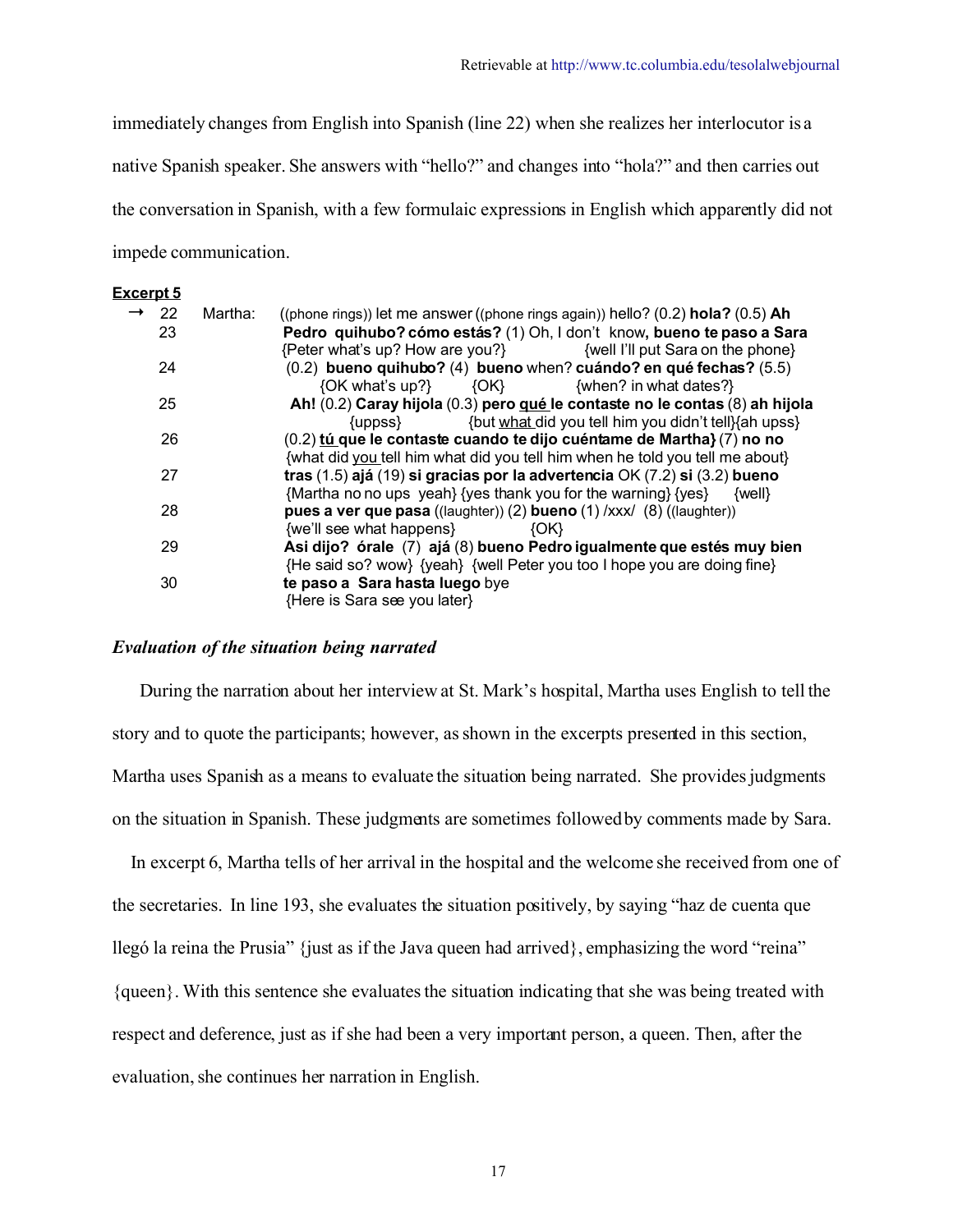immediately changes from English into Spanish (line 22) when she realizes her interlocutor is a native Spanish speaker. She answers with "hello?" and changes into "hola?" and then carries out the conversation in Spanish, with a few formulaic expressions in English which apparently did not impede communication.

**Excerpt 5**

→ 22 Martha: ((phone rings)) let me answer ((phone rings again)) hello? (0.2) **hola?** (0.5) **Ah**

23 **Pedro quihubo? cómo estás?** (1) Oh, I don't know**, bueno te paso a Sara**
{Peter what's up? How are you?} {well I'll put Sara on the phone}

24 (0.2) **bueno quihubo?** (4) **bueno** when? **cuándo? en qué fechas?** (5.5)
{OK what's up?} {OK} {when? in what dates?}

25 **Ah!** (0.2) **Caray hijola** (0.3) **pero qué le contaste no le contas** (8) **ah hijola**
{uppss} {but what did you tell him you didn't tell}{ah upss}

26 (0.2) **tú que le contaste cuando te dijo cuéntame de Martha}** (7) **no no**
{what did you tell him what did you tell him when he told you tell me about}

27 **tras** (1.5) **ajá** (19) **si gracias por la advertencia** OK (7.2) **si** (3.2) **bueno**
{Martha no no ups yeah} {yes thank you for the warning} {yes} {well}

28 **pues a ver que pasa** ((laughter)) (2) **bueno** (1) /xxx/ (8) ((laughter))
{we'll see what happens} {OK}

29 **Asi dijo? órale** (7) **ajá** (8) **bueno Pedro igualmente que estés muy bien**
{He said so? wow} {yeah} {well Peter you too I hope you are doing fine}

30 **te paso a Sara hasta luego** bye
{Here is Sara see you later}

### *Evaluation of the situation being narrated*

During the narration about her interview at St. Mark's hospital, Martha uses English to tell the story and to quote the participants; however, as shown in the excerpts presented in this section, Martha uses Spanish as a means to evaluate the situation being narrated. She provides judgments on the situation in Spanish. These judgments are sometimes followed by comments made by Sara.

In excerpt 6, Martha tells of her arrival in the hospital and the welcome she received from one of the secretaries. In line 193, she evaluates the situation positively, by saying "haz de cuenta que llegó la reina the Prusia" {just as if the Java queen had arrived}, emphasizing the word "reina" {queen}. With this sentence she evaluates the situation indicating that she was being treated with respect and deference, just as if she had been a very important person, a queen. Then, after the evaluation, she continues her narration in English.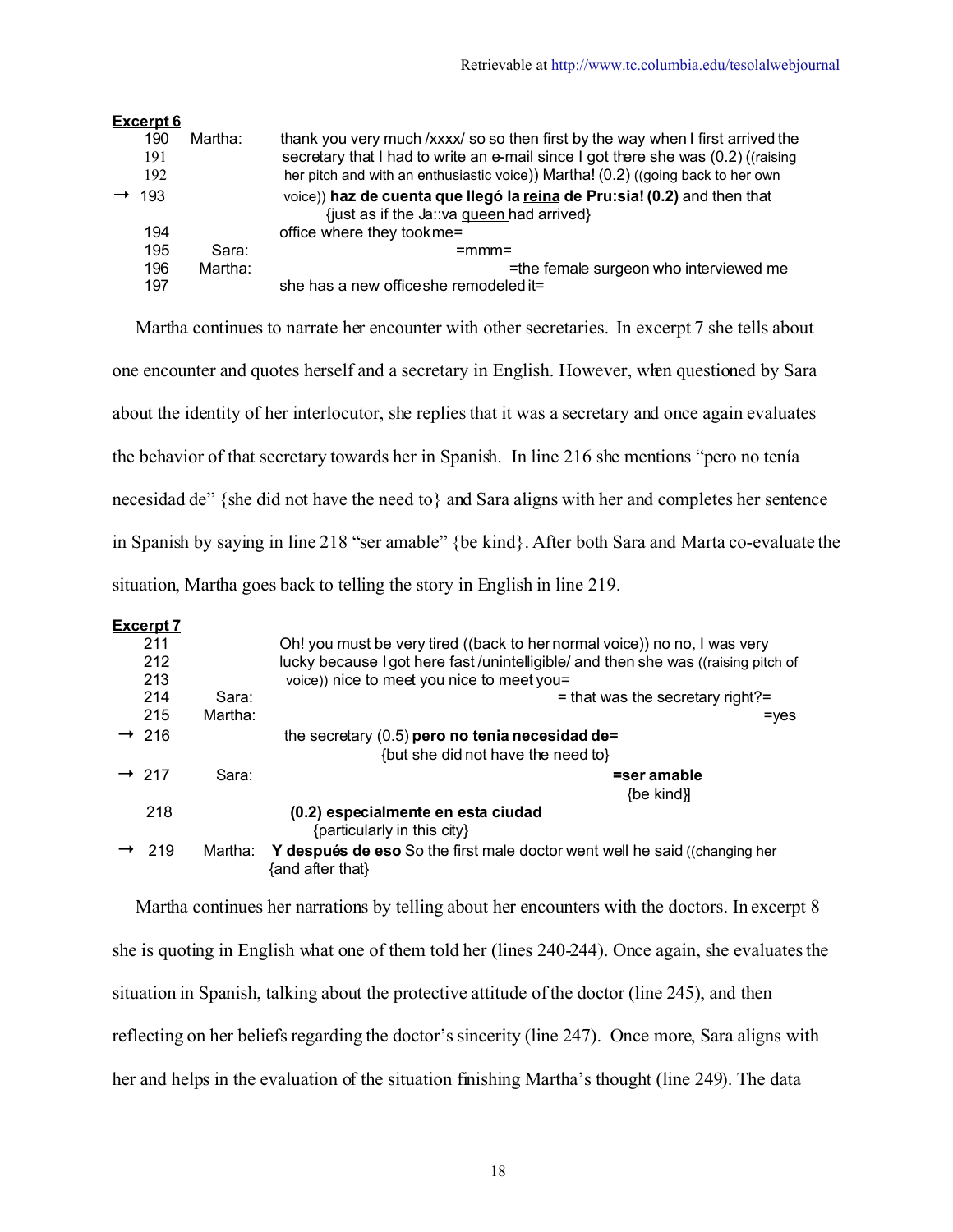**Excerpt 6**

```
     190   Martha:   thank you very much /xxxx/ so so then first by the way when I first arrived the
     191             secretary that I had to write an e-mail since I got there she was (0.2) ((raising
     192             her pitch and with an enthusiastic voice)) Martha! (0.2) ((going back to her own
  →  193             voice)) haz de cuenta que llegó la reina de Pru:sia! (0.2) and then that
                            {just as if the Ja::va queen had arrived}
     194             office where they took me=
     195    Sara:                        =mmm=
     196   Martha:                                         =the female surgeon who interviewed me
     197             she has a new office she remodeled it=
```

Martha continues to narrate her encounter with other secretaries. In excerpt 7 she tells about one encounter and quotes herself and a secretary in English. However, when questioned by Sara about the identity of her interlocutor, she replies that it was a secretary and once again evaluates the behavior of that secretary towards her in Spanish. In line 216 she mentions "pero no tenía necesidad de" {she did not have the need to} and Sara aligns with her and completes her sentence in Spanish by saying in line 218 "ser amable" {be kind}. After both Sara and Marta co-evaluate the situation, Martha goes back to telling the story in English in line 219.

**Excerpt 7**

```
     211             Oh! you must be very tired ((back to her normal voice)) no no, I was very
     212             lucky because I got here fast /unintelligible/ and then she was ((raising pitch of
     213             voice)) nice to meet you nice to meet you=
     214    Sara:                                           = that was the secretary right?=
     215   Martha:                                                                          =yes
  →  216             the secretary (0.5) pero no tenia necesidad de=
                                 {but she did not have the need to}
  →  217    Sara:                                              =ser amable
                                                                 {be kind}]
     218              (0.2) especialmente en esta ciudad
                          {particularly in this city}
  →  219   Martha:  Y después de eso So the first male doctor went well he said ((changing her
                    {and after that}
```

Martha continues her narrations by telling about her encounters with the doctors. In excerpt 8 she is quoting in English what one of them told her (lines 240-244). Once again, she evaluates the situation in Spanish, talking about the protective attitude of the doctor (line 245), and then reflecting on her beliefs regarding the doctor's sincerity (line 247). Once more, Sara aligns with her and helps in the evaluation of the situation finishing Martha's thought (line 249). The data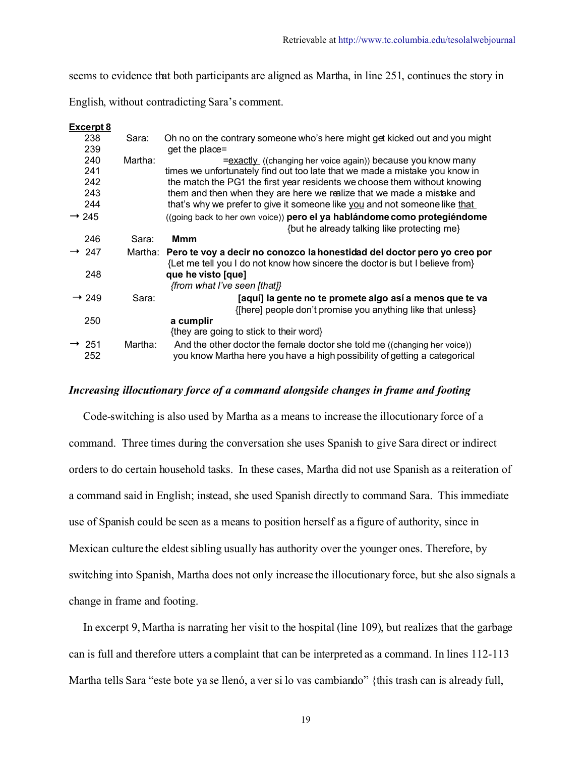seems to evidence that both participants are aligned as Martha, in line 251, continues the story in English, without contradicting Sara's comment.

**<u>Excerpt 8</u>**

```
  238     Sara:    Oh no on the contrary someone who's here might get kicked out and you might
  239              get the place=
  240     Martha:              =exactly ((changing her voice again)) because you know many
  241              times we unfortunately find out too late that we made a mistake you know in
  242              the match the PG1 the first year residents we choose them without knowing
  243              them and then when they are here we realize that we made a mistake and
  244              that's why we prefer to give it someone like you and not someone like that
→ 245              ((going back to her own voice)) pero el ya hablándome como protegiéndome
                                            {but he already talking like protecting me}
  246     Sara:    Mmm
→ 247     Martha:  Pero te voy a decir no conozco la honestidad del doctor pero yo creo por
                   {Let me tell you I do not know how sincere the doctor is but I believe from}
  248              que he visto [que]
                   {from what I've seen [that]}
→ 249     Sara:                 [aquí] la gente no te promete algo así a menos que te va
                               {[here] people don't promise you anything like that unless}
  250              a cumplir
                   {they are going to stick to their word}
→ 251     Martha:  And the other doctor the female doctor she told me ((changing her voice))
  252              you know Martha here you have a high possibility of getting a categorical
```

### *Increasing illocutionary force of a command alongside changes in frame and footing*

Code-switching is also used by Martha as a means to increase the illocutionary force of a command. Three times during the conversation she uses Spanish to give Sara direct or indirect orders to do certain household tasks. In these cases, Martha did not use Spanish as a reiteration of a command said in English; instead, she used Spanish directly to command Sara. This immediate use of Spanish could be seen as a means to position herself as a figure of authority, since in Mexican culture the eldest sibling usually has authority over the younger ones. Therefore, by switching into Spanish, Martha does not only increase the illocutionary force, but she also signals a change in frame and footing.

In excerpt 9, Martha is narrating her visit to the hospital (line 109), but realizes that the garbage can is full and therefore utters a complaint that can be interpreted as a command. In lines 112-113 Martha tells Sara "este bote ya se llenó, a ver si lo vas cambiando" {this trash can is already full,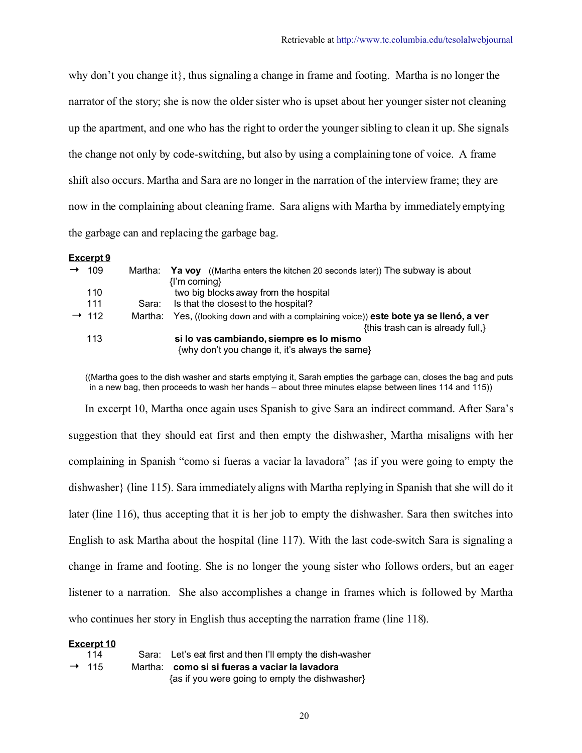why don't you change it}, thus signaling a change in frame and footing. Martha is no longer the narrator of the story; she is now the older sister who is upset about her younger sister not cleaning up the apartment, and one who has the right to order the younger sibling to clean it up. She signals the change not only by code-switching, but also by using a complaining tone of voice. A frame shift also occurs. Martha and Sara are no longer in the narration of the interview frame; they are now in the complaining about cleaning frame. Sara aligns with Martha by immediately emptying the garbage can and replacing the garbage bag.

**Excerpt 9**

```
→ 109    Martha:  Ya voy  ((Martha enters the kitchen 20 seconds later)) The subway is about
                  {I'm coming}
  110             two big blocks away from the hospital
  111     Sara:   Is that the closest to the hospital?
→ 112    Martha:  Yes, ((looking down and with a complaining voice)) este bote ya se llenó, a ver
                                                         {this trash can is already full,}
  113             si lo vas cambiando, siempre es lo mismo
                  {why don't you change it, it's always the same}
```

((Martha goes to the dish washer and starts emptying it, Sarah empties the garbage can, closes the bag and puts in a new bag, then proceeds to wash her hands – about three minutes elapse between lines 114 and 115))

In excerpt 10, Martha once again uses Spanish to give Sara an indirect command. After Sara's suggestion that they should eat first and then empty the dishwasher, Martha misaligns with her complaining in Spanish "como si fueras a vaciar la lavadora" {as if you were going to empty the dishwasher} (line 115). Sara immediately aligns with Martha replying in Spanish that she will do it later (line 116), thus accepting that it is her job to empty the dishwasher. Sara then switches into English to ask Martha about the hospital (line 117). With the last code-switch Sara is signaling a change in frame and footing. She is no longer the young sister who follows orders, but an eager listener to a narration. She also accomplishes a change in frames which is followed by Martha who continues her story in English thus accepting the narration frame (line 118).

**Excerpt 10**

```
  114     Sara:   Let's eat first and then I'll empty the dish-washer
→ 115    Martha:  como si si fueras a vaciar la lavadora
                  {as if you were going to empty the dishwasher}
```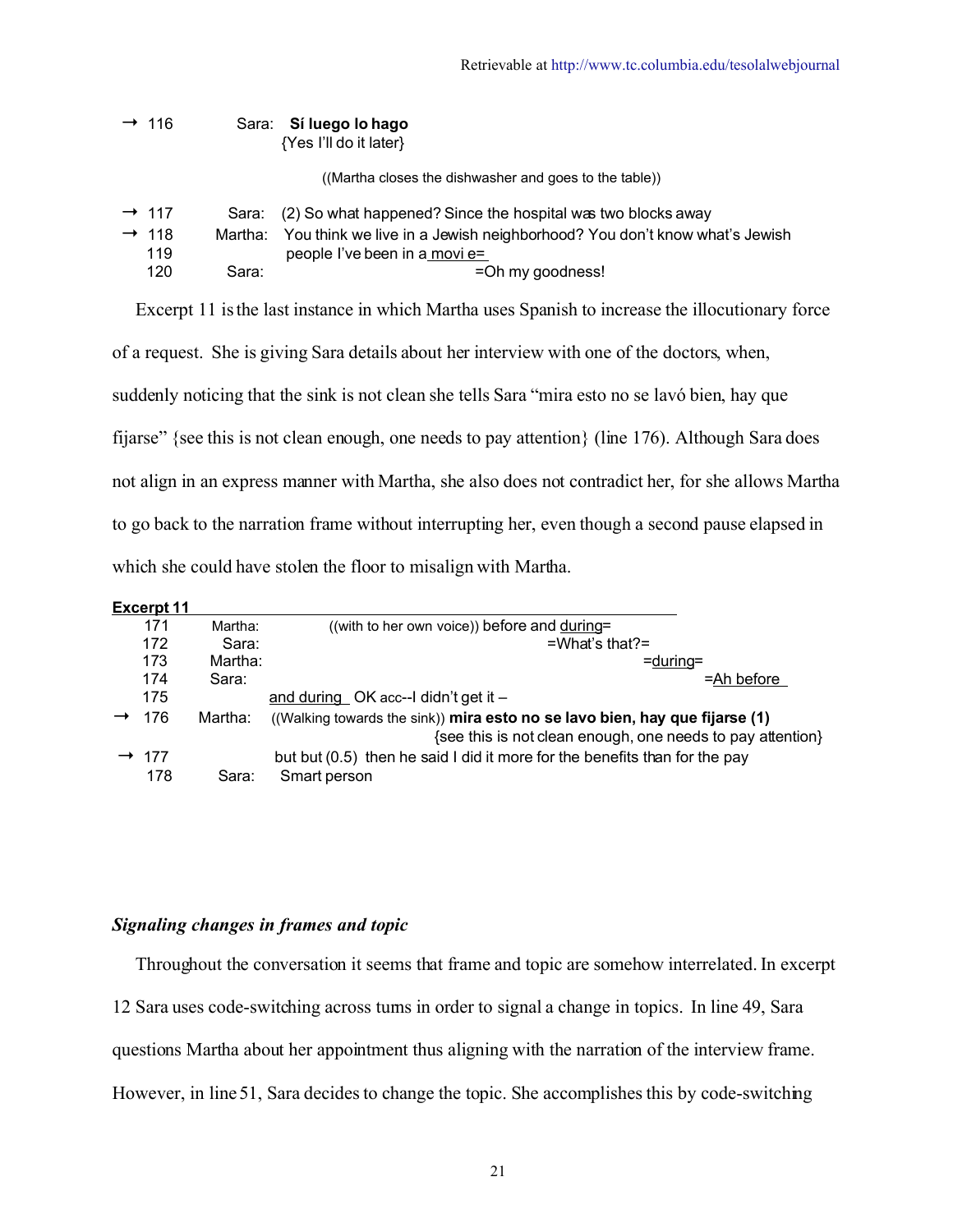→ 116     Sara:  **Sí luego lo hago**
               {Yes I'll do it later}

               ((Martha closes the dishwasher and goes to the table))

→ 117     Sara:  (2) So what happened? Since the hospital was two blocks away
→ 118     Martha:  You think we live in a Jewish neighborhood? You don't know what's Jewish
   119               people I've been in a movi e=
   120     Sara:                                  =Oh my goodness!

Excerpt 11 is the last instance in which Martha uses Spanish to increase the illocutionary force of a request. She is giving Sara details about her interview with one of the doctors, when, suddenly noticing that the sink is not clean she tells Sara "mira esto no se lavó bien, hay que fijarse" {see this is not clean enough, one needs to pay attention} (line 176). Although Sara does not align in an express manner with Martha, she also does not contradict her, for she allows Martha to go back to the narration frame without interrupting her, even though a second pause elapsed in which she could have stolen the floor to misalign with Martha.

**Excerpt 11**

   171     Martha:   ((with to her own voice)) before and during=
   172     Sara:                                        =What's that?=
   173     Martha:                                                =during=
   174     Sara:                                                       =Ah before
   175               and during  OK acc--I didn't get it –
→ 176     Martha:   ((Walking towards the sink)) **mira esto no se lavo bien, hay que fijarse (1)**
                       {see this is not clean enough, one needs to pay attention}
→ 177               but but (0.5) then he said I did it more for the benefits than for the pay
   178     Sara:     Smart person

### *Signaling changes in frames and topic*

Throughout the conversation it seems that frame and topic are somehow interrelated. In excerpt 12 Sara uses code-switching across turns in order to signal a change in topics. In line 49, Sara questions Martha about her appointment thus aligning with the narration of the interview frame. However, in line 51, Sara decides to change the topic. She accomplishes this by code-switching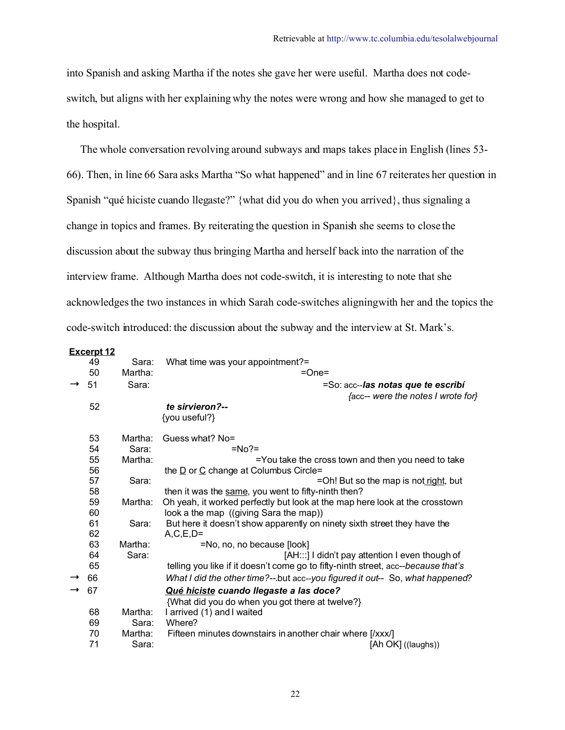into Spanish and asking Martha if the notes she gave her were useful. Martha does not code-switch, but aligns with her explaining why the notes were wrong and how she managed to get to the hospital.

The whole conversation revolving around subways and maps takes place in English (lines 53-66). Then, in line 66 Sara asks Martha "So what happened" and in line 67 reiterates her question in Spanish "qué hiciste cuando llegaste?" {what did you do when you arrived}, thus signaling a change in topics and frames. By reiterating the question in Spanish she seems to close the discussion about the subway thus bringing Martha and herself back into the narration of the interview frame. Although Martha does not code-switch, it is interesting to note that she acknowledges the two instances in which Sarah code-switches aligning with her and the topics the code-switch introduced: the discussion about the subway and the interview at St. Mark's.

**<u>Excerpt 12</u>**

```
    49    Sara:    What time was your appointment?=
    50    Martha:                              =One=
→   51    Sara:                                          =So: acc--las notas que te escribí
                                                               {acc-- were the notes I wrote for}
    52             te sirvieron?--
                   {you useful?}

    53    Martha:  Guess what? No=
    54    Sara:                  =No?=
    55    Martha:                       =You take the cross town and then you need to take
    56             the D or C change at Columbus Circle=
    57    Sara:                                         =Oh! But so the map is not right, but
    58             then it was the same, you went to fifty-ninth then?
    59    Martha:  Oh yeah, it worked perfectly but look at the map here look at the crosstown
    60             look a the map  ((giving Sara the map))
    61    Sara:    But here it doesn't show apparently on ninety sixth street they have the
    62             A,C,E,D=
    63    Martha:         =No, no, no because [look]
    64    Sara:                               [AH:::] I didn't pay attention I even though of
    65             telling you like if it doesn't come go to fifty-ninth street, acc--because that's
→   66             What I did the other time?--.but acc--you figured it out--  So, what happened?
→   67             Qué hiciste cuando llegaste a las doce?
                   {What did you do when you got there at twelve?}
    68    Martha:  I arrived (1) and I waited
    69    Sara:    Where?
    70    Martha:  Fifteen minutes downstairs in another chair where [/xxx/]
    71    Sara:                                                       [Ah OK] ((laughs))
```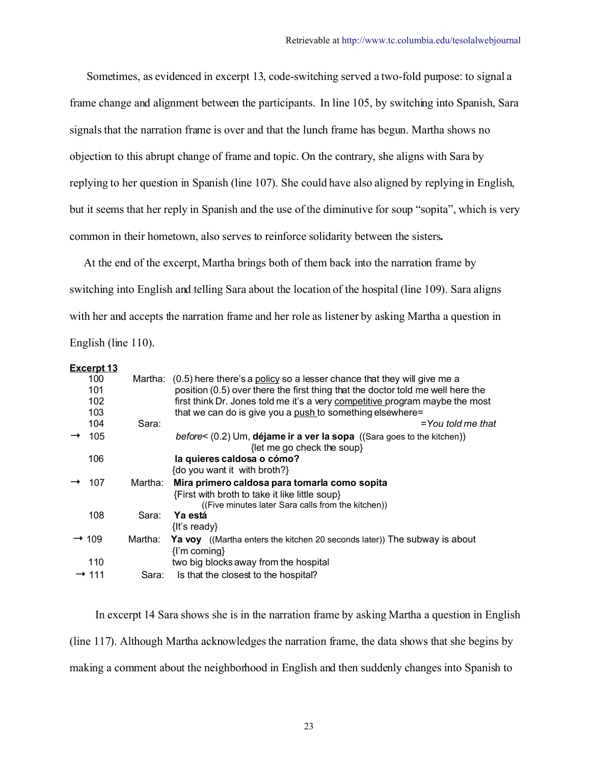Sometimes, as evidenced in excerpt 13, code-switching served a two-fold purpose: to signal a frame change and alignment between the participants. In line 105, by switching into Spanish, Sara signals that the narration frame is over and that the lunch frame has begun. Martha shows no objection to this abrupt change of frame and topic. On the contrary, she aligns with Sara by replying to her question in Spanish (line 107). She could have also aligned by replying in English, but it seems that her reply in Spanish and the use of the diminutive for soup "sopita", which is very common in their hometown, also serves to reinforce solidarity between the sisters**.**

At the end of the excerpt, Martha brings both of them back into the narration frame by switching into English and telling Sara about the location of the hospital (line 109). Sara aligns with her and accepts the narration frame and her role as listener by asking Martha a question in English (line 110).

**Excerpt 13**

```
      100     Martha: (0.5) here there's a policy so a lesser chance that they will give me a
      101             position (0.5) over there the first thing that the doctor told me well here the
      102             first think Dr. Jones told me it's a very competitive program maybe the most
      103             that we can do is give you a push to something elsewhere=
      104     Sara:                                                          =You told me that
→     105             before< (0.2) Um, déjame ir a ver la sopa  ((Sara goes to the kitchen))
                                      {let me go check the soup}
      106             la quieres caldosa o cómo?
                      {do you want it  with broth?}
→     107     Martha: Mira primero caldosa para tomarla como sopita
                      {First with broth to take it like little soup}
                          ((Five minutes later Sara calls from the kitchen))
      108     Sara:   Ya está
                      {It's ready}
→     109     Martha: Ya voy  ((Martha enters the kitchen 20 seconds later)) The subway is about
                      {I'm coming}
      110             two big blocks away from the hospital
→     111     Sara:   Is that the closest to the hospital?
```

In excerpt 14 Sara shows she is in the narration frame by asking Martha a question in English (line 117). Although Martha acknowledges the narration frame, the data shows that she begins by making a comment about the neighborhood in English and then suddenly changes into Spanish to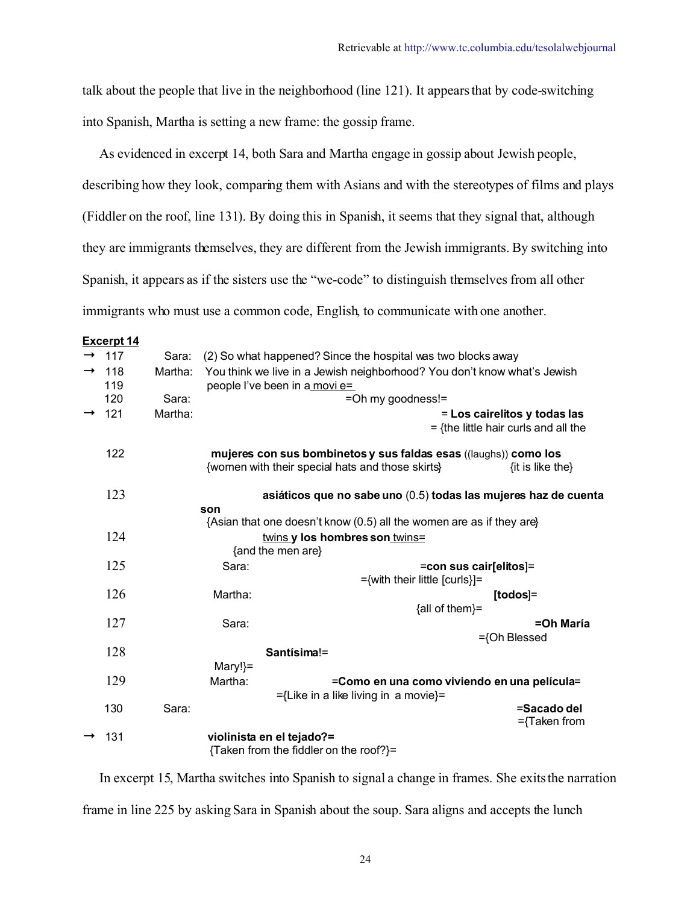talk about the people that live in the neighborhood (line 121). It appears that by code-switching into Spanish, Martha is setting a new frame: the gossip frame.

As evidenced in excerpt 14, both Sara and Martha engage in gossip about Jewish people, describing how they look, comparing them with Asians and with the stereotypes of films and plays (Fiddler on the roof, line 131). By doing this in Spanish, it seems that they signal that, although they are immigrants themselves, they are different from the Jewish immigrants. By switching into Spanish, it appears as if the sisters use the "we-code" to distinguish themselves from all other immigrants who must use a common code, English, to communicate with one another.

**Excerpt 14**

```
→ 117   Sara:    (2) So what happened? Since the hospital was two blocks away
→ 118   Martha:  You think we live in a Jewish neighborhood? You don't know what's Jewish
  119            people I've been in a movi e=
  120   Sara:                          =Oh my goodness!=
→ 121   Martha:                                      = Los cairelitos y todas las
                                                    = {the little hair curls and all the
  122            mujeres con sus bombinetos y sus faldas esas ((laughs)) como los
                 {women with their special hats and those skirts}        {it is like the}
  123                      asiáticos que no sabe uno (0.5) todas las mujeres haz de cuenta
                 son
                 {Asian that one doesn't know (0.5) all the women are as if they are}
  124                      twins y los hombres son twins=
                      {and the men are}
  125      Sara:                          =con sus cair[elitos]=
                                    ={with their little [curls}]=
  126      Martha:                                          [todos]=
                                               {all of them}=
  127      Sara:                                                  =Oh María
                                                        ={Oh Blessed
  128                  Santísima!=
                 Mary!}=
  129      Martha:          =Como en una como viviendo en una película=
                      ={Like in a like living in  a movie}=
  130   Sara:                                                     =Sacado del
                                                                 ={Taken from
→ 131            violinista en el tejado?=
                 {Taken from the fiddler on the roof?}=
```

In excerpt 15, Martha switches into Spanish to signal a change in frames. She exits the narration frame in line 225 by asking Sara in Spanish about the soup. Sara aligns and accepts the lunch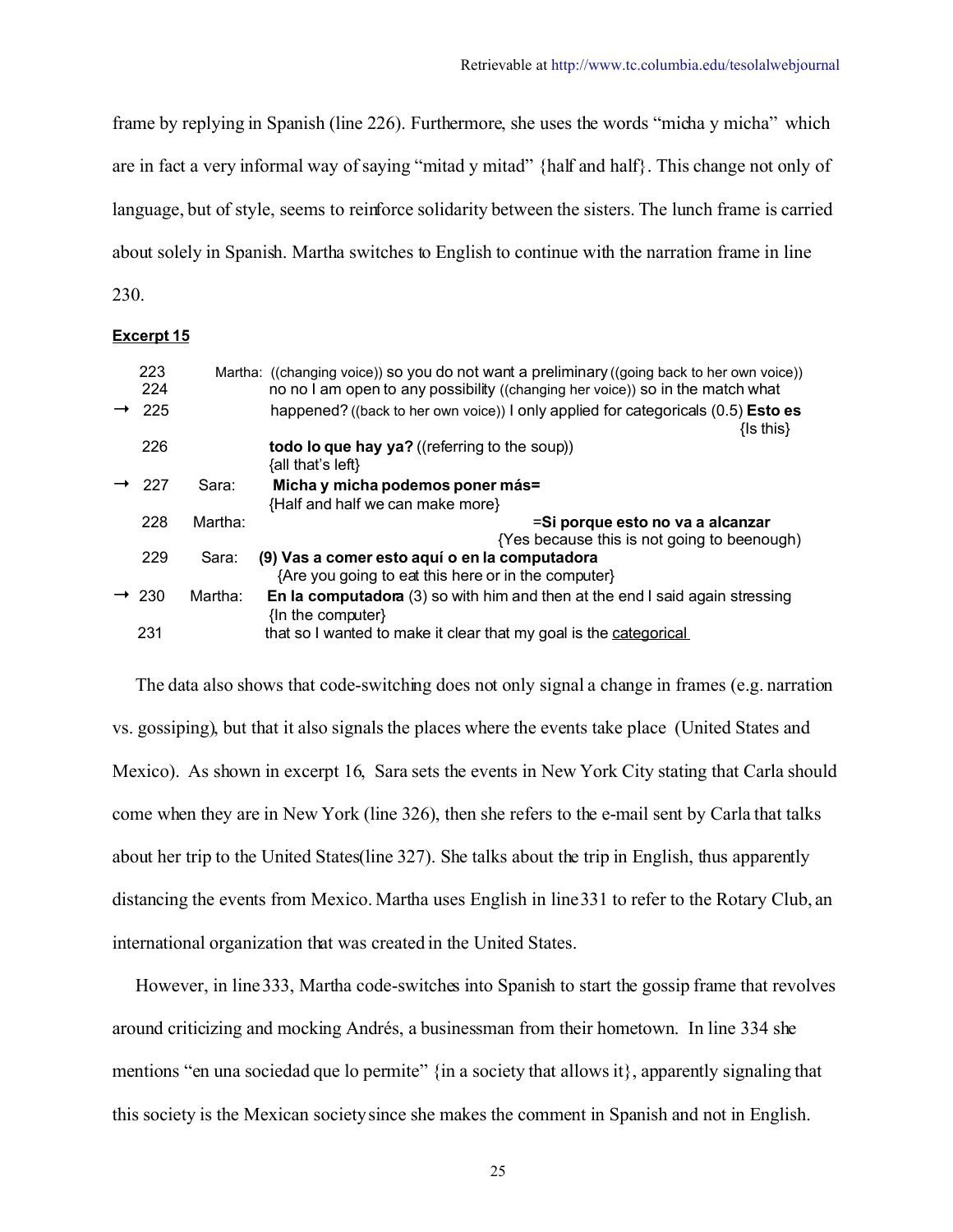frame by replying in Spanish (line 226). Furthermore, she uses the words "micha y micha" which are in fact a very informal way of saying "mitad y mitad" {half and half}. This change not only of language, but of style, seems to reinforce solidarity between the sisters. The lunch frame is carried about solely in Spanish. Martha switches to English to continue with the narration frame in line 230.

**Excerpt 15**

```
    223   Martha: ((changing voice)) so you do not want a preliminary ((going back to her own voice))
    224           no no I am open to any possibility ((changing her voice)) so in the match what
→   225           happened? ((back to her own voice)) I only applied for categoricals (0.5) Esto es
                                                                                          {Is this}
    226           todo lo que hay ya? ((referring to the soup))
                  {all that's left}
→   227   Sara:   Micha y micha podemos poner más=
                  {Half and half we can make more}
    228   Martha:                                   =Si porque esto no va a alcanzar
                                                  {Yes because this is not going to beenough}
    229   Sara:   (9) Vas a comer esto aquí o en la computadora
                  {Are you going to eat this here or in the computer}
→   230   Martha: En la computadora (3) so with him and then at the end I said again stressing
                  {In the computer}
    231           that so I wanted to make it clear that my goal is the categorical
```

The data also shows that code-switching does not only signal a change in frames (e.g. narration vs. gossiping), but that it also signals the places where the events take place (United States and Mexico). As shown in excerpt 16, Sara sets the events in New York City stating that Carla should come when they are in New York (line 326), then she refers to the e-mail sent by Carla that talks about her trip to the United States(line 327). She talks about the trip in English, thus apparently distancing the events from Mexico. Martha uses English in line 331 to refer to the Rotary Club, an international organization that was created in the United States.

However, in line 333, Martha code-switches into Spanish to start the gossip frame that revolves around criticizing and mocking Andrés, a businessman from their hometown. In line 334 she mentions "en una sociedad que lo permite" {in a society that allows it}, apparently signaling that this society is the Mexican society since she makes the comment in Spanish and not in English.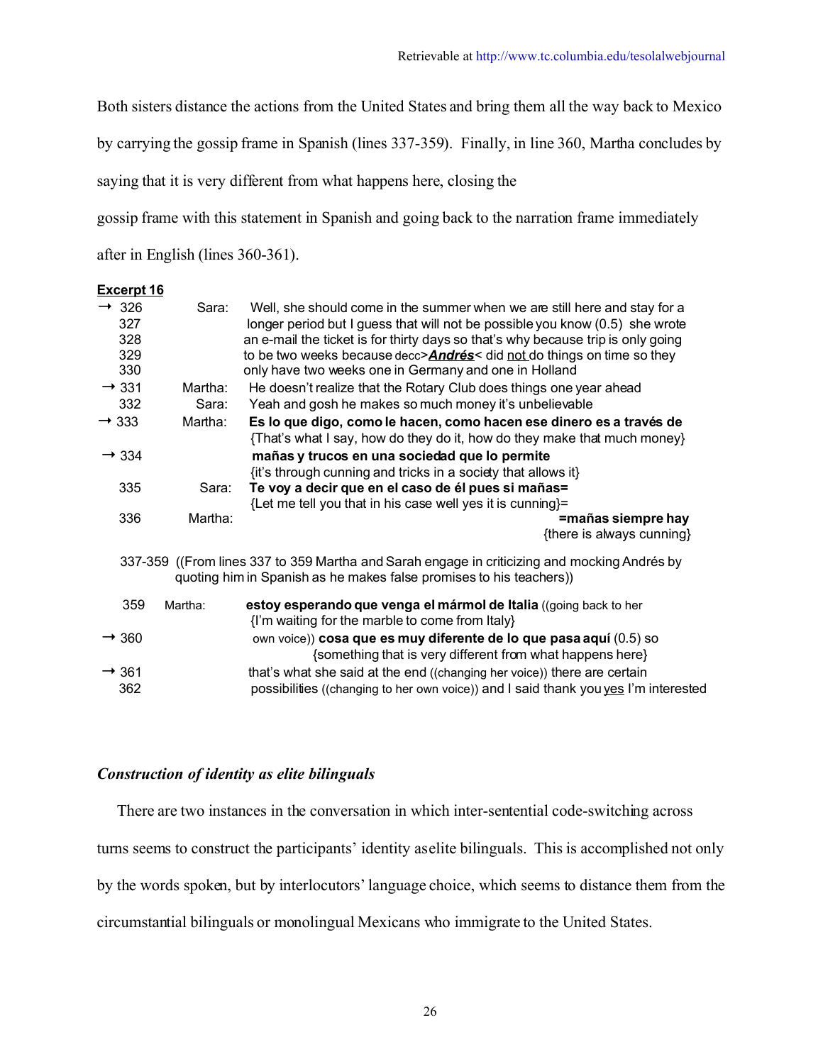Both sisters distance the actions from the United States and bring them all the way back to Mexico by carrying the gossip frame in Spanish (lines 337-359). Finally, in line 360, Martha concludes by saying that it is very different from what happens here, closing the gossip frame with this statement in Spanish and going back to the narration frame immediately after in English (lines 360-361).

**Excerpt 16**

```
→ 326    Sara:    Well, she should come in the summer when we are still here and stay for a
  327             longer period but I guess that will not be possible you know (0.5) she wrote
  328             an e-mail the ticket is for thirty days so that's why because trip is only going
  329             to be two weeks because decc>Andrés< did not do things on time so they
  330             only have two weeks one in Germany and one in Holland
→ 331    Martha:  He doesn't realize that the Rotary Club does things one year ahead
  332    Sara:    Yeah and gosh he makes so much money it's unbelievable
→ 333    Martha:  Es lo que digo, como le hacen, como hacen ese dinero es a través de
                  {That's what I say, how do they do it, how do they make that much money}
→ 334             mañas y trucos en una sociedad que lo permite
                  {it's through cunning and tricks in a society that allows it}
  335    Sara:    Te voy a decir que en el caso de él pues si mañas=
                  {Let me tell you that in his case well yes it is cunning}=
  336    Martha:                                              =mañas siempre hay
                                                              {there is always cunning}

  337-359 ((From lines 337 to 359 Martha and Sarah engage in criticizing and mocking Andrés by
          quoting him in Spanish as he makes false promises to his teachers))

  359    Martha:  estoy esperando que venga el mármol de Italia ((going back to her
                  {I'm waiting for the marble to come from Italy}
→ 360             own voice)) cosa que es muy diferente de lo que pasa aquí (0.5) so
                  {something that is very different from what happens here}
→ 361             that's what she said at the end ((changing her voice)) there are certain
  362             possibilities ((changing to her own voice)) and I said thank you yes I'm interested
```

### *Construction of identity as elite bilinguals*

There are two instances in the conversation in which inter-sentential code-switching across turns seems to construct the participants' identity as elite bilinguals. This is accomplished not only by the words spoken, but by interlocutors' language choice, which seems to distance them from the circumstantial bilinguals or monolingual Mexicans who immigrate to the United States.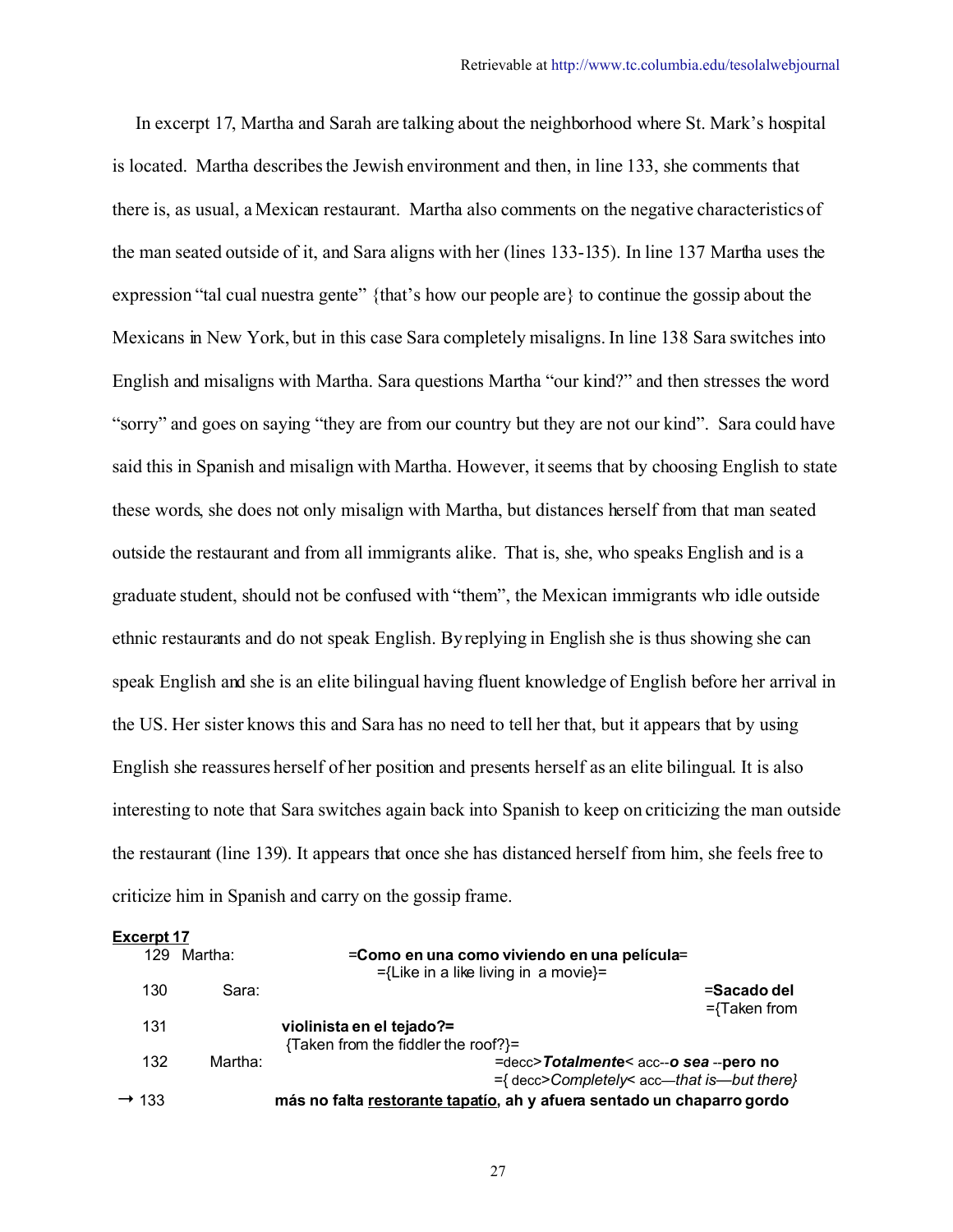In excerpt 17, Martha and Sarah are talking about the neighborhood where St. Mark's hospital is located. Martha describes the Jewish environment and then, in line 133, she comments that there is, as usual, a Mexican restaurant. Martha also comments on the negative characteristics of the man seated outside of it, and Sara aligns with her (lines 133-135). In line 137 Martha uses the expression "tal cual nuestra gente" {that's how our people are} to continue the gossip about the Mexicans in New York, but in this case Sara completely misaligns. In line 138 Sara switches into English and misaligns with Martha. Sara questions Martha "our kind?" and then stresses the word "sorry" and goes on saying "they are from our country but they are not our kind". Sara could have said this in Spanish and misalign with Martha. However, it seems that by choosing English to state these words, she does not only misalign with Martha, but distances herself from that man seated outside the restaurant and from all immigrants alike. That is, she, who speaks English and is a graduate student, should not be confused with "them", the Mexican immigrants who idle outside ethnic restaurants and do not speak English. By replying in English she is thus showing she can speak English and she is an elite bilingual having fluent knowledge of English before her arrival in the US. Her sister knows this and Sara has no need to tell her that, but it appears that by using English she reassures herself of her position and presents herself as an elite bilingual. It is also interesting to note that Sara switches again back into Spanish to keep on criticizing the man outside the restaurant (line 139). It appears that once she has distanced herself from him, she feels free to criticize him in Spanish and carry on the gossip frame.

**Excerpt 17**

```
    129  Martha:        =Como en una como viviendo en una película=
                          ={Like in a like living in  a movie}=
    130     Sara:                                                        =Sacado del
                                                                         ={Taken from
    131             violinista en el tejado?=
                     {Taken from the fiddler the roof?}=
    132   Martha:                           =decc>Totalmente< acc--o sea --pero no
                                            ={ decc>Completely< acc—that is—but there}
→ 133           más no falta restorante tapatío, ah y afuera sentado un chaparro gordo
```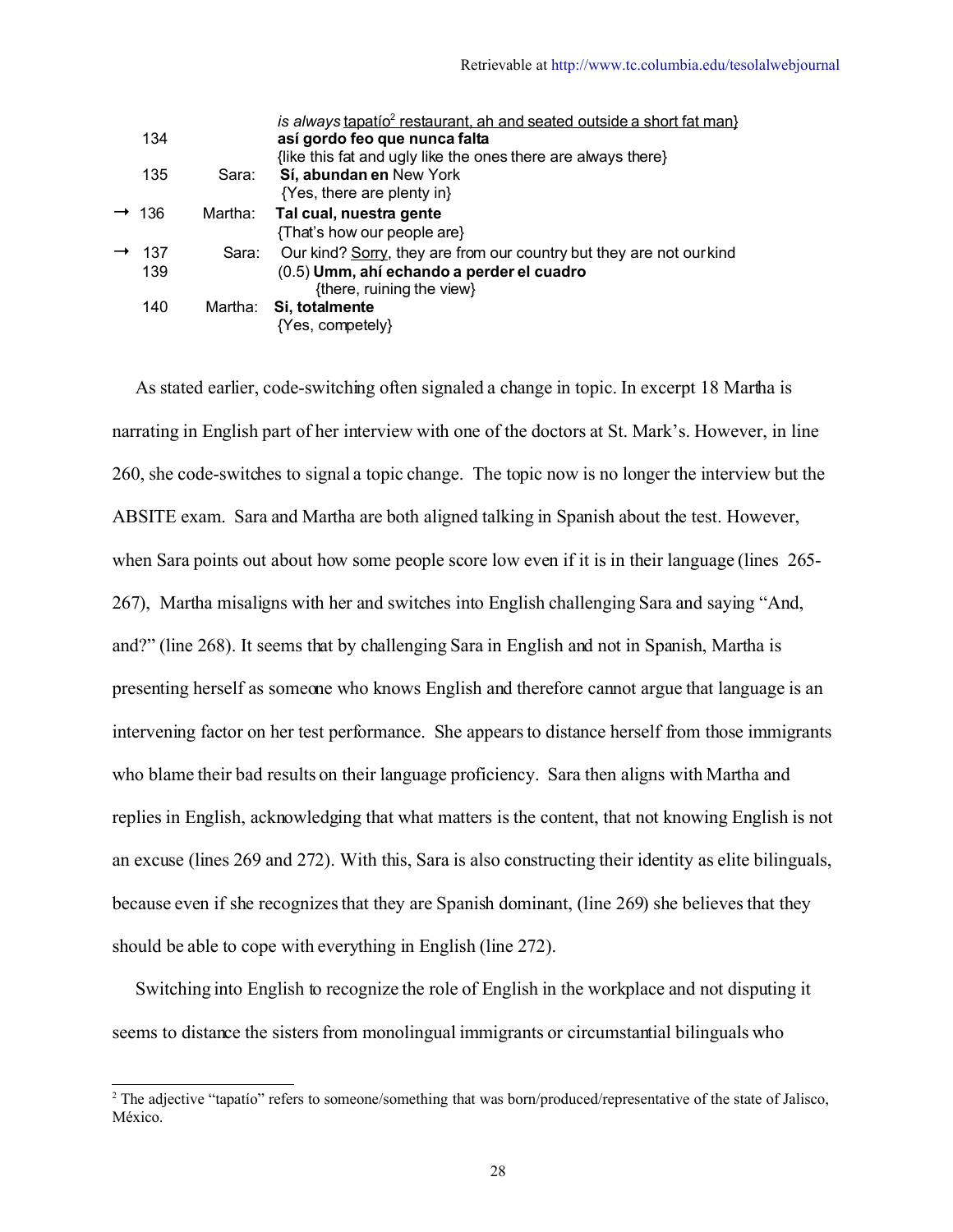| | | |
|---|---|---|
| | | *is always* tapatío[2] restaurant, ah and seated outside a short fat man} |
| 134 | | **así gordo feo que nunca falta** |
| | | {like this fat and ugly like the ones there are always there} |
| 135 | Sara: | **Sí, abundan en** New York |
| | | {Yes, there are plenty in} |
| → 136 | Martha: | **Tal cual, nuestra gente** |
| | | {That's how our people are} |
| → 137 | Sara: | Our kind? Sorry, they are from our country but they are not our kind |
| 139 | | (0.5) **Umm, ahí echando a perder el cuadro** |
| | | {there, ruining the view} |
| 140 | Martha: | **Si, totalmente** |
| | | {Yes, competely} |

As stated earlier, code-switching often signaled a change in topic. In excerpt 18 Martha is narrating in English part of her interview with one of the doctors at St. Mark's. However, in line 260, she code-switches to signal a topic change. The topic now is no longer the interview but the ABSITE exam. Sara and Martha are both aligned talking in Spanish about the test. However, when Sara points out about how some people score low even if it is in their language (lines 265-267), Martha misaligns with her and switches into English challenging Sara and saying "And, and?" (line 268). It seems that by challenging Sara in English and not in Spanish, Martha is presenting herself as someone who knows English and therefore cannot argue that language is an intervening factor on her test performance. She appears to distance herself from those immigrants who blame their bad results on their language proficiency. Sara then aligns with Martha and replies in English, acknowledging that what matters is the content, that not knowing English is not an excuse (lines 269 and 272). With this, Sara is also constructing their identity as elite bilinguals, because even if she recognizes that they are Spanish dominant, (line 269) she believes that they should be able to cope with everything in English (line 272).

Switching into English to recognize the role of English in the workplace and not disputing it seems to distance the sisters from monolingual immigrants or circumstantial bilinguals who

[2] The adjective "tapatío" refers to someone/something that was born/produced/representative of the state of Jalisco, México.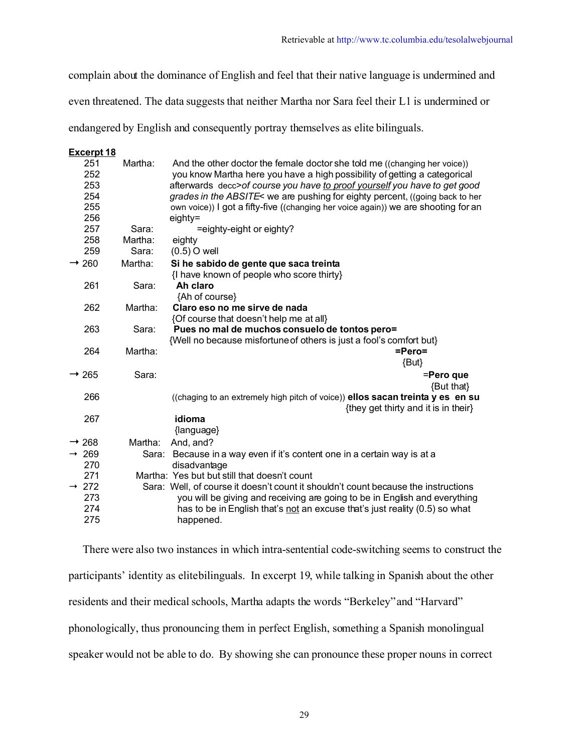complain about the dominance of English and feel that their native language is undermined and even threatened. The data suggests that neither Martha nor Sara feel their L1 is undermined or endangered by English and consequently portray themselves as elite bilinguals.

**Excerpt 18**

```
251       Martha:   And the other doctor the female doctor she told me ((changing her voice))
252                 you know Martha here you have a high possibility of getting a categorical
253                 afterwards decc>of course you have to proof yourself you have to get good
254                 grades in the ABSITE< we are pushing for eighty percent, ((going back to her
255                 own voice)) I got a fifty-five ((changing her voice again)) we are shooting for an
256                 eighty=
257       Sara:            =eighty-eight or eighty?
258       Martha:   eighty
259       Sara:     (0.5) O well
→ 260     Martha:   Si he sabido de gente que saca treinta
                    {I have known of people who score thirty}
261       Sara:     Ah claro
                    {Ah of course}
262       Martha:   Claro eso no me sirve de nada
                    {Of course that doesn't help me at all}
263       Sara:     Pues no mal de muchos consuelo de tontos pero=
                    {Well no because misfortune of others is just a fool's comfort but}
264       Martha:                                                         =Pero=
                                                                           {But}
→ 265     Sara:                                                               =Pero que
                                                                               {But that}
266                 ((chaging to an extremely high pitch of voice)) ellos sacan treinta y es en su
                                                        {they get thirty and it is in their}
267                 idioma
                    {language}
→ 268     Martha:   And, and?
→ 269     Sara:     Because in a way even if it's content one in a certain way is at a
270                 disadvantage
271       Martha:   Yes but but still that doesn't count
→ 272     Sara:     Well, of course it doesn't count it shouldn't count because the instructions
273                 you will be giving and receiving are going to be in English and everything
274                 has to be in English that's not an excuse that's just reality (0.5) so what
275                 happened.
```

There were also two instances in which intra-sentential code-switching seems to construct the participants' identity as elitebilinguals. In excerpt 19, while talking in Spanish about the other residents and their medical schools, Martha adapts the words "Berkeley" and "Harvard" phonologically, thus pronouncing them in perfect English, something a Spanish monolingual speaker would not be able to do. By showing she can pronounce these proper nouns in correct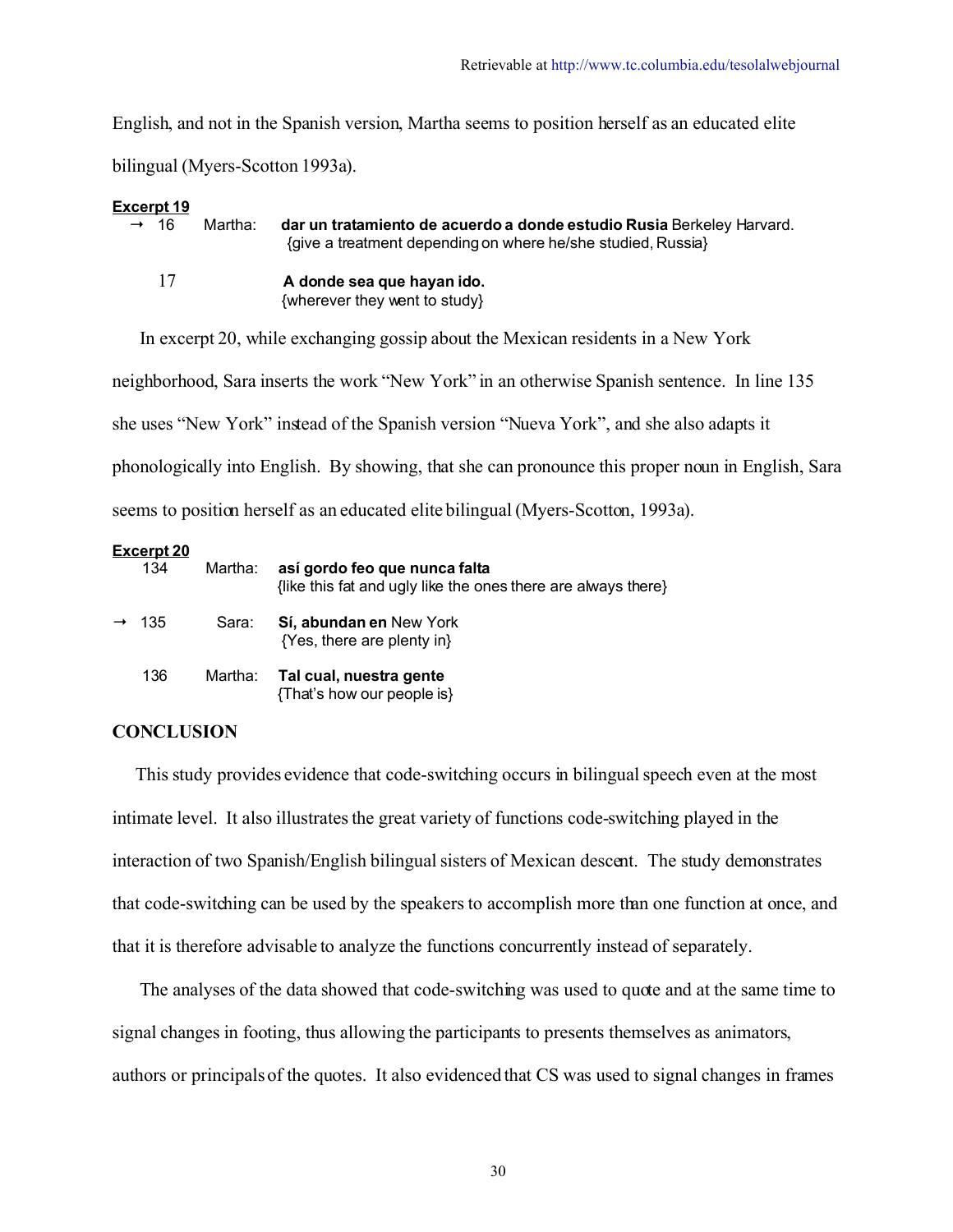English, and not in the Spanish version, Martha seems to position herself as an educated elite bilingual (Myers-Scotton 1993a).

**Excerpt 19**

→ 16 Martha: **dar un tratamiento de acuerdo a donde estudio Rusia** Berkeley Harvard.
{give a treatment depending on where he/she studied, Russia}

17 **A donde sea que hayan ido.**
{wherever they went to study}

In excerpt 20, while exchanging gossip about the Mexican residents in a New York neighborhood, Sara inserts the work "New York" in an otherwise Spanish sentence. In line 135 she uses "New York" instead of the Spanish version "Nueva York", and she also adapts it phonologically into English. By showing, that she can pronounce this proper noun in English, Sara seems to position herself as an educated elite bilingual (Myers-Scotton, 1993a).

**Excerpt 20**

134 Martha: **así gordo feo que nunca falta**
{like this fat and ugly like the ones there are always there}

→ 135 Sara: **Sí, abundan en** New York
{Yes, there are plenty in}

136 Martha: **Tal cual, nuestra gente**
{That's how our people is}

## CONCLUSION

This study provides evidence that code-switching occurs in bilingual speech even at the most intimate level. It also illustrates the great variety of functions code-switching played in the interaction of two Spanish/English bilingual sisters of Mexican descent. The study demonstrates that code-switching can be used by the speakers to accomplish more than one function at once, and that it is therefore advisable to analyze the functions concurrently instead of separately.

The analyses of the data showed that code-switching was used to quote and at the same time to signal changes in footing, thus allowing the participants to presents themselves as animators, authors or principals of the quotes. It also evidenced that CS was used to signal changes in frames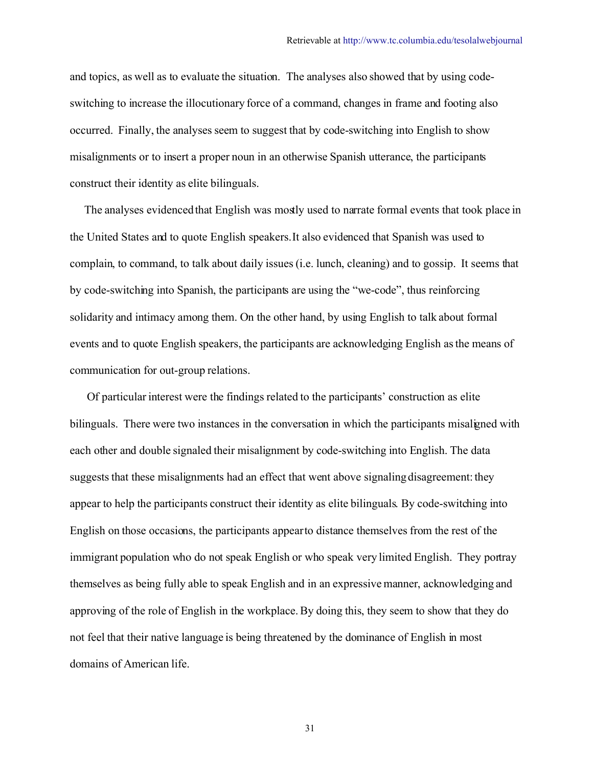and topics, as well as to evaluate the situation. The analyses also showed that by using code-switching to increase the illocutionary force of a command, changes in frame and footing also occurred. Finally, the analyses seem to suggest that by code-switching into English to show misalignments or to insert a proper noun in an otherwise Spanish utterance, the participants construct their identity as elite bilinguals.

The analyses evidenced that English was mostly used to narrate formal events that took place in the United States and to quote English speakers. It also evidenced that Spanish was used to complain, to command, to talk about daily issues (i.e. lunch, cleaning) and to gossip. It seems that by code-switching into Spanish, the participants are using the "we-code", thus reinforcing solidarity and intimacy among them. On the other hand, by using English to talk about formal events and to quote English speakers, the participants are acknowledging English as the means of communication for out-group relations.

Of particular interest were the findings related to the participants' construction as elite bilinguals. There were two instances in the conversation in which the participants misaligned with each other and double signaled their misalignment by code-switching into English. The data suggests that these misalignments had an effect that went above signaling disagreement: they appear to help the participants construct their identity as elite bilinguals. By code-switching into English on those occasions, the participants appear to distance themselves from the rest of the immigrant population who do not speak English or who speak very limited English. They portray themselves as being fully able to speak English and in an expressive manner, acknowledging and approving of the role of English in the workplace. By doing this, they seem to show that they do not feel that their native language is being threatened by the dominance of English in most domains of American life.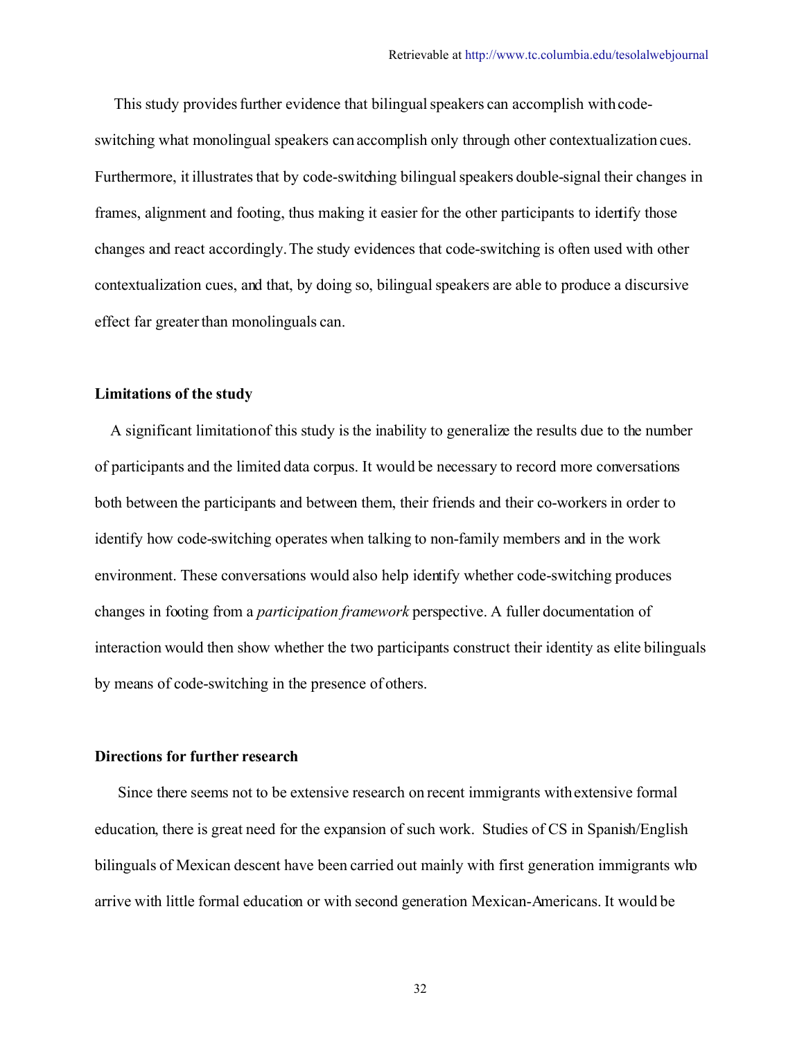This study provides further evidence that bilingual speakers can accomplish with code-switching what monolingual speakers can accomplish only through other contextualization cues. Furthermore, it illustrates that by code-switching bilingual speakers double-signal their changes in frames, alignment and footing, thus making it easier for the other participants to identify those changes and react accordingly. The study evidences that code-switching is often used with other contextualization cues, and that, by doing so, bilingual speakers are able to produce a discursive effect far greater than monolinguals can.

### Limitations of the study

A significant limitation of this study is the inability to generalize the results due to the number of participants and the limited data corpus. It would be necessary to record more conversations both between the participants and between them, their friends and their co-workers in order to identify how code-switching operates when talking to non-family members and in the work environment. These conversations would also help identify whether code-switching produces changes in footing from a *participation framework* perspective. A fuller documentation of interaction would then show whether the two participants construct their identity as elite bilinguals by means of code-switching in the presence of others.

### Directions for further research

Since there seems not to be extensive research on recent immigrants with extensive formal education, there is great need for the expansion of such work. Studies of CS in Spanish/English bilinguals of Mexican descent have been carried out mainly with first generation immigrants who arrive with little formal education or with second generation Mexican-Americans. It would be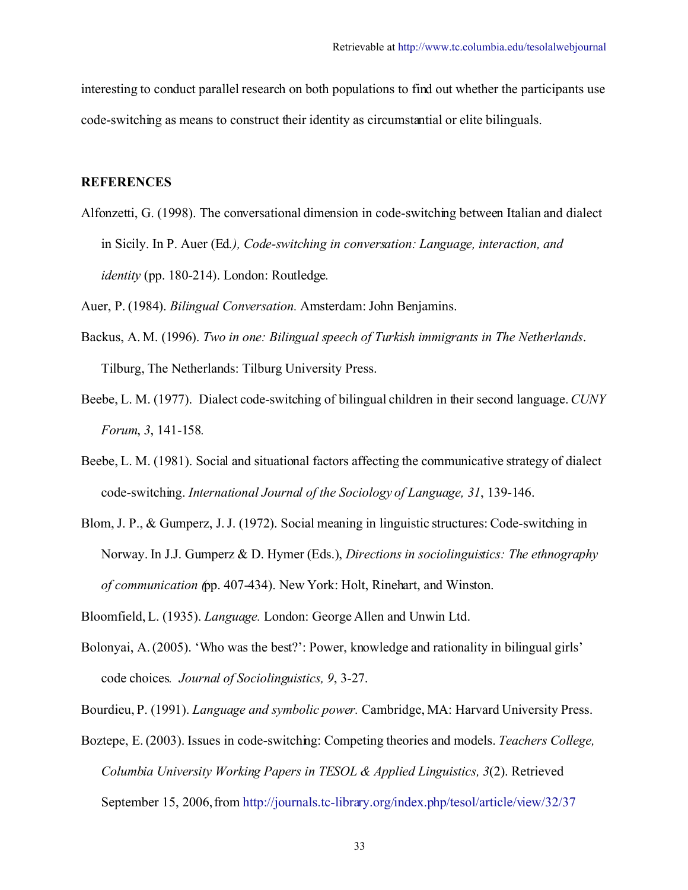interesting to conduct parallel research on both populations to find out whether the participants use code-switching as means to construct their identity as circumstantial or elite bilinguals.

## REFERENCES

Alfonzetti, G. (1998). The conversational dimension in code-switching between Italian and dialect in Sicily. In P. Auer (Ed*.), Code-switching in conversation: Language, interaction, and identity* (pp. 180-214). London: Routledge.

Auer, P. (1984). *Bilingual Conversation.* Amsterdam: John Benjamins.

Backus, A. M. (1996). *Two in one: Bilingual speech of Turkish immigrants in The Netherlands*. Tilburg, The Netherlands: Tilburg University Press.

Beebe, L. M. (1977). Dialect code-switching of bilingual children in their second language. *CUNY Forum*, *3*, 141-158.

Beebe, L. M. (1981). Social and situational factors affecting the communicative strategy of dialect code-switching. *International Journal of the Sociology of Language, 31*, 139-146.

Blom, J. P., & Gumperz, J. J. (1972). Social meaning in linguistic structures: Code-switching in Norway. In J.J. Gumperz & D. Hymer (Eds.), *Directions in sociolinguistics: The ethnography of communication (*pp. 407-434). New York: Holt, Rinehart, and Winston.

Bloomfield, L. (1935). *Language.* London: George Allen and Unwin Ltd.

Bolonyai, A. (2005). 'Who was the best?': Power, knowledge and rationality in bilingual girls' code choices. *Journal of Sociolinguistics, 9*, 3-27.

Bourdieu, P. (1991). *Language and symbolic power.* Cambridge, MA: Harvard University Press.

Boztepe, E. (2003). Issues in code-switching: Competing theories and models. *Teachers College, Columbia University Working Papers in TESOL & Applied Linguistics, 3*(2). Retrieved September 15, 2006, from http://journals.tc-library.org/index.php/tesol/article/view/32/37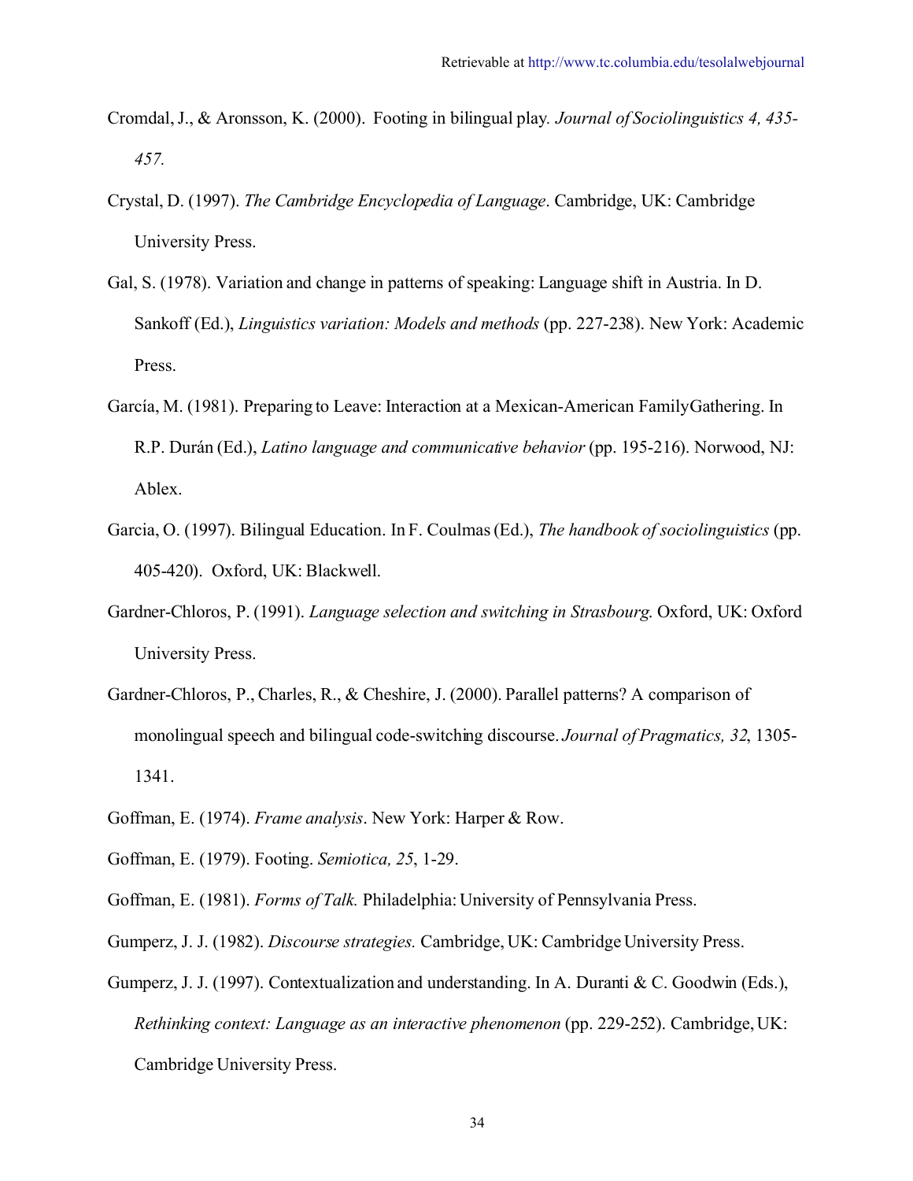Cromdal, J., & Aronsson, K. (2000). Footing in bilingual play. *Journal of Sociolinguistics 4, 435-457.*

Crystal, D. (1997). *The Cambridge Encyclopedia of Language*. Cambridge, UK: Cambridge University Press.

Gal, S. (1978). Variation and change in patterns of speaking: Language shift in Austria. In D. Sankoff (Ed.), *Linguistics variation: Models and methods* (pp. 227-238). New York: Academic Press.

García, M. (1981). Preparing to Leave: Interaction at a Mexican-American FamilyGathering. In R.P. Durán (Ed.), *Latino language and communicative behavior* (pp. 195-216). Norwood, NJ: Ablex.

Garcia, O. (1997). Bilingual Education. In F. Coulmas (Ed.), *The handbook of sociolinguistics* (pp. 405-420). Oxford, UK: Blackwell.

Gardner-Chloros, P. (1991). *Language selection and switching in Strasbourg.* Oxford, UK: Oxford University Press.

Gardner-Chloros, P., Charles, R., & Cheshire, J. (2000). Parallel patterns? A comparison of monolingual speech and bilingual code-switching discourse. *Journal of Pragmatics, 32*, 1305-1341.

Goffman, E. (1974). *Frame analysis*. New York: Harper & Row.

Goffman, E. (1979). Footing. *Semiotica, 25*, 1-29.

Goffman, E. (1981). *Forms of Talk.* Philadelphia: University of Pennsylvania Press.

Gumperz, J. J. (1982). *Discourse strategies.* Cambridge, UK: Cambridge University Press.

Gumperz, J. J. (1997). Contextualization and understanding. In A. Duranti & C. Goodwin (Eds.), *Rethinking context: Language as an interactive phenomenon* (pp. 229-252). Cambridge, UK: Cambridge University Press.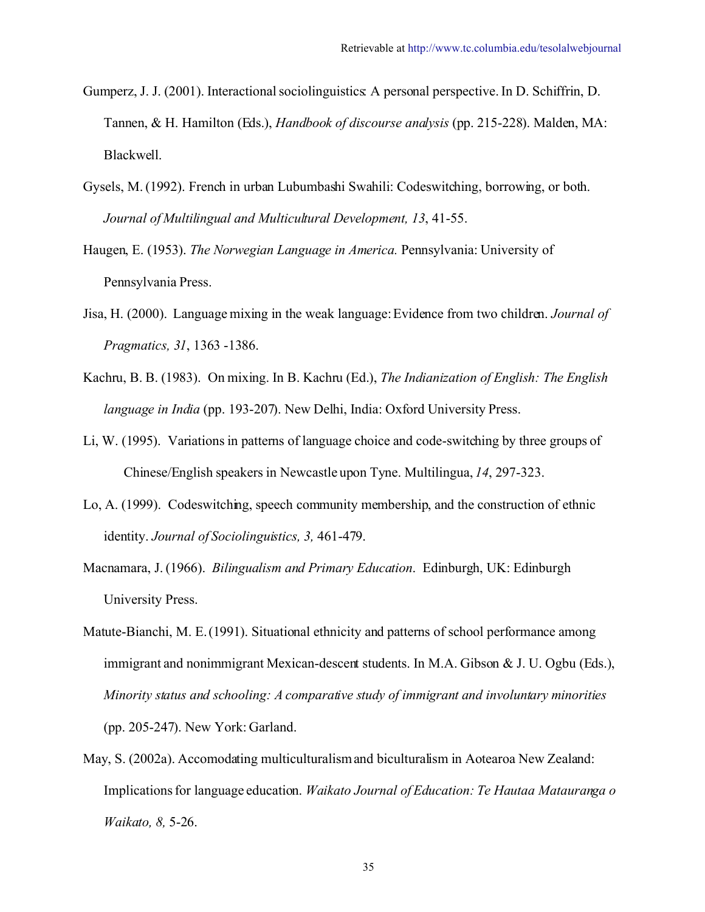Gumperz, J. J. (2001). Interactional sociolinguistics: A personal perspective. In D. Schiffrin, D. Tannen, & H. Hamilton (Eds.), *Handbook of discourse analysis* (pp. 215-228). Malden, MA: Blackwell.

Gysels, M. (1992). French in urban Lubumbashi Swahili: Codeswitching, borrowing, or both. *Journal of Multilingual and Multicultural Development, 13*, 41-55.

Haugen, E. (1953). *The Norwegian Language in America.* Pennsylvania: University of Pennsylvania Press.

Jisa, H. (2000). Language mixing in the weak language: Evidence from two children. *Journal of Pragmatics, 31*, 1363 -1386.

Kachru, B. B. (1983). On mixing. In B. Kachru (Ed.), *The Indianization of English: The English language in India* (pp. 193-207). New Delhi, India: Oxford University Press.

Li, W. (1995). Variations in patterns of language choice and code-switching by three groups of Chinese/English speakers in Newcastle upon Tyne. Multilingua, *14*, 297-323.

Lo, A. (1999). Codeswitching, speech community membership, and the construction of ethnic identity. *Journal of Sociolinguistics, 3,* 461-479.

Macnamara, J. (1966). *Bilingualism and Primary Education*. Edinburgh, UK: Edinburgh University Press.

Matute-Bianchi, M. E. (1991). Situational ethnicity and patterns of school performance among immigrant and nonimmigrant Mexican-descent students. In M.A. Gibson & J. U. Ogbu (Eds.), *Minority status and schooling: A comparative study of immigrant and involuntary minorities* (pp. 205-247). New York: Garland.

May, S. (2002a). Accomodating multiculturalism and biculturalism in Aotearoa New Zealand: Implications for language education. *Waikato Journal of Education: Te Hautaa Matauranga o Waikato, 8,* 5-26.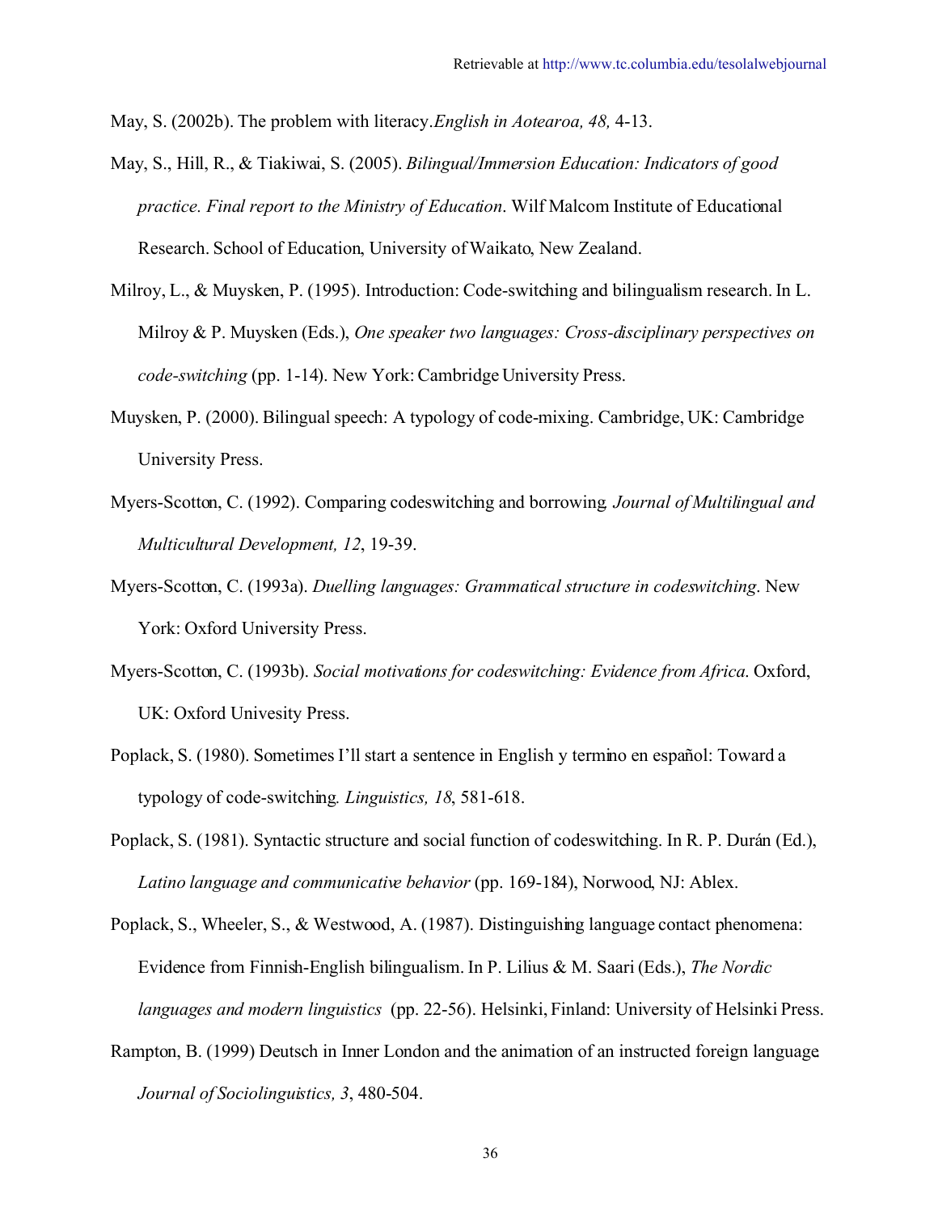May, S. (2002b). The problem with literacy.*English in Aotearoa, 48,* 4-13.

May, S., Hill, R., & Tiakiwai, S. (2005). *Bilingual/Immersion Education: Indicators of good practice. Final report to the Ministry of Education*. Wilf Malcom Institute of Educational Research. School of Education, University of Waikato, New Zealand.

Milroy, L., & Muysken, P. (1995). Introduction: Code-switching and bilingualism research. In L. Milroy & P. Muysken (Eds.), *One speaker two languages: Cross-disciplinary perspectives on code-switching* (pp. 1-14). New York: Cambridge University Press.

Muysken, P. (2000). Bilingual speech: A typology of code-mixing. Cambridge, UK: Cambridge University Press.

Myers-Scotton, C. (1992). Comparing codeswitching and borrowing. *Journal of Multilingual and Multicultural Development, 12*, 19-39.

Myers-Scotton, C. (1993a). *Duelling languages: Grammatical structure in codeswitching*. New York: Oxford University Press.

Myers-Scotton, C. (1993b). *Social motivations for codeswitching: Evidence from Africa*. Oxford, UK: Oxford Univesity Press.

Poplack, S. (1980). Sometimes I'll start a sentence in English y termino en español: Toward a typology of code-switching. *Linguistics, 18*, 581-618.

Poplack, S. (1981). Syntactic structure and social function of codeswitching. In R. P. Durán (Ed.), *Latino language and communicative behavior* (pp. 169-184), Norwood, NJ: Ablex.

Poplack, S., Wheeler, S., & Westwood, A. (1987). Distinguishing language contact phenomena: Evidence from Finnish-English bilingualism. In P. Lilius & M. Saari (Eds.), *The Nordic languages and modern linguistics* (pp. 22-56). Helsinki, Finland: University of Helsinki Press.

Rampton, B. (1999) Deutsch in Inner London and the animation of an instructed foreign language. *Journal of Sociolinguistics, 3*, 480-504.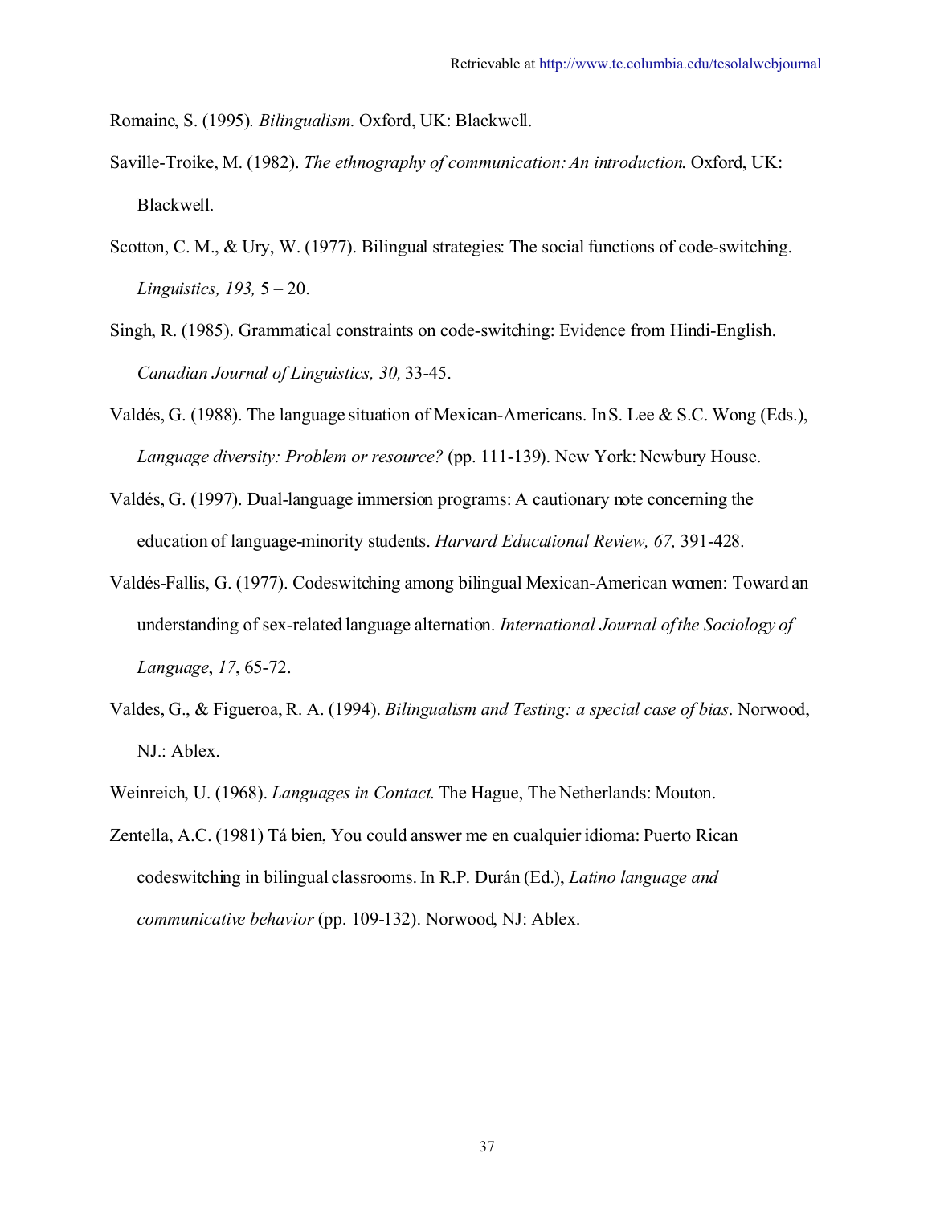Romaine, S. (1995). *Bilingualism.* Oxford, UK: Blackwell.

Saville-Troike, M. (1982). *The ethnography of communication: An introduction*. Oxford, UK: Blackwell.

Scotton, C. M., & Ury, W. (1977). Bilingual strategies: The social functions of code-switching. *Linguistics, 193,* 5 – 20.

Singh, R. (1985). Grammatical constraints on code-switching: Evidence from Hindi-English. *Canadian Journal of Linguistics, 30,* 33-45.

Valdés, G. (1988). The language situation of Mexican-Americans. In S. Lee & S.C. Wong (Eds.), *Language diversity: Problem or resource?* (pp. 111-139). New York: Newbury House.

Valdés, G. (1997). Dual-language immersion programs: A cautionary note concerning the education of language-minority students. *Harvard Educational Review, 67,* 391-428.

Valdés-Fallis, G. (1977). Codeswitching among bilingual Mexican-American women: Toward an understanding of sex-related language alternation. *International Journal of the Sociology of Language*, *17*, 65-72.

Valdes, G., & Figueroa, R. A. (1994). *Bilingualism and Testing: a special case of bias*. Norwood, NJ.: Ablex.

Weinreich, U. (1968). *Languages in Contact*. The Hague, The Netherlands: Mouton.

Zentella, A.C. (1981) Tá bien, You could answer me en cualquier idioma: Puerto Rican codeswitching in bilingual classrooms. In R.P. Durán (Ed.), *Latino language and communicative behavior* (pp. 109-132). Norwood, NJ: Ablex.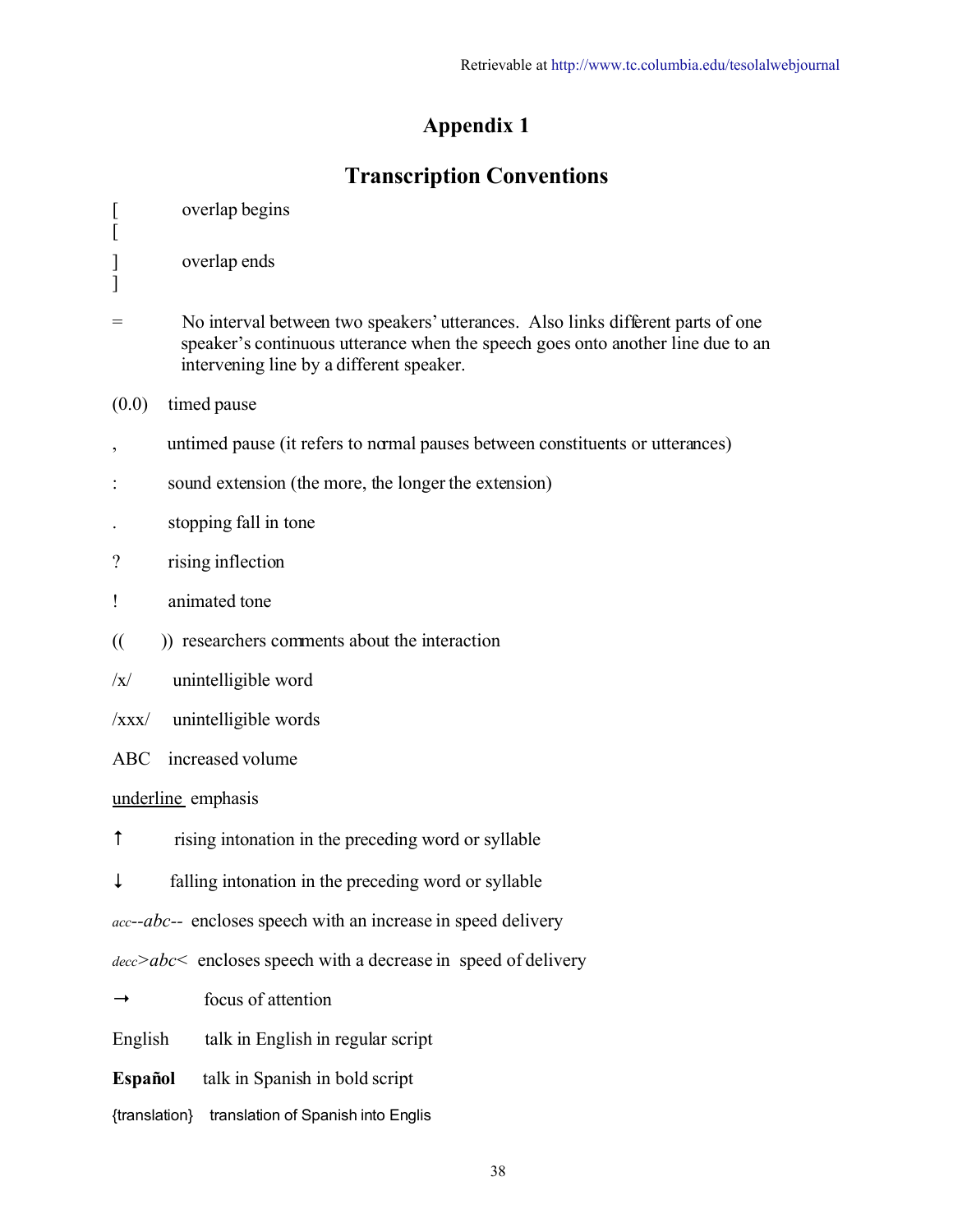# Appendix 1

## Transcription Conventions

[ 
[ overlap begins

] 
] overlap ends

= No interval between two speakers' utterances. Also links different parts of one speaker's continuous utterance when the speech goes onto another line due to an intervening line by a different speaker.

(0.0) timed pause

, untimed pause (it refers to normal pauses between constituents or utterances)

: sound extension (the more, the longer the extension)

. stopping fall in tone

? rising inflection

! animated tone

(( )) researchers comments about the interaction

/x/ unintelligible word

/xxx/ unintelligible words

ABC increased volume

<u>underline</u> emphasis

↑ rising intonation in the preceding word or syllable

↓ falling intonation in the preceding word or syllable

acc--*abc*-- encloses speech with an increase in speed delivery

decc>*abc*< encloses speech with a decrease in speed of delivery

→ focus of attention

English talk in English in regular script

**Español** talk in Spanish in bold script

{translation} translation of Spanish into Englis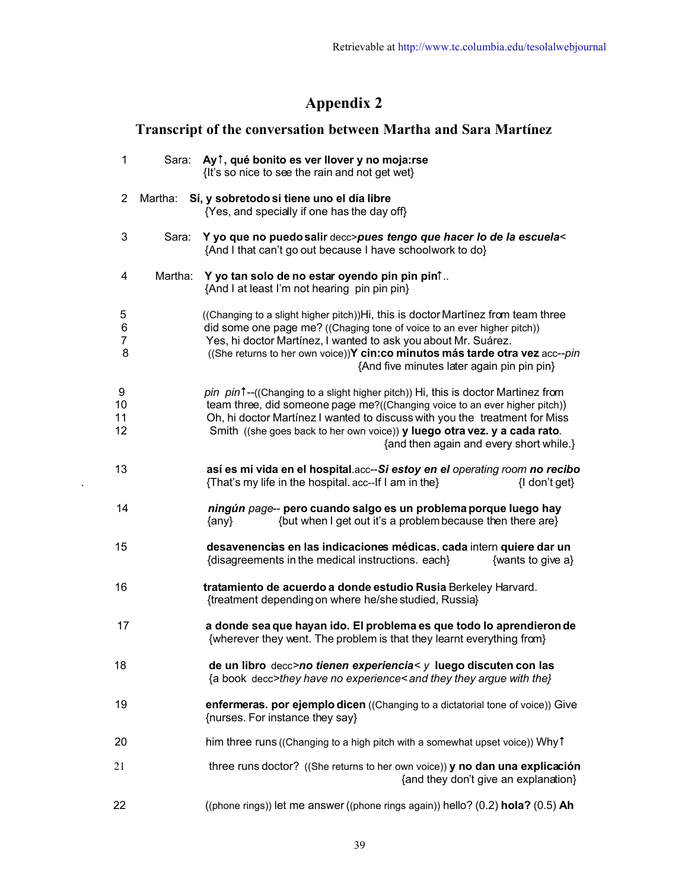# Appendix 2

## Transcript of the conversation between Martha and Sara Martínez

1 Sara: **Ay↑, qué bonito es ver llover y no moja:rse**
{It's so nice to see the rain and not get wet}

2 Martha: **Sí, y sobretodo si tiene uno el día libre**
{Yes, and specially if one has the day off}

3 Sara: **Y yo que no puedo salir** decc>***pues tengo que hacer lo de la escuela***<
{And I that can't go out because I have schoolwork to do}

4 Martha: **Y yo tan solo de no estar oyendo pin pin pin↑**..
{And I at least I'm not hearing pin pin pin}

5 ((Changing to a slight higher pitch))Hi, this is doctor Martínez from team three
6 did some one page me? ((Chaging tone of voice to an ever higher pitch))
7 Yes, hi doctor Martínez, I wanted to ask you about Mr. Suárez.
8 ((She returns to her own voice))**Y cin:co minutos más tarde otra vez** acc--*pin*
{And five minutes later again pin pin pin}

9 *pin pin↑*--((Changing to a slight higher pitch)) Hi, this is doctor Martinez from
10 team three, did someone page me?((Changing voice to an ever higher pitch))
11 Oh, hi doctor Martínez I wanted to discuss with you the treatment for Miss
12 Smith ((she goes back to her own voice)) **y luego otra vez. y a cada rato**.
{and then again and every short while.}

13 **así es mi vida en el hospital**.acc--***Si estoy en el*** *operating room* ***no recibo***
{That's my life in the hospital. acc--If I am in the} {I don't get}

14 ***ningún*** *page*-- **pero cuando salgo es un problema porque luego hay**
{any} {but when I get out it's a problem because then there are}

15 **desavenencias en las indicaciones médicas. cada** intern **quiere dar un**
{disagreements in the medical instructions. each} {wants to give a}

16 **tratamiento de acuerdo a donde estudio Rusia** Berkeley Harvard.
{treatment depending on where he/she studied, Russia}

17 **a donde sea que hayan ido. El problema es que todo lo aprendieron de**
{wherever they went. The problem is that they learnt everything from}

18 **de un libro** decc>***no tienen experiencia***< *y* **luego discuten con las**
{a book decc>*they have no experience*<*and they they argue with the*}

19 **enfermeras. por ejemplo dicen** ((Changing to a dictatorial tone of voice)) Give
{nurses. For instance they say}

20 him three runs ((Changing to a high pitch with a somewhat upset voice)) Why↑

21 three runs doctor? ((She returns to her own voice)) **y no dan una explicación**
{and they don't give an explanation}

22 ((phone rings)) let me answer ((phone rings again)) hello? (0.2) **hola?** (0.5) **Ah**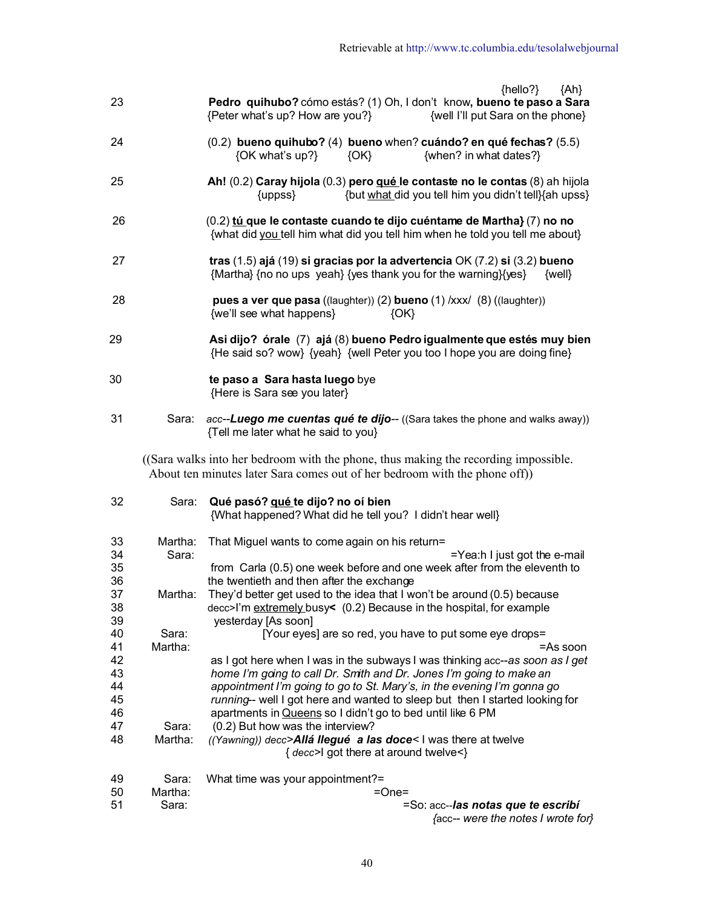| | | |
|---|---|---|
| | | {hello?} {Ah} |
| 23 | | **Pedro quihubo?** cómo estás? (1) Oh, I don't know, **bueno te paso a Sara** |
| | | {Peter what's up? How are you?} {well I'll put Sara on the phone} |
| 24 | | (0.2) **bueno quihubo?** (4) **bueno** when? **cuándo? en qué fechas?** (5.5) |
| | | {OK what's up?} {OK} {when? in what dates?} |
| 25 | | **Ah!** (0.2) **Caray hijola** (0.3) **pero <u>qué</u> le contaste no le contas** (8) ah hijola |
| | | {uppss} {but <u>what</u> did you tell him you didn't tell}{ah upss} |
| 26 | | (0.2) **<u>tú</u> que le contaste cuando te dijo cuéntame de Martha}** (7) **no no** |
| | | {what did <u>you</u> tell him what did you tell him when he told you tell me about} |
| 27 | | **tras** (1.5) **ajá** (19) **si gracias por la advertencia** OK (7.2) **si** (3.2) **bueno** |
| | | {Martha} {no no ups yeah} {yes thank you for the warning}{yes} {well} |
| 28 | | **pues a ver que pasa** ((laughter)) (2) **bueno** (1) /xxx/ (8) ((laughter)) |
| | | {we'll see what happens} {OK} |
| 29 | | **Asi dijo? órale** (7) **ajá** (8) **bueno Pedro igualmente que estés muy bien** |
| | | {He said so? wow} {yeah} {well Peter you too I hope you are doing fine} |
| 30 | | **te paso a Sara hasta luego** bye |
| | | {Here is Sara see you later} |
| 31 | Sara: | acc--***Luego me cuentas qué te dijo***-- ((Sara takes the phone and walks away)) |
| | | {Tell me later what he said to you} |

((Sara walks into her bedroom with the phone, thus making the recording impossible. About ten minutes later Sara comes out of her bedroom with the phone off))

| | | |
|---|---|---|
| 32 | Sara: | **Qué pasó? <u>qué</u> te dijo? no oí bien** |
| | | {What happened? What did he tell you? I didn't hear well} |
| 33 | Martha: | That Miguel wants to come again on his return= |
| 34 | Sara: | =Yea:h I just got the e-mail |
| 35 | | from Carla (0.5) one week before and one week after from the eleventh to |
| 36 | | the twentieth and then after the exchange |
| 37 | Martha: | They'd better get used to the idea that I won't be around (0.5) because |
| 38 | | decc>I'm <u>extremely</u> busy< (0.2) Because in the hospital, for example |
| 39 | | yesterday [As soon] |
| 40 | Sara: | [Your eyes] are so red, you have to put some eye drops= |
| 41 | Martha: | =As soon |
| 42 | | as I got here when I was in the subways I was thinking acc--*as soon as I get* |
| 43 | | *home I'm going to call Dr. Smith and Dr. Jones I'm going to make an* |
| 44 | | *appointment I'm going to go to St. Mary's, in the evening I'm gonna go* |
| 45 | | *running*-- well I got here and wanted to sleep but then I started looking for |
| 46 | | apartments in <u>Queens</u> so I didn't go to bed until like 6 PM |
| 47 | Sara: | (0.2) But how was the interview? |
| 48 | Martha: | *((Yawning))* decc>***Allá llegué a las doce***< I was there at twelve |
| | | { decc>I got there at around twelve<} |
| 49 | Sara: | What time was your appointment?= |
| 50 | Martha: | =One= |
| 51 | Sara: | =So: acc--***las notas que te escribí*** |
| | | {acc-- *were the notes I wrote for*} |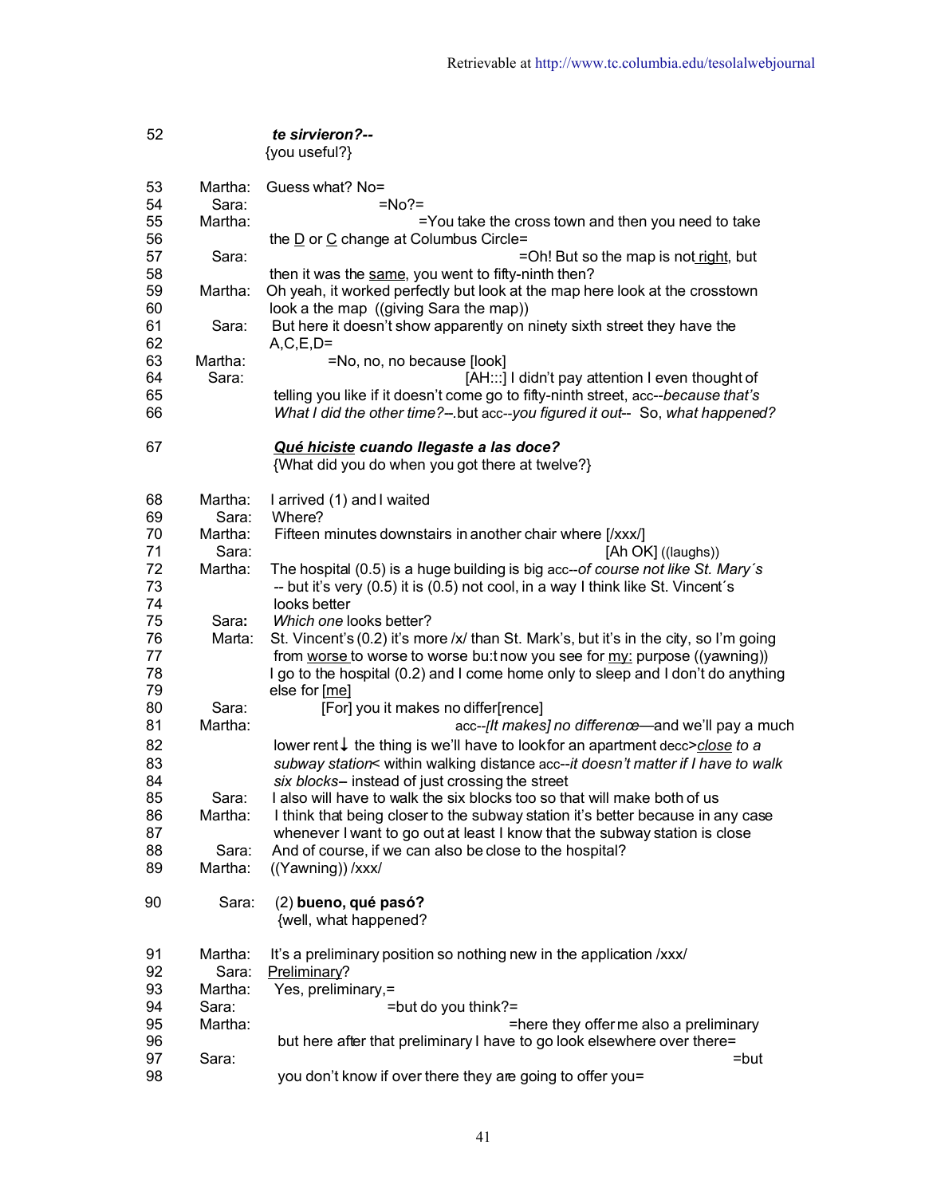52 ***te sirvieron?--***
{you useful?}

53 Martha: Guess what? No=
54 Sara: =No?=
55 Martha: =You take the cross town and then you need to take
56 the D or C change at Columbus Circle=
57 Sara: =Oh! But so the map is not right, but
58 then it was the same, you went to fifty-ninth then?
59 Martha: Oh yeah, it worked perfectly but look at the map here look at the crosstown
60 look a the map ((giving Sara the map))
61 Sara: But here it doesn't show apparently on ninety sixth street they have the
62 A,C,E,D=
63 Martha: =No, no, no because [look]
64 Sara: [AH:::] I didn't pay attention I even thought of
65 telling you like if it doesn't come go to fifty-ninth street, acc--*because that's*
66 *What I did the other time?*--.but acc--*you figured it out*-- So, *what happened?*

67 ***Qué hiciste cuando llegaste a las doce?***
{What did you do when you got there at twelve?}

68 Martha: I arrived (1) and I waited
69 Sara: Where?
70 Martha: Fifteen minutes downstairs in another chair where [/xxx/]
71 Sara: [Ah OK] ((laughs))
72 Martha: The hospital (0.5) is a huge building is big acc--*of course not like St. Mary´s*
73 -- but it's very (0.5) it is (0.5) not cool, in a way I think like St. Vincent´s
74 looks better
75 Sara: *Which one* looks better?
76 Marta: St. Vincent's (0.2) it's more /x/ than St. Mark's, but it's in the city, so I'm going
77 from worse to worse to worse bu:t now you see for my: purpose ((yawning))
78 I go to the hospital (0.2) and I come home only to sleep and I don't do anything
79 else for [me]
80 Sara: [For] you it makes no differ[rence]
81 Martha: acc--*[It makes] no difference*—and we'll pay a much
82 lower rent↓ the thing is we'll have to look for an apartment decc>*close to a*
83 *subway station*< within walking distance acc--*it doesn't matter if I have to walk*
84 *six blocks*-- instead of just crossing the street
85 Sara: I also will have to walk the six blocks too so that will make both of us
86 Martha: I think that being closer to the subway station it's better because in any case
87 whenever I want to go out at least I know that the subway station is close
88 Sara: And of course, if we can also be close to the hospital?
89 Martha: ((Yawning)) /xxx/

90 Sara: (2) **bueno, qué pasó?**
{well, what happened?

91 Martha: It's a preliminary position so nothing new in the application /xxx/
92 Sara: Preliminary?
93 Martha: Yes, preliminary,=
94 Sara: =but do you think?=
95 Martha: =here they offer me also a preliminary
96 but here after that preliminary I have to go look elsewhere over there=
97 Sara: =but
98 you don't know if over there they are going to offer you=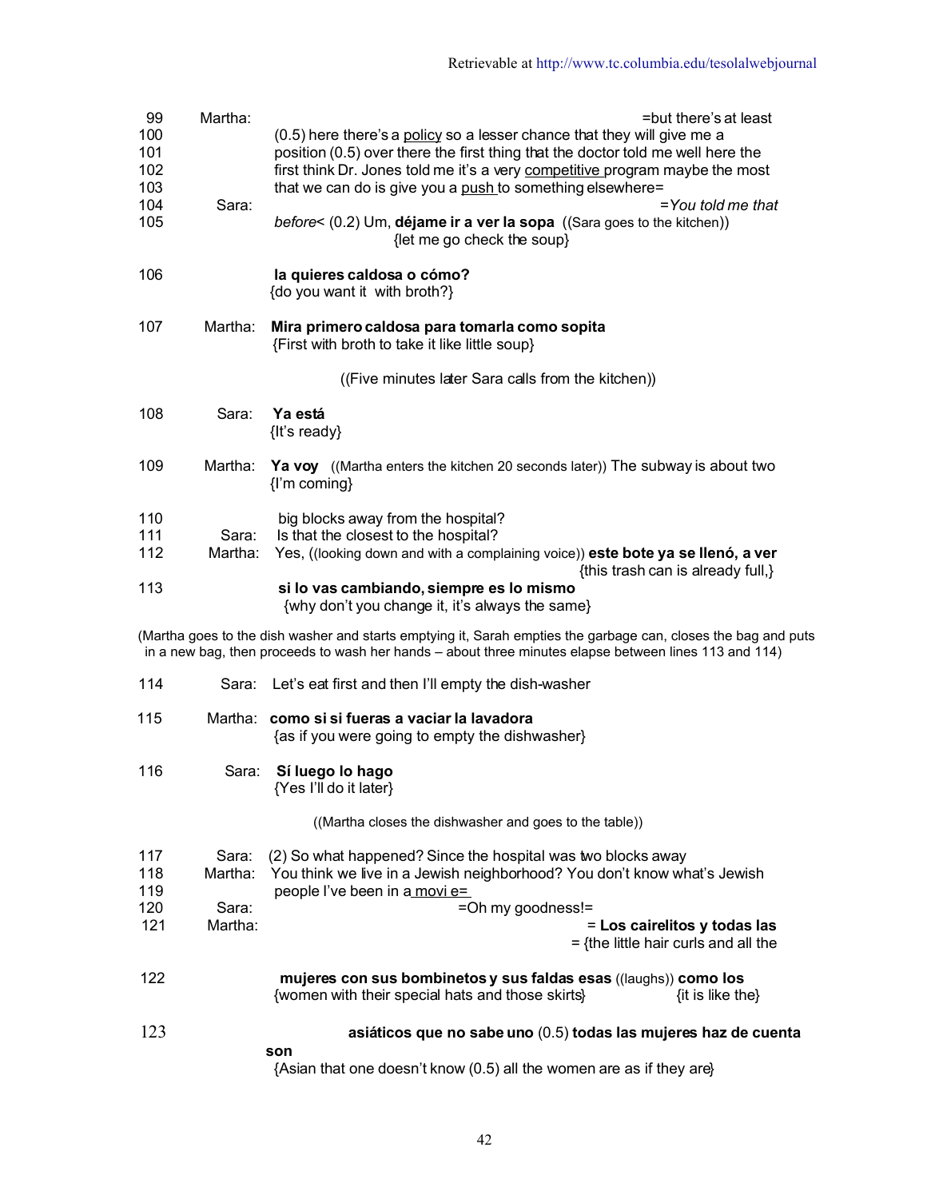Retrievable at http://www.tc.columbia.edu/tesolalwebjournal

99 Martha: =but there's at least
100 (0.5) here there's a <u>policy</u> so a lesser chance that they will give me a
101 position (0.5) over there the first thing that the doctor told me well here the
102 first think Dr. Jones told me it's a very <u>competitive</u> program maybe the most
103 that we can do is give you a <u>push</u> to something elsewhere=
104 Sara: =*You told me that*
105 *before*< (0.2) Um, **déjame ir a ver la sopa** ((Sara goes to the kitchen))
{let me go check the soup}

106 **la quieres caldosa o cómo?**
{do you want it with broth?}

107 Martha: **Mira primero caldosa para tomarla como sopita**
{First with broth to take it like little soup}

((Five minutes later Sara calls from the kitchen))

108 Sara: **Ya está**
{It's ready}

109 Martha: **Ya voy** ((Martha enters the kitchen 20 seconds later)) The subway is about two
{I'm coming}

110 big blocks away from the hospital?
111 Sara: Is that the closest to the hospital?
112 Martha: Yes, ((looking down and with a complaining voice)) **este bote ya se llenó, a ver**
{this trash can is already full,}
113 **si lo vas cambiando, siempre es lo mismo**
{why don't you change it, it's always the same}

(Martha goes to the dish washer and starts emptying it, Sarah empties the garbage can, closes the bag and puts in a new bag, then proceeds to wash her hands – about three minutes elapse between lines 113 and 114)

114 Sara: Let's eat first and then I'll empty the dish-washer

115 Martha: **como si si fueras a vaciar la lavadora**
{as if you were going to empty the dishwasher}

116 Sara: **Sí luego lo hago**
{Yes I'll do it later}

((Martha closes the dishwasher and goes to the table))

117 Sara: (2) So what happened? Since the hospital was two blocks away
118 Martha: You think we live in a Jewish neighborhood? You don't know what's Jewish
119 people I've been in a <u>movi e=</u>
120 Sara: =Oh my goodness!=
121 Martha: = **Los cairelitos y todas las**
= {the little hair curls and all the

122 **mujeres con sus bombinetos y sus faldas esas** ((laughs)) **como los**
{women with their special hats and those skirts} {it is like the}

123 **asiáticos que no sabe uno** (0.5) **todas las mujeres haz de cuenta son**
{Asian that one doesn't know (0.5) all the women are as if they are}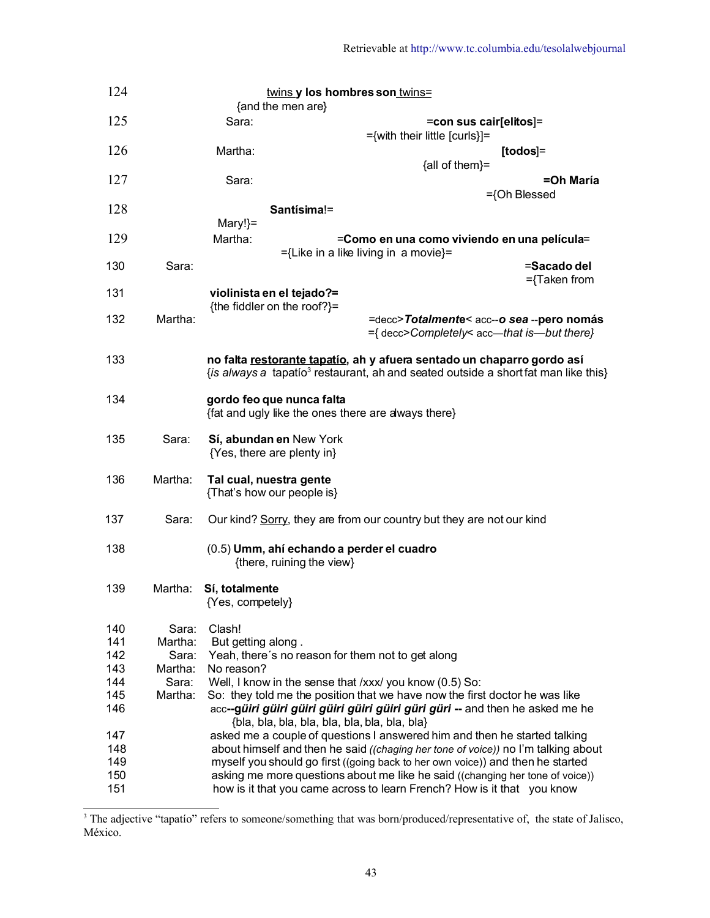124 <u>twins</u> **y los hombres son** <u>twins</u>=
{and the men are}

125 Sara: =**con sus cair[elitos]**=
={with their little [curls}]=

126 Martha: **[todos]**=
{all of them}=

127 Sara: =**Oh María**
={Oh Blessed

128 **Santísima**!=
Mary!}=

129 Martha: =**Como en una como viviendo en una película**=
={Like in a like living in a movie}=

130 Sara: =**Sacado del**
={Taken from

131 **violinista en el tejado?=**
{the fiddler on the roof?}=

132 Martha: =decc>***Totalmente***< acc--***o sea*** --**pero nomás**
={ decc>*Completely*< acc—*that is—but there}*

133 **no falta <u>restorante tapatío</u>, ah y afuera sentado un chaparro gordo así**
{*is always a* tapatío[3] restaurant, ah and seated outside a short fat man like this}

134 **gordo feo que nunca falta**
{fat and ugly like the ones there are always there}

135 Sara: **Sí, abundan en** New York
{Yes, there are plenty in}

136 Martha: **Tal cual, nuestra gente**
{That's how our people is}

137 Sara: Our kind? <u>Sorry</u>, they are from our country but they are not our kind

138 (0.5) **Umm, ahí echando a perder el cuadro**
{there, ruining the view}

139 Martha: **Sí, totalmente**
{Yes, competely}

140 Sara: Clash!
141 Martha: But getting along .
142 Sara: Yeah, there´s no reason for them not to get along
143 Martha: No reason?
144 Sara: Well, I know in the sense that /xxx/ you know (0.5) So:
145 Martha: So: they told me the position that we have now the first doctor he was like
146 acc**--*güiri güiri güiri güiri güiri güiri güri güri* --** and then he asked me he
{bla, bla, bla, bla, bla, bla, bla, bla, bla}
147 asked me a couple of questions I answered him and then he started talking
148 about himself and then he said *((chaging her tone of voice))* no I'm talking about
149 myself you should go first ((going back to her own voice)) and then he started
150 asking me more questions about me like he said ((changing her tone of voice))
151 how is it that you came across to learn French? How is it that you know

---

[3] The adjective "tapatío" refers to someone/something that was born/produced/representative of, the state of Jalisco, México.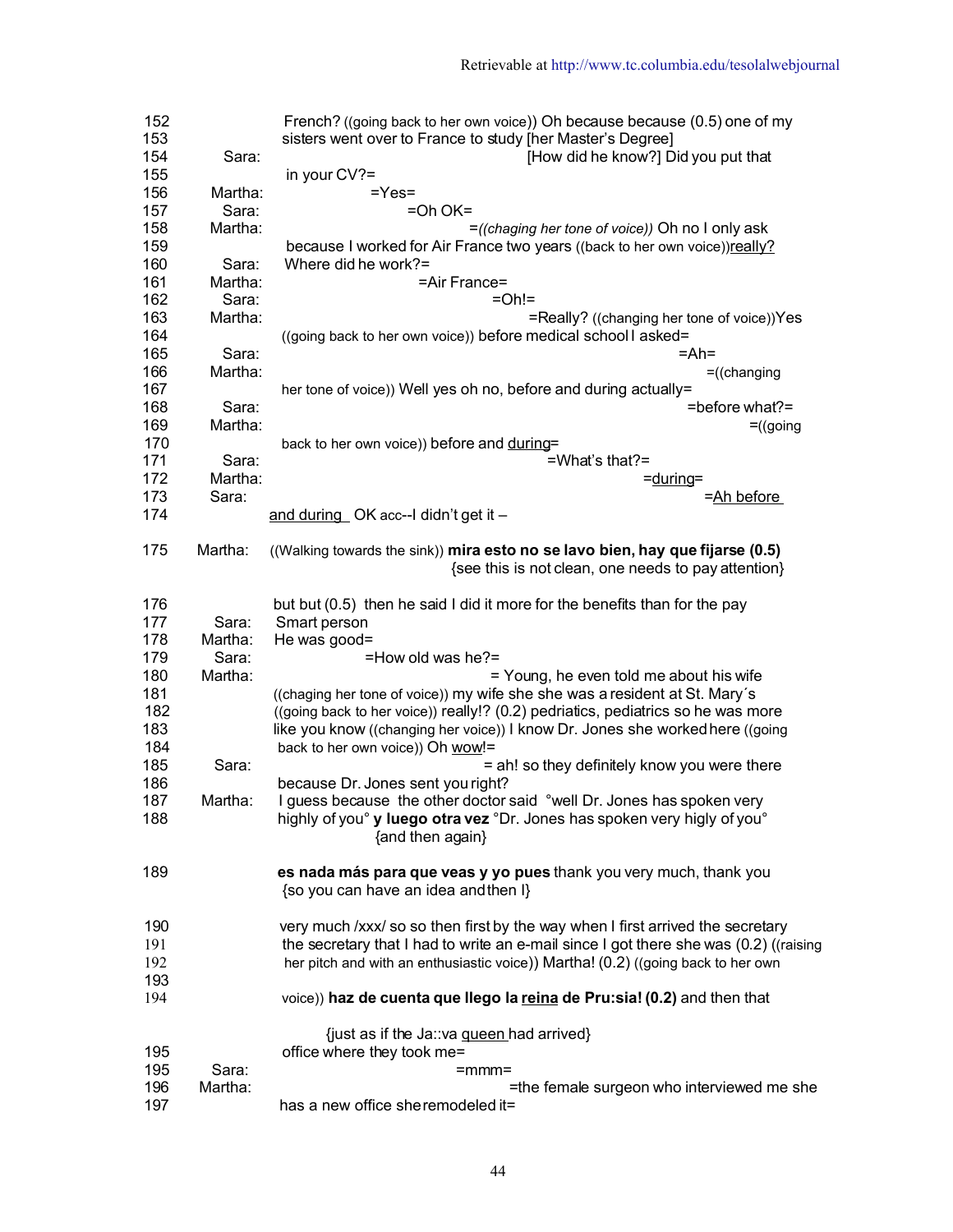```
152              French? ((going back to her own voice)) Oh because because (0.5) one of my
153              sisters went over to France to study [her Master's Degree]
154    Sara:                                          [How did he know?] Did you put that
155              in your CV?=
156    Martha:              =Yes=
157    Sara:                     =Oh OK=
158    Martha:                          =((chaging her tone of voice)) Oh no I only ask
159              because I worked for Air France two years ((back to her own voice))really?
160    Sara:     Where did he work?=
161    Martha:                      =Air France=
162    Sara:                                  =Oh!=
163    Martha:                                     =Really? ((changing her tone of voice))Yes
164              ((going back to her own voice)) before medical school I asked=
165    Sara:                                                              =Ah=
166    Martha:                                                                 =((changing
167              her tone of voice)) Well yes oh no, before and during actually=
168    Sara:                                                                  =before what?=
169    Martha:                                                                            =((going
170              back to her own voice)) before and during=
171    Sara:                                            =What's that?=
172    Martha:                                                      =during=
173    Sara:                                                              =Ah before
174              and during  OK acc--I didn't get it –

175    Martha:   ((Walking towards the sink)) mira esto no se lavo bien, hay que fijarse (0.5)
                                {see this is not clean, one needs to pay attention}

176              but but (0.5)  then he said I did it more for the benefits than for the pay
177    Sara:     Smart person
178    Martha:   He was good=
179    Sara:              =How old was he?=
180    Martha:                            = Young, he even told me about his wife
181              ((chaging her tone of voice)) my wife she she was a resident at St. Mary´s
182              ((going back to her voice)) really!? (0.2) pedriatics, pediatrics so he was more
183              like you know ((changing her voice)) I know Dr. Jones she worked here ((going
184              back to her own voice)) Oh wow!=
185    Sara:                                    = ah! so they definitely know you were there
186              because Dr. Jones sent you right?
187    Martha:   I guess because  the other doctor said  °well Dr. Jones has spoken very
188              highly of you° y luego otra vez °Dr. Jones has spoken very higly of you°
                              {and then again}

189              es nada más para que veas y yo pues thank you very much, thank you
                 {so you can have an idea and then I}

190              very much /xxx/ so so then first by the way when I first arrived the secretary
191              the secretary that I had to write an e-mail since I got there she was (0.2) ((raising
192              her pitch and with an enthusiastic voice)) Martha! (0.2) ((going back to her own
193
194              voice)) haz de cuenta que llego la reina de Pru:sia! (0.2) and then that

                      {just as if the Ja::va queen had arrived}
195              office where they took me=
195    Sara:                               =mmm=
196    Martha:                                  =the female surgeon who interviewed me she
197              has a new office she remodeled it=
```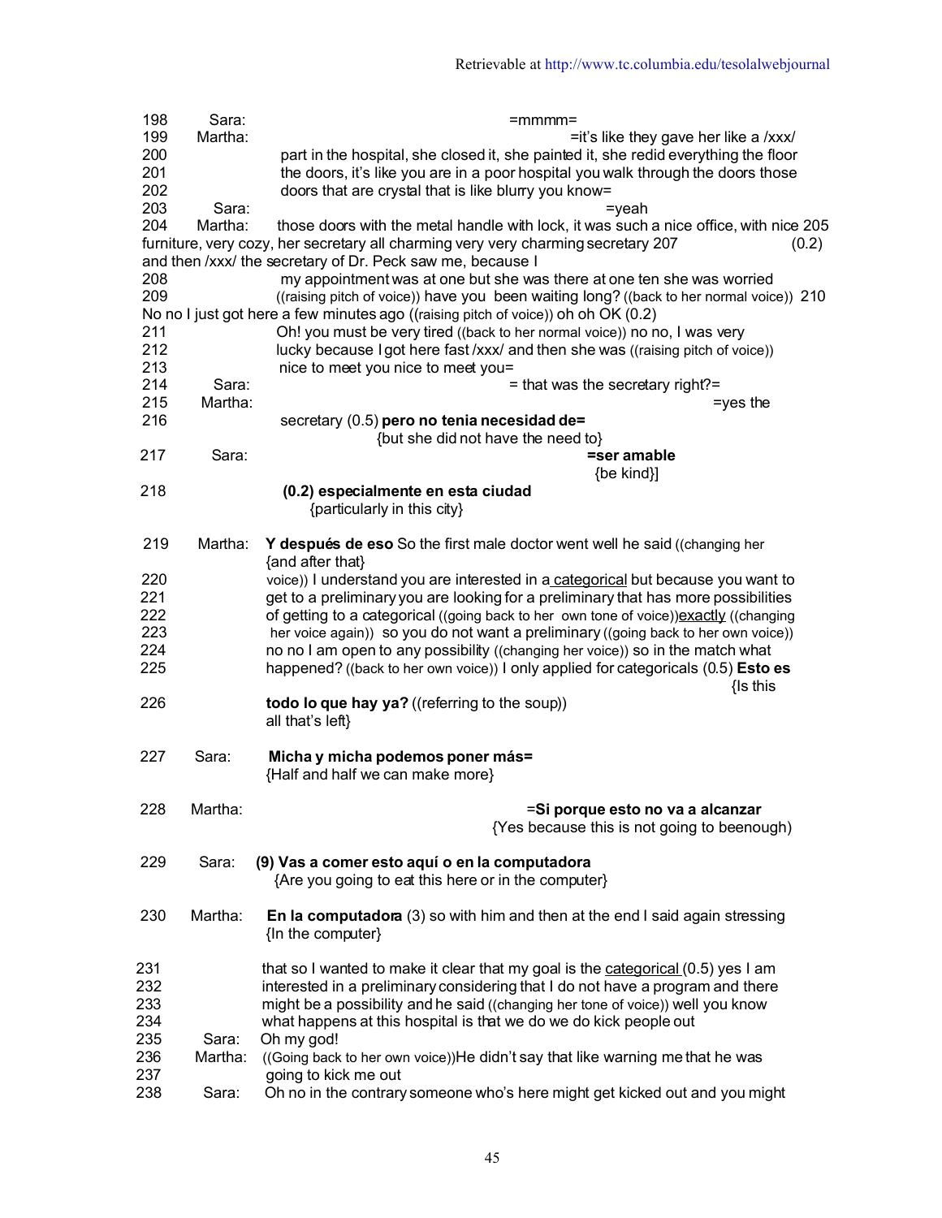198 Sara: =mmmm=

199 Martha: =it's like they gave her like a /xxx/

200 part in the hospital, she closed it, she painted it, she redid everything the floor

201 the doors, it's like you are in a poor hospital you walk through the doors those

202 doors that are crystal that is like blurry you know=

203 Sara: =yeah

204 Martha: those doors with the metal handle with lock, it was such a nice office, with nice 205 furniture, very cozy, her secretary all charming very very charming secretary 207 (0.2) and then /xxx/ the secretary of Dr. Peck saw me, because I

208 my appointment was at one but she was there at one ten she was worried

209 ((raising pitch of voice)) have you been waiting long? ((back to her normal voice)) 210 No no I just got here a few minutes ago ((raising pitch of voice)) oh oh OK (0.2)

211 Oh! you must be very tired ((back to her normal voice)) no no, I was very

212 lucky because I got here fast /xxx/ and then she was ((raising pitch of voice))

213 nice to meet you nice to meet you=

214 Sara: = that was the secretary right?=

215 Martha: =yes the

216 secretary (0.5) **pero no tenia necesidad de=**
{but she did not have the need to}

217 Sara: **=ser amable**
{be kind}]

218 **(0.2) especialmente en esta ciudad**
{particulary in this city}

219 Martha: **Y después de eso** So the first male doctor went well he said ((changing her
{and after that}

220 voice)) I understand you are interested in a categorical but because you want to

221 get to a preliminary you are looking for a preliminary that has more possibilities

222 of getting to a categorical ((going back to her own tone of voice))exactly ((changing

223 her voice again)) so you do not want a preliminary ((going back to her own voice))

224 no no I am open to any possibility ((changing her voice)) so in the match what

225 happened? ((back to her own voice)) I only applied for categoricals (0.5) **Esto es**
{Is this

226 **todo lo que hay ya?** ((referring to the soup))
all that's left}

227 Sara: **Micha y micha podemos poner más=**
{Half and half we can make more}

228 Martha: **=Si porque esto no va a alcanzar**
{Yes because this is not going to beenough)

229 Sara: **(9) Vas a comer esto aquí o en la computadora**
{Are you going to eat this here or in the computer}

230 Martha: **En la computadora** (3) so with him and then at the end I said again stressing
{In the computer}

231 that so I wanted to make it clear that my goal is the categorical (0.5) yes I am

232 interested in a preliminary considering that I do not have a program and there

233 might be a possibility and he said ((changing her tone of voice)) well you know

234 what happens at this hospital is that we do we do kick people out

235 Sara: Oh my god!

236 Martha: ((Going back to her own voice))He didn't say that like warning me that he was

237 going to kick me out

238 Sara: Oh no in the contrary someone who's here might get kicked out and you might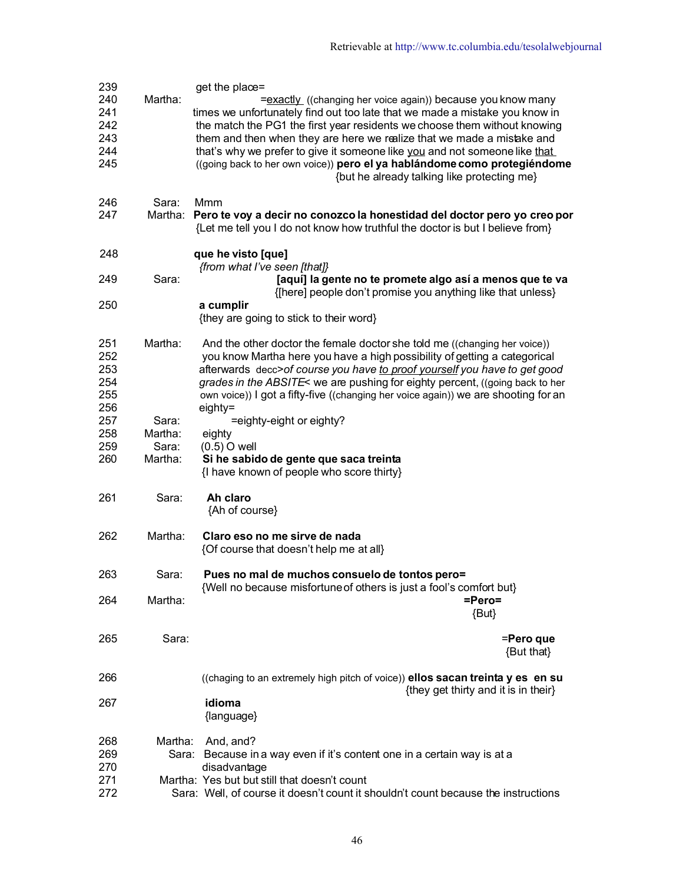Retrievable at http://www.tc.columbia.edu/tesolalwebjournal

```
239              get the place=
240   Martha:              =exactly ((changing her voice again)) because you know many
241              times we unfortunately find out too late that we made a mistake you know in
242              the match the PG1 the first year residents we choose them without knowing
243              them and then when they are here we realize that we made a mistake and
244              that's why we prefer to give it someone like you and not someone like that
245              ((going back to her own voice)) pero el ya hablándome como protegiéndome
                                          {but he already talking like protecting me}

246   Sara:      Mmm
247   Martha:    Pero te voy a decir no conozco la honestidad del doctor pero yo creo por
                 {Let me tell you I do not know how truthful the doctor is but I believe from}

248              que he visto [que]
                 {from what I've seen [that]}
249   Sara:                          [aquí] la gente no te promete algo así a menos que te va
                                     {[here] people don't promise you anything like that unless}
250              a cumplir
                 {they are going to stick to their word}

251   Martha:    And the other doctor the female doctor she told me ((changing her voice))
252              you know Martha here you have a high possibility of getting a categorical
253              afterwards decc>of course you have to proof yourself you have to get good
254              grades in the ABSITE< we are pushing for eighty percent, ((going back to her
255              own voice)) I got a fifty-five ((changing her voice again)) we are shooting for an
256              eighty=
257   Sara:            =eighty-eight or eighty?
258   Martha:    eighty
259   Sara:      (0.5) O well
260   Martha:    Si he sabido de gente que saca treinta
                 {I have known of people who score thirty}

261   Sara:      Ah claro
                 {Ah of course}

262   Martha:    Claro eso no me sirve de nada
                 {Of course that doesn't help me at all}

263   Sara:      Pues no mal de muchos consuelo de tontos pero=
                 {Well no because misfortune of others is just a fool's comfort but}
264   Martha:                                                          =Pero=
                                                                        {But}

265   Sara:                                                                 =Pero que
                                                                            {But that}

266              ((chaging to an extremely high pitch of voice)) ellos sacan treinta y es en su
                                                       {they get thirty and it is in their}
267              idioma
                 {language}

268   Martha:    And, and?
269   Sara:      Because in a way even if it's content one in a certain way is at a
270              disadvantage
271   Martha:    Yes but but still that doesn't count
272   Sara:      Well, of course it doesn't count it shouldn't count because the instructions
```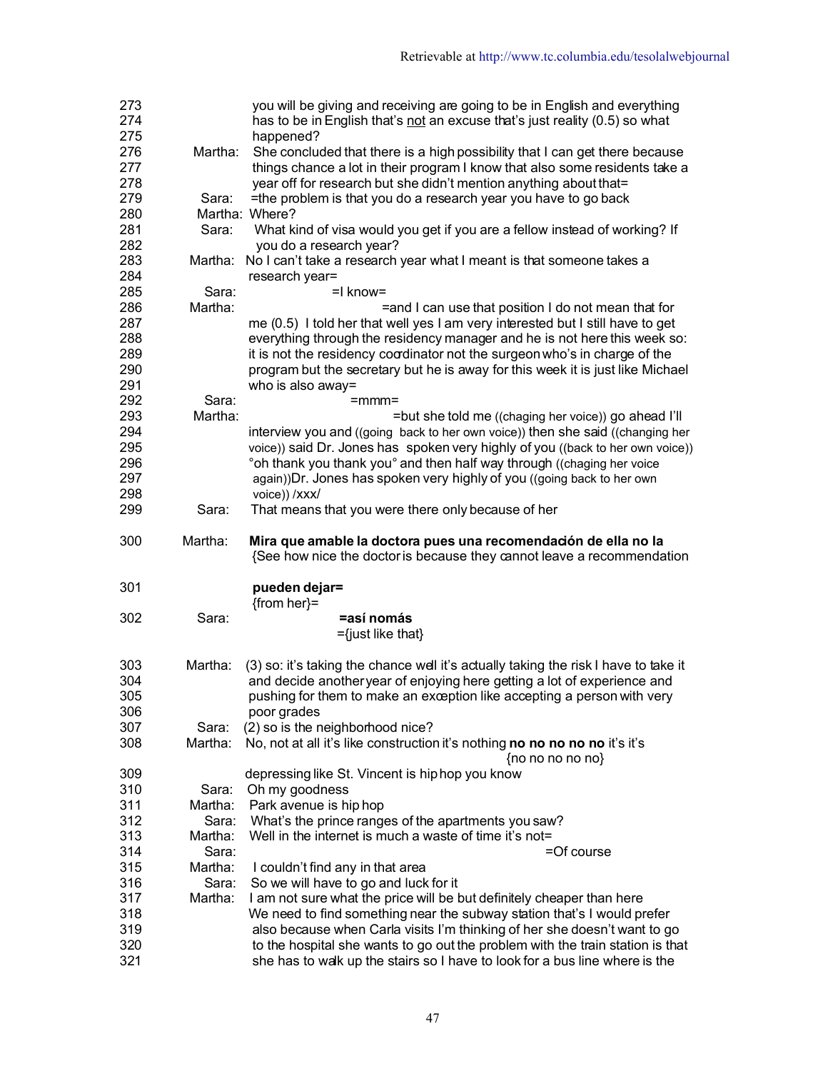273 you will be giving and receiving are going to be in English and everything
274 has to be in English that's not an excuse that's just reality (0.5) so what
275 happened?
276 Martha: She concluded that there is a high possibility that I can get there because
277 things chance a lot in their program I know that also some residents take a
278 year off for research but she didn't mention anything about that=
279 Sara: =the problem is that you do a research year you have to go back
280 Martha: Where?
281 Sara: What kind of visa would you get if you are a fellow instead of working? If
282 you do a research year?
283 Martha: No I can't take a research year what I meant is that someone takes a
284 research year=
285 Sara: =I know=
286 Martha: =and I can use that position I do not mean that for
287 me (0.5) I told her that well yes I am very interested but I still have to get
288 everything through the residency manager and he is not here this week so:
289 it is not the residency coordinator not the surgeon who's in charge of the
290 program but the secretary but he is away for this week it is just like Michael
291 who is also away=
292 Sara: =mmm=
293 Martha: =but she told me ((chaging her voice)) go ahead I'll
294 interview you and ((going back to her own voice)) then she said ((changing her
295 voice)) said Dr. Jones has spoken very highly of you ((back to her own voice))
296 °oh thank you thank you° and then half way through ((chaging her voice
297 again))Dr. Jones has spoken very highly of you ((going back to her own
298 voice)) /xxx/
299 Sara: That means that you were there only because of her

300 Martha: **Mira que amable la doctora pues una recomendación de ella no la**
{See how nice the doctor is because they cannot leave a recommendation

301 **pueden dejar=**
{from her}=
302 Sara: **=así nomás**
={just like that}

303 Martha: (3) so: it's taking the chance well it's actually taking the risk I have to take it
304 and decide another year of enjoying here getting a lot of experience and
305 pushing for them to make an exception like accepting a person with very
306 poor grades
307 Sara: (2) so is the neighborhood nice?
308 Martha: No, not at all it's like construction it's nothing **no no no no no** it's it's
{no no no no no}
309 depressing like St. Vincent is hip hop you know
310 Sara: Oh my goodness
311 Martha: Park avenue is hip hop
312 Sara: What's the prince ranges of the apartments you saw?
313 Martha: Well in the internet is much a waste of time it's not=
314 Sara: =Of course
315 Martha: I couldn't find any in that area
316 Sara: So we will have to go and luck for it
317 Martha: I am not sure what the price will be but definitely cheaper than here
318 We need to find something near the subway station that's I would prefer
319 also because when Carla visits I'm thinking of her she doesn't want to go
320 to the hospital she wants to go out the problem with the train station is that
321 she has to walk up the stairs so I have to look for a bus line where is the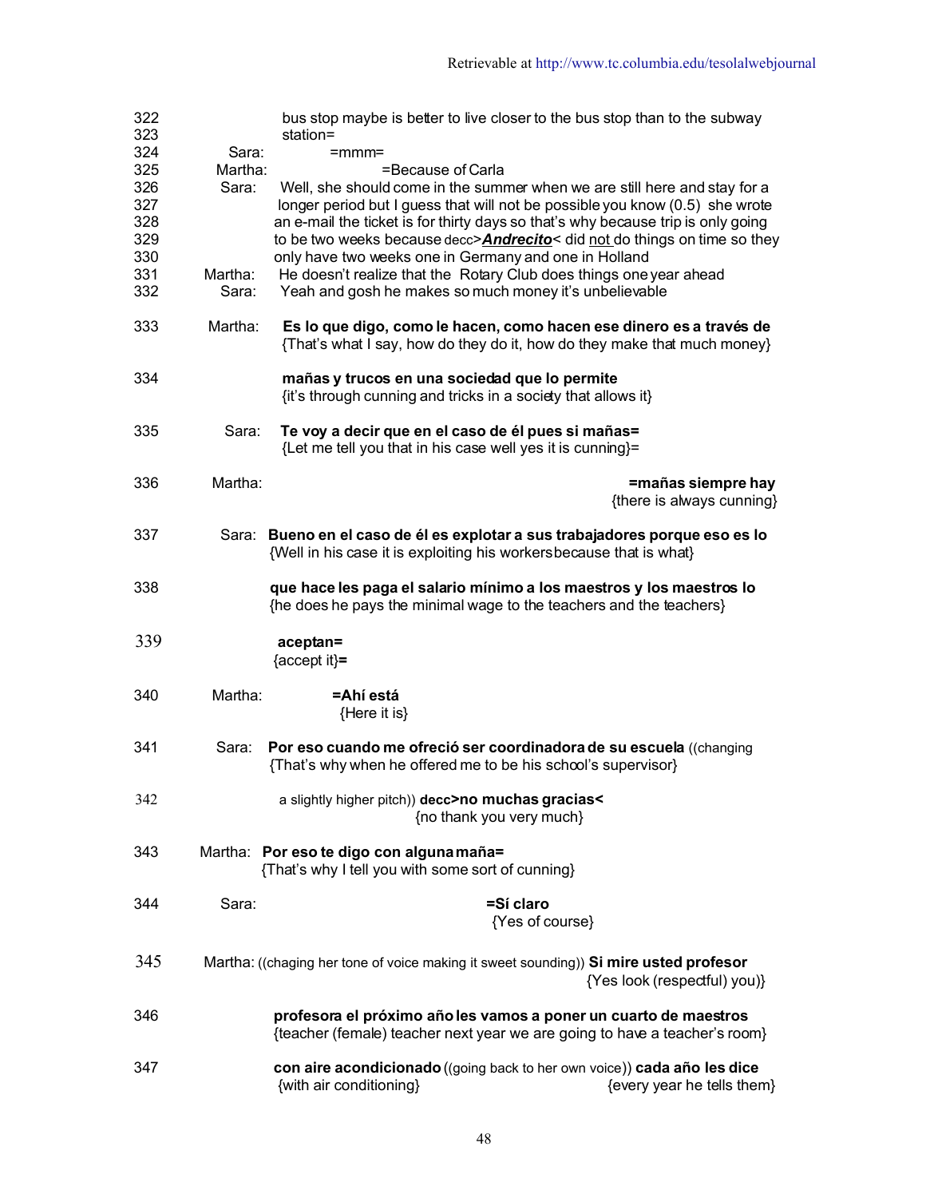322 bus stop maybe is better to live closer to the bus stop than to the subway
323 station=
324 Sara: =mmm=
325 Martha: =Because of Carla
326 Sara: Well, she should come in the summer when we are still here and stay for a
327 longer period but I guess that will not be possible you know (0.5) she wrote
328 an e-mail the ticket is for thirty days so that's why because trip is only going
329 to be two weeks because decc>***Andrecito***< did not do things on time so they
330 only have two weeks one in Germany and one in Holland
331 Martha: He doesn't realize that the Rotary Club does things one year ahead
332 Sara: Yeah and gosh he makes so much money it's unbelievable

333 Martha: **Es lo que digo, como le hacen, como hacen ese dinero es a través de**
{That's what I say, how do they do it, how do they make that much money}

334 **mañas y trucos en una sociedad que lo permite**
{it's through cunning and tricks in a society that allows it}

335 Sara: **Te voy a decir que en el caso de él pues si mañas=**
{Let me tell you that in his case well yes it is cunning}=

336 Martha: **=mañas siempre hay**
{there is always cunning}

337 Sara: **Bueno en el caso de él es explotar a sus trabajadores porque eso es lo**
{Well in his case it is exploiting his workers because that is what}

338 **que hace les paga el salario mínimo a los maestros y los maestros lo**
{he does he pays the minimal wage to the teachers and the teachers}

339 **aceptan=**
{accept it}**=**

340 Martha: **=Ahí está**
{Here it is}

341 Sara: **Por eso cuando me ofreció ser coordinadora de su escuela** ((changing
{That's why when he offered me to be his school's supervisor}

342 a slightly higher pitch)) **decc>no muchas gracias<**
{no thank you very much}

343 Martha: **Por eso te digo con alguna maña=**
{That's why I tell you with some sort of cunning}

344 Sara: **=Sí claro**
{Yes of course}

345 Martha: ((chaging her tone of voice making it sweet sounding)) **Si mire usted profesor**
{Yes look (respectful) you)}

346 **profesora el próximo año les vamos a poner un cuarto de maestros**
{teacher (female) teacher next year we are going to have a teacher's room}

347 **con aire acondicionado** ((going back to her own voice)) **cada año les dice**
{with air conditioning} {every year he tells them}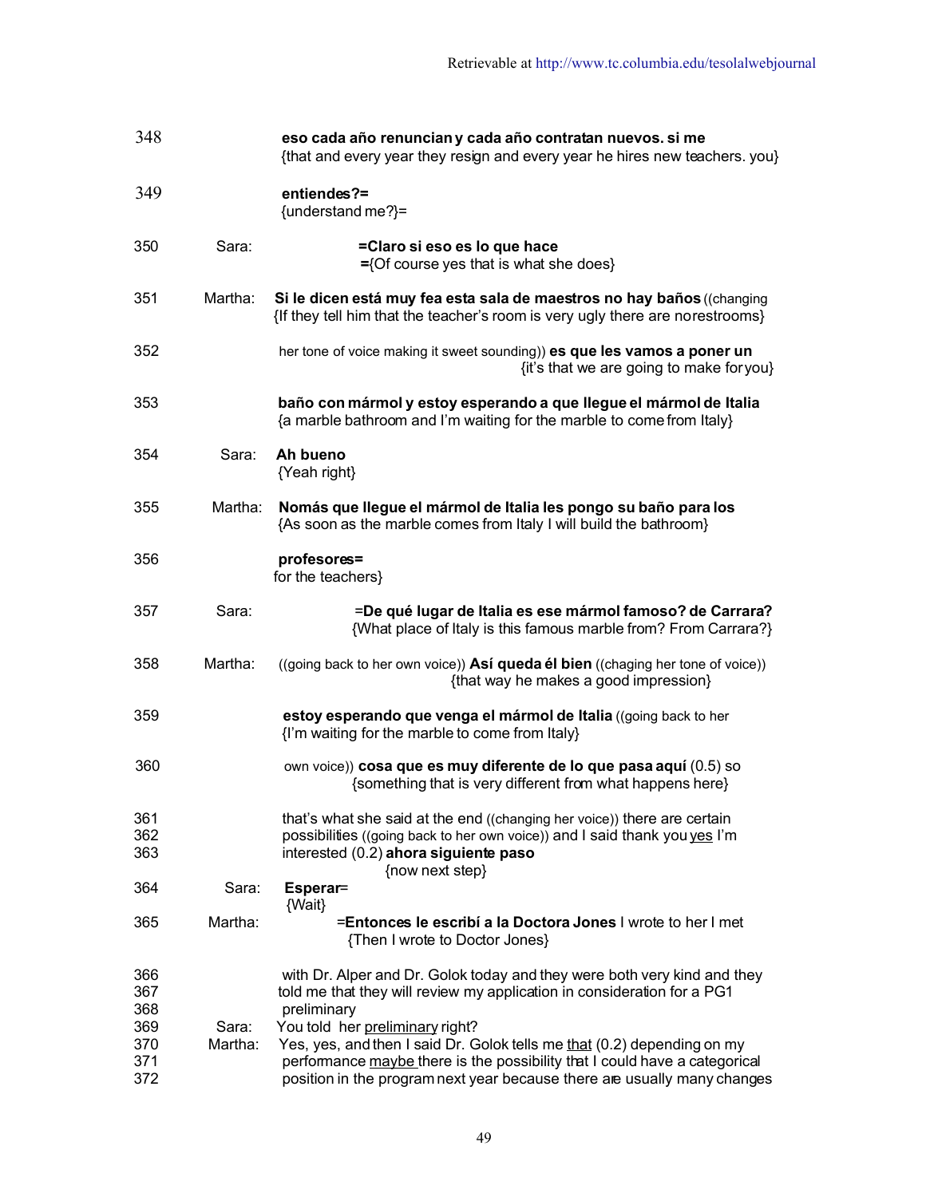348 **eso cada año renuncian y cada año contratan nuevos. si me**
{that and every year they resign and every year he hires new teachers. you}

349 **entiendes?=**
{understand me?}=

350 Sara: **=Claro si eso es lo que hace**
**=**{Of course yes that is what she does}

351 Martha: **Si le dicen está muy fea esta sala de maestros no hay baños** ((changing
{If they tell him that the teacher's room is very ugly there are no restrooms}

352 her tone of voice making it sweet sounding)) **es que les vamos a poner un**
{it's that we are going to make for you}

353 **baño con mármol y estoy esperando a que llegue el mármol de Italia**
{a marble bathroom and I'm waiting for the marble to come from Italy}

354 Sara: **Ah bueno**
{Yeah right}

355 Martha: **Nomás que llegue el mármol de Italia les pongo su baño para los**
{As soon as the marble comes from Italy I will build the bathroom}

356 **profesores=**
for the teachers}

357 Sara: =**De qué lugar de Italia es ese mármol famoso? de Carrara?**
{What place of Italy is this famous marble from? From Carrara?}

358 Martha: ((going back to her own voice)) **Así queda él bien** ((chaging her tone of voice))
{that way he makes a good impression}

359 **estoy esperando que venga el mármol de Italia** ((going back to her
{I'm waiting for the marble to come from Italy}

360 own voice)) **cosa que es muy diferente de lo que pasa aquí** (0.5) so
{something that is very different from what happens here}

361 that's what she said at the end ((changing her voice)) there are certain
362 possibilities ((going back to her own voice)) and I said thank you <u>yes</u> I'm
363 interested (0.2) **ahora siguiente paso**
{now next step}

364 Sara: **Esperar**=
{Wait}

365 Martha: =**Entonces le escribí a la Doctora Jones** I wrote to her I met
{Then I wrote to Doctor Jones}

366 with Dr. Alper and Dr. Golok today and they were both very kind and they
367 told me that they will review my application in consideration for a PG1
368 preliminary

369 Sara: You told her <u>preliminary</u> right?

370 Martha: Yes, yes, and then I said Dr. Golok tells me <u>that</u> (0.2) depending on my
371 performance <u>maybe</u> there is the possibility that I could have a categorical
372 position in the program next year because there are usually many changes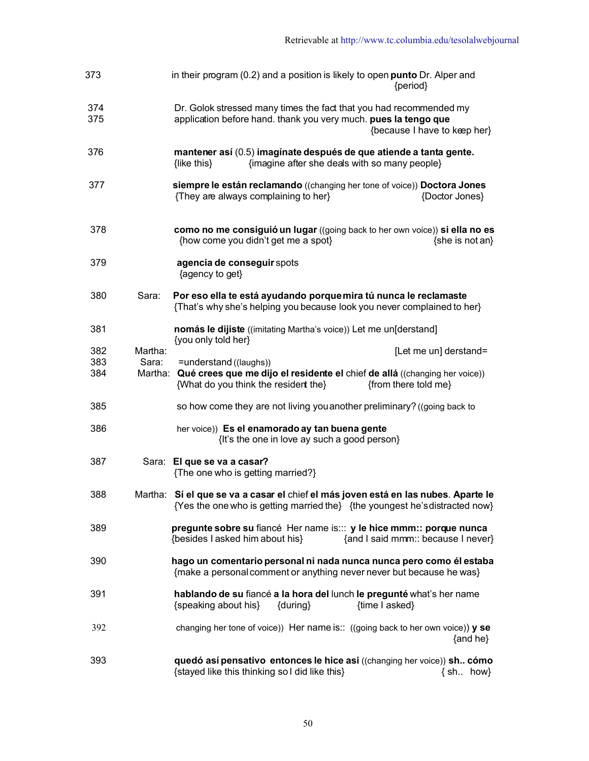373 in their program (0.2) and a position is likely to open **punto** Dr. Alper and
{period}

374 Dr. Golok stressed many times the fact that you had recommended my
375 application before hand. thank you very much. **pues la tengo que**
{because I have to keep her}

376 **mantener así** (0.5) **imagínate después de que atiende a tanta gente.**
{like this} {imagine after she deals with so many people}

377 **siempre le están reclamando** ((changing her tone of voice)) **Doctora Jones**
{They are always complaining to her} {Doctor Jones}

378 **como no me consiguió un lugar** ((going back to her own voice)) **si ella no es**
{how come you didn't get me a spot} {she is not an}

379 **agencia de conseguir** spots
{agency to get}

380 Sara: **Por eso ella te está ayudando porque mira tú nunca le reclamaste**
{That's why she's helping you because look you never complained to her}

381 **nomás le dijiste** ((imitating Martha's voice)) Let me un[derstand]
{you only told her}

382 Martha: [Let me un] derstand=

383 Sara: =understand ((laughs))

384 Martha: **Qué crees que me dijo el residente el** chief **de allá** ((changing her voice))
{What do you think the resident the} {from there told me}

385 so how come they are not living you another preliminary? ((going back to

386 her voice)) **Es el enamorado ay tan buena gente**
{It's the one in love ay such a good person}

387 Sara: **El que se va a casar?**
{The one who is getting married?}

388 Martha: **Sí el que se va a casar el** chief **el más joven está en las nubes**. **Aparte le**
{Yes the one who is getting married the} {the youngest he's distracted now}

389 **pregunte sobre su** fiancé Her name is::: **y le hice mmm:: porque nunca**
{besides I asked him about his} {and I said mmm:: because I never}

390 **hago un comentario personal ni nada nunca nunca pero como él estaba**
{make a personal comment or anything never never but because he was}

391 **hablando de su** fiancé **a la hora del** lunch **le pregunté** what's her name
{speaking about his} {during} {time I asked}

392 changing her tone of voice)) Her name is:: ((going back to her own voice)) **y se**
{and he}

393 **quedó así pensativo entonces le hice asi** ((changing her voice)) **sh.. cómo**
{stayed like this thinking so I did like this} { sh.. how}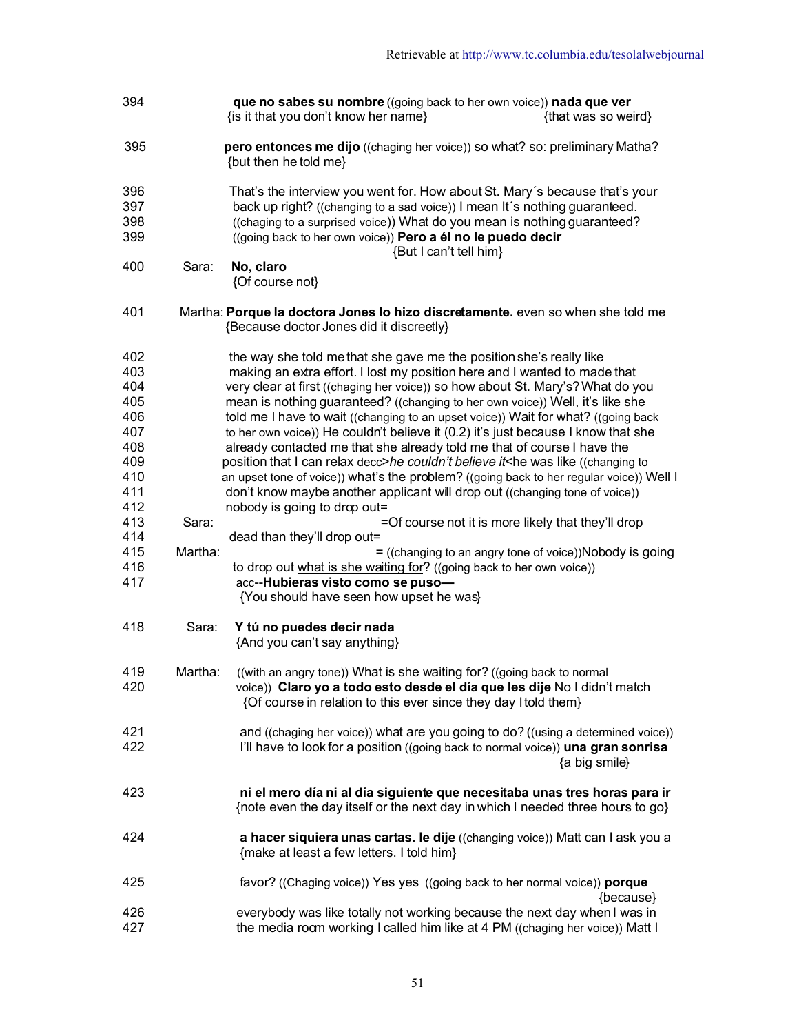394 **que no sabes su nombre** ((going back to her own voice)) **nada que ver**
{is it that you don't know her name} {that was so weird}

395 **pero entonces me dijo** ((chaging her voice)) so what? so: preliminary Matha?
{but then he told me}

396 That's the interview you went for. How about St. Mary´s because that's your
397 back up right? ((changing to a sad voice)) I mean It´s nothing guaranteed.
398 ((chaging to a surprised voice)) What do you mean is nothing guaranteed?
399 ((going back to her own voice)) **Pero a él no le puedo decir**
{But I can't tell him}

400 Sara: **No, claro**
{Of course not}

401 Martha: **Porque la doctora Jones lo hizo discretamente.** even so when she told me
{Because doctor Jones did it discreetly}

402 the way she told me that she gave me the position she's really like
403 making an extra effort. I lost my position here and I wanted to made that
404 very clear at first ((chaging her voice)) so how about St. Mary's? What do you
405 mean is nothing guaranteed? ((changing to her own voice)) Well, it's like she
406 told me I have to wait ((changing to an upset voice)) Wait for <u>what</u>? ((going back
407 to her own voice)) He couldn't believe it (0.2) it's just because I know that she
408 already contacted me that she already told me that of course I have the
409 position that I can relax decc>*he couldn't believe it*<he was like ((changing to
410 an upset tone of voice)) <u>what's</u> the problem? ((going back to her regular voice)) Well I
411 don't know maybe another applicant will drop out ((changing tone of voice))
412 nobody is going to drop out=
413 Sara: =Of course not it is more likely that they'll drop
414 dead than they'll drop out=
415 Martha: = ((changing to an angry tone of voice))Nobody is going
416 to drop out <u>what is she waiting for</u>? ((going back to her own voice))
417 acc--**Hubieras visto como se puso—**
{You should have seen how upset he was}

418 Sara: **Y tú no puedes decir nada**
{And you can't say anything}

419 Martha: ((with an angry tone)) What is she waiting for? ((going back to normal
420 voice)) **Claro yo a todo esto desde el día que les dije** No I didn't match
{Of course in relation to this ever since they day I told them}

421 and ((chaging her voice)) what are you going to do? ((using a determined voice))
422 I'll have to look for a position ((going back to normal voice)) **una gran sonrisa**
{a big smile}

423 **ni el mero día ni al día siguiente que necesitaba unas tres horas para ir**
{note even the day itself or the next day in which I needed three hours to go}

424 **a hacer siquiera unas cartas. le dije** ((changing voice)) Matt can I ask you a
{make at least a few letters. I told him}

425 favor? ((Chaging voice)) Yes yes ((going back to her normal voice)) **porque**
{because}
426 everybody was like totally not working because the next day when I was in
427 the media room working I called him like at 4 PM ((chaging her voice)) Matt I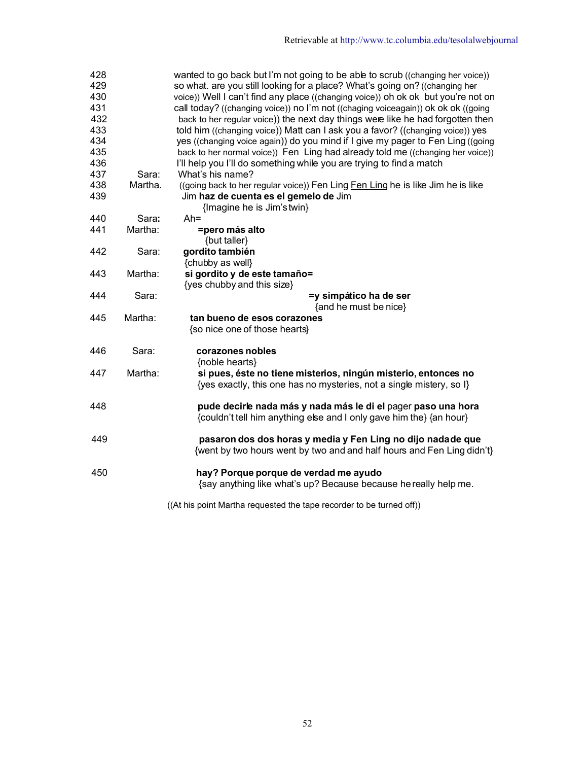428 wanted to go back but I'm not going to be able to scrub ((changing her voice))
429 so what. are you still looking for a place? What's going on? ((changing her
430 voice)) Well I can't find any place ((changing voice)) oh ok ok but you're not on
431 call today? ((changing voice)) no I'm not ((chaging voiceagain)) ok ok ok ((going
432 back to her regular voice)) the next day things were like he had forgotten then
433 told him ((changing voice)) Matt can I ask you a favor? ((changing voice)) yes
434 yes ((changing voice again)) do you mind if I give my pager to Fen Ling ((going
435 back to her normal voice)) Fen Ling had already told me ((changing her voice))
436 I'll help you I'll do something while you are trying to find a match

437 Sara: What's his name?

438 Martha. ((going back to her regular voice)) Fen Ling Fen Ling he is like Jim he is like

439 Jim **haz de cuenta es el gemelo de** Jim
{Imagine he is Jim's twin}

440 Sara**:** Ah=

441 Martha: **=pero más alto**
{but taller}

442 Sara: **gordito también**
{chubby as well}

443 Martha: **si gordito y de este tamaño=**
{yes chubby and this size}

444 Sara: **=y simpático ha de ser**
{and he must be nice}

445 Martha: **tan bueno de esos corazones**
{so nice one of those hearts}

446 Sara: **corazones nobles**
{noble hearts}

447 Martha: **si pues, éste no tiene misterios, ningún misterio, entonces no**
{yes exactly, this one has no mysteries, not a single mistery, so I}

448 **pude decirle nada más y nada más le di el** pager **paso una hora**
{couldn't tell him anything else and I only gave him the} {an hour}

449 **pasaron dos dos horas y media y Fen Ling no dijo nadade que**
{went by two hours went by two and and half hours and Fen Ling didn't}

450 **hay? Porque porque de verdad me ayudo**
{say anything like what's up? Because because he really help me.

((At his point Martha requested the tape recorder to be turned off))